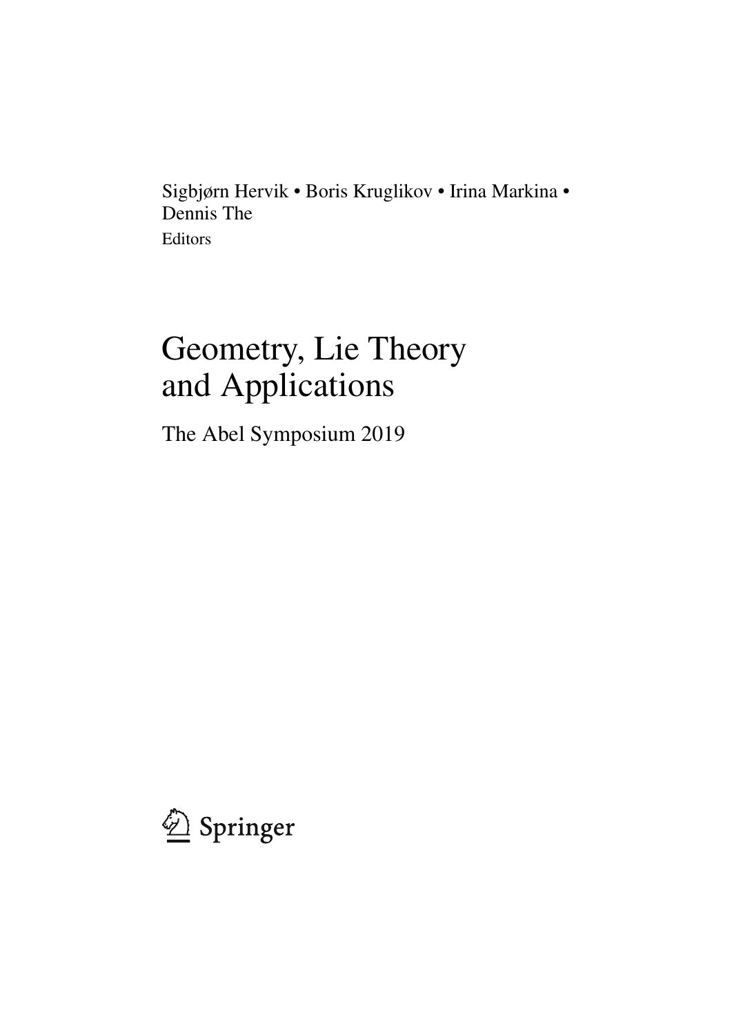Sigbjørn Hervik • Boris Kruglikov • Irina Markina • Dennis The
Editors

# Geometry, Lie Theory and Applications

## The Abel Symposium 2019

Springer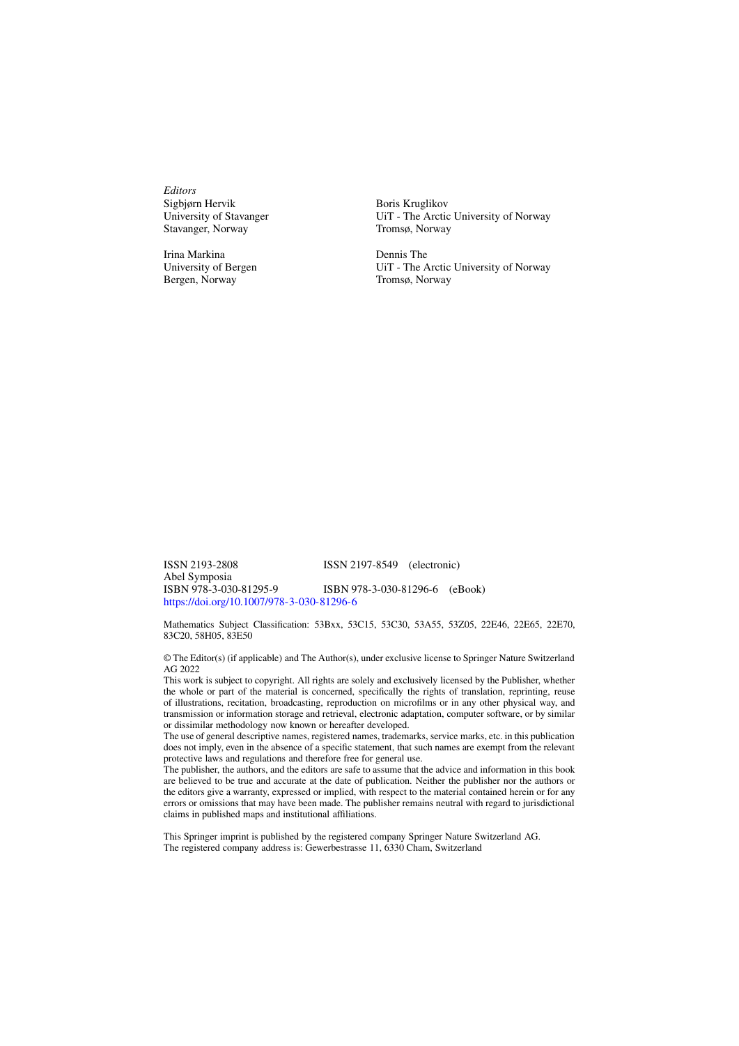*Editors*

Sigbjørn Hervik
University of Stavanger
Stavanger, Norway

Boris Kruglikov
UiT - The Arctic University of Norway
Tromsø, Norway

Irina Markina
University of Bergen
Bergen, Norway

Dennis The
UiT - The Arctic University of Norway
Tromsø, Norway

ISSN 2193-2808 ISSN 2197-8549 (electronic)
Abel Symposia
ISBN 978-3-030-81295-9 ISBN 978-3-030-81296-6 (eBook)
https://doi.org/10.1007/978-3-030-81296-6

Mathematics Subject Classification: 53Bxx, 53C15, 53C30, 53A55, 53Z05, 22E46, 22E65, 22E70, 83C20, 58H05, 83E50

© The Editor(s) (if applicable) and The Author(s), under exclusive license to Springer Nature Switzerland AG 2022

This work is subject to copyright. All rights are solely and exclusively licensed by the Publisher, whether the whole or part of the material is concerned, specifically the rights of translation, reprinting, reuse of illustrations, recitation, broadcasting, reproduction on microfilms or in any other physical way, and transmission or information storage and retrieval, electronic adaptation, computer software, or by similar or dissimilar methodology now known or hereafter developed.

The use of general descriptive names, registered names, trademarks, service marks, etc. in this publication does not imply, even in the absence of a specific statement, that such names are exempt from the relevant protective laws and regulations and therefore free for general use.

The publisher, the authors, and the editors are safe to assume that the advice and information in this book are believed to be true and accurate at the date of publication. Neither the publisher nor the authors or the editors give a warranty, expressed or implied, with respect to the material contained herein or for any errors or omissions that may have been made. The publisher remains neutral with regard to jurisdictional claims in published maps and institutional affiliations.

This Springer imprint is published by the registered company Springer Nature Switzerland AG.
The registered company address is: Gewerbestrasse 11, 6330 Cham, Switzerland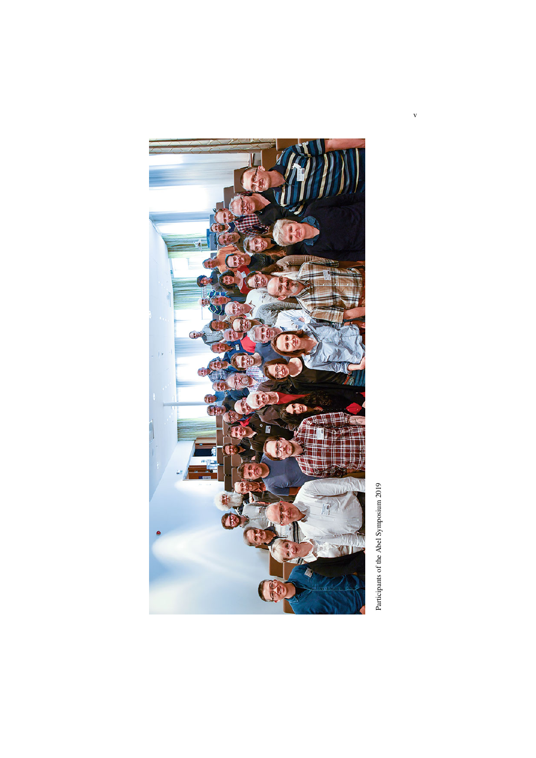Participants of the Abel Symposium 2019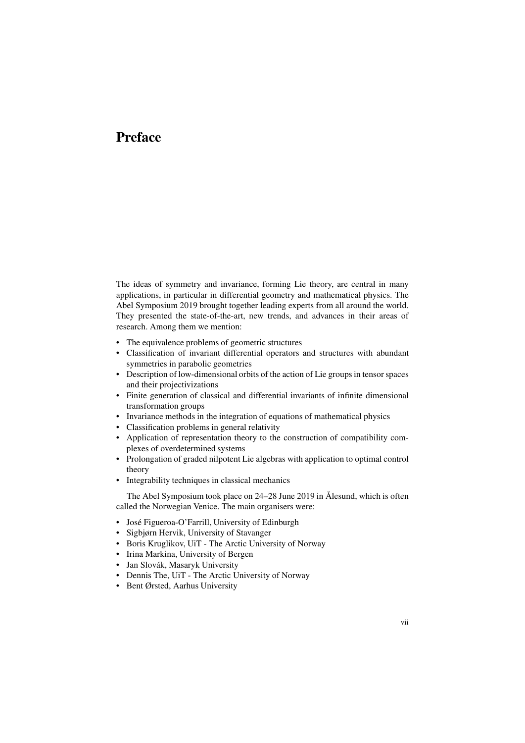# Preface

The ideas of symmetry and invariance, forming Lie theory, are central in many applications, in particular in differential geometry and mathematical physics. The Abel Symposium 2019 brought together leading experts from all around the world. They presented the state-of-the-art, new trends, and advances in their areas of research. Among them we mention:

- The equivalence problems of geometric structures
- Classification of invariant differential operators and structures with abundant symmetries in parabolic geometries
- Description of low-dimensional orbits of the action of Lie groups in tensor spaces and their projectivizations
- Finite generation of classical and differential invariants of infinite dimensional transformation groups
- Invariance methods in the integration of equations of mathematical physics
- Classification problems in general relativity
- Application of representation theory to the construction of compatibility complexes of overdetermined systems
- Prolongation of graded nilpotent Lie algebras with application to optimal control theory
- Integrability techniques in classical mechanics

The Abel Symposium took place on 24–28 June 2019 in Ålesund, which is often called the Norwegian Venice. The main organisers were:

- José Figueroa-O'Farrill, University of Edinburgh
- Sigbjørn Hervik, University of Stavanger
- Boris Kruglikov, UiT - The Arctic University of Norway
- Irina Markina, University of Bergen
- Jan Slovák, Masaryk University
- Dennis The, UiT - The Arctic University of Norway
- Bent Ørsted, Aarhus University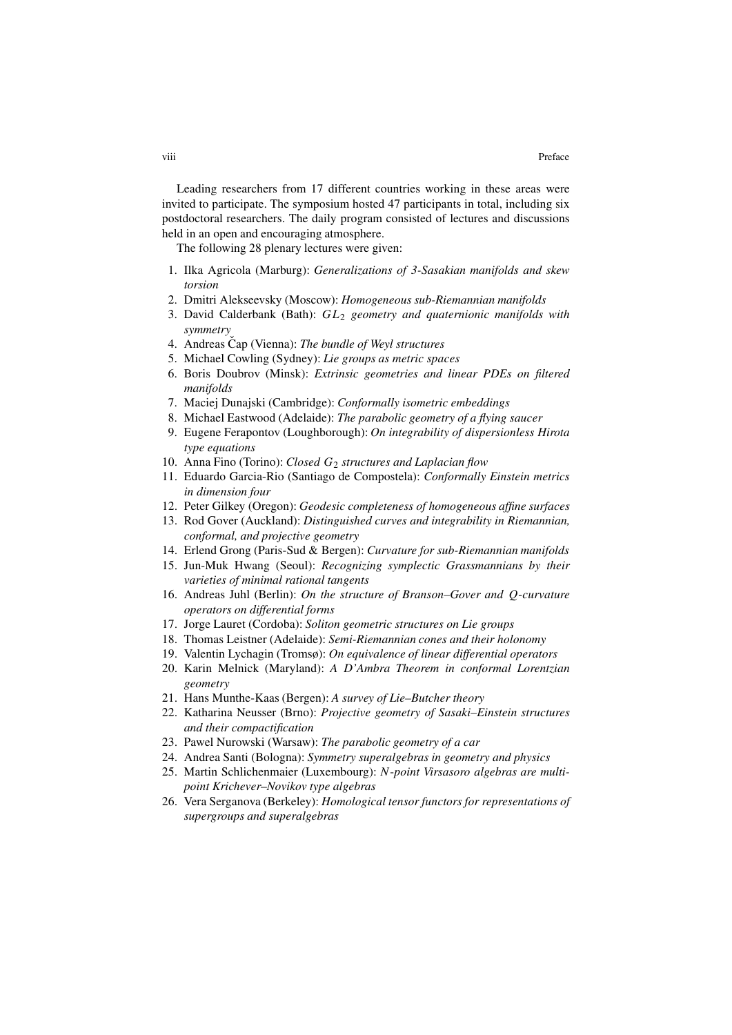Leading researchers from 17 different countries working in these areas were invited to participate. The symposium hosted 47 participants in total, including six postdoctoral researchers. The daily program consisted of lectures and discussions held in an open and encouraging atmosphere.

The following 28 plenary lectures were given:

1. Ilka Agricola (Marburg): *Generalizations of 3-Sasakian manifolds and skew torsion*
2. Dmitri Alekseevsky (Moscow): *Homogeneous sub-Riemannian manifolds*
3. David Calderbank (Bath): *$GL_2$ geometry and quaternionic manifolds with symmetry*
4. Andreas Čap (Vienna): *The bundle of Weyl structures*
5. Michael Cowling (Sydney): *Lie groups as metric spaces*
6. Boris Doubrov (Minsk): *Extrinsic geometries and linear PDEs on filtered manifolds*
7. Maciej Dunajski (Cambridge): *Conformally isometric embeddings*
8. Michael Eastwood (Adelaide): *The parabolic geometry of a flying saucer*
9. Eugene Ferapontov (Loughborough): *On integrability of dispersionless Hirota type equations*
10. Anna Fino (Torino): *Closed $G_2$ structures and Laplacian flow*
11. Eduardo Garcia-Rio (Santiago de Compostela): *Conformally Einstein metrics in dimension four*
12. Peter Gilkey (Oregon): *Geodesic completeness of homogeneous affine surfaces*
13. Rod Gover (Auckland): *Distinguished curves and integrability in Riemannian, conformal, and projective geometry*
14. Erlend Grong (Paris-Sud & Bergen): *Curvature for sub-Riemannian manifolds*
15. Jun-Muk Hwang (Seoul): *Recognizing symplectic Grassmannians by their varieties of minimal rational tangents*
16. Andreas Juhl (Berlin): *On the structure of Branson–Gover and $Q$-curvature operators on differential forms*
17. Jorge Lauret (Cordoba): *Soliton geometric structures on Lie groups*
18. Thomas Leistner (Adelaide): *Semi-Riemannian cones and their holonomy*
19. Valentin Lychagin (Tromsø): *On equivalence of linear differential operators*
20. Karin Melnick (Maryland): *A D'Ambra Theorem in conformal Lorentzian geometry*
21. Hans Munthe-Kaas (Bergen): *A survey of Lie–Butcher theory*
22. Katharina Neusser (Brno): *Projective geometry of Sasaki–Einstein structures and their compactification*
23. Pawel Nurowski (Warsaw): *The parabolic geometry of a car*
24. Andrea Santi (Bologna): *Symmetry superalgebras in geometry and physics*
25. Martin Schlichenmaier (Luxembourg): *$N$-point Virsasoro algebras are multi-point Krichever–Novikov type algebras*
26. Vera Serganova (Berkeley): *Homological tensor functors for representations of supergroups and superalgebras*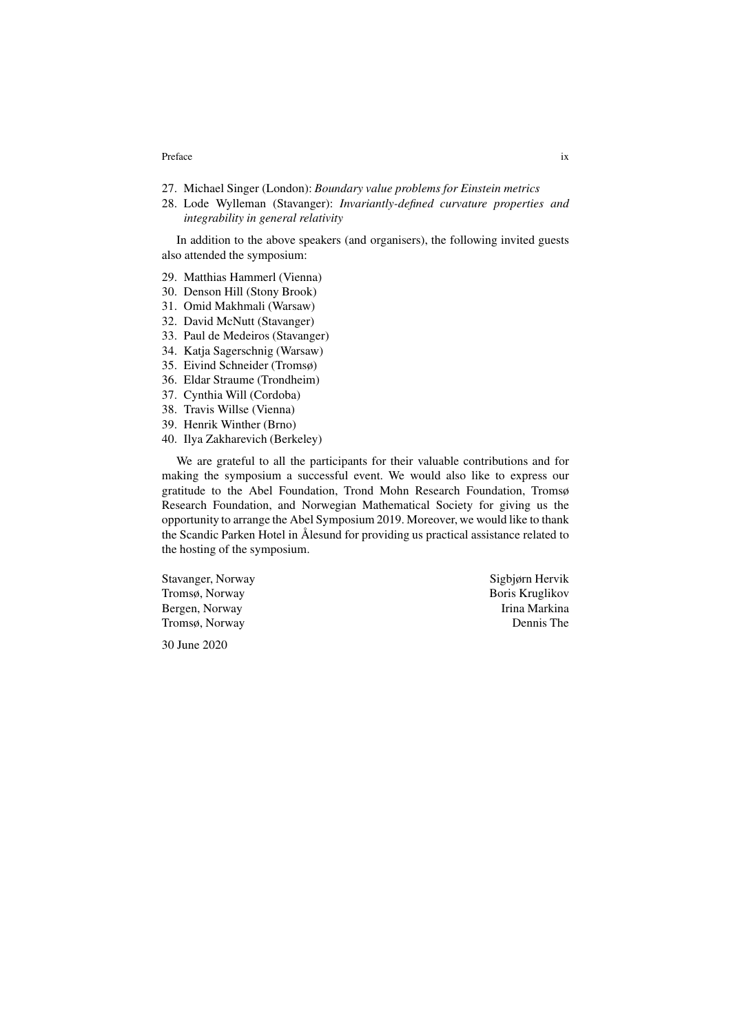27. Michael Singer (London): *Boundary value problems for Einstein metrics*
28. Lode Wylleman (Stavanger): *Invariantly-defined curvature properties and integrability in general relativity*

In addition to the above speakers (and organisers), the following invited guests also attended the symposium:

29. Matthias Hammerl (Vienna)
30. Denson Hill (Stony Brook)
31. Omid Makhmali (Warsaw)
32. David McNutt (Stavanger)
33. Paul de Medeiros (Stavanger)
34. Katja Sagerschnig (Warsaw)
35. Eivind Schneider (Tromsø)
36. Eldar Straume (Trondheim)
37. Cynthia Will (Cordoba)
38. Travis Willse (Vienna)
39. Henrik Winther (Brno)
40. Ilya Zakharevich (Berkeley)

We are grateful to all the participants for their valuable contributions and for making the symposium a successful event. We would also like to express our gratitude to the Abel Foundation, Trond Mohn Research Foundation, Tromsø Research Foundation, and Norwegian Mathematical Society for giving us the opportunity to arrange the Abel Symposium 2019. Moreover, we would like to thank the Scandic Parken Hotel in Ålesund for providing us practical assistance related to the hosting of the symposium.

Stavanger, Norway — Sigbjørn Hervik
Tromsø, Norway — Boris Kruglikov
Bergen, Norway — Irina Markina
Tromsø, Norway — Dennis The

30 June 2020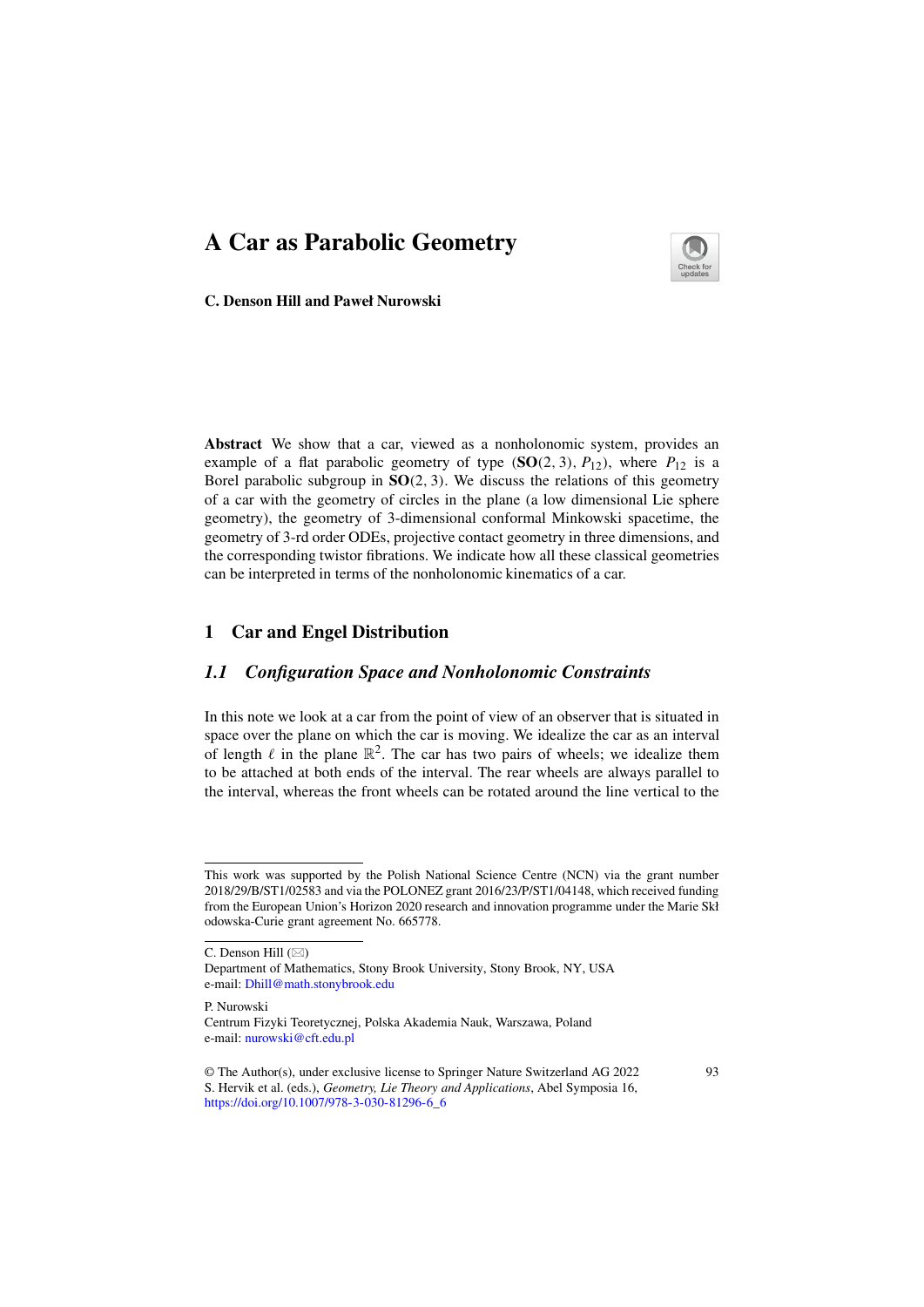# A Car as Parabolic Geometry

**C. Denson Hill and Paweł Nurowski**

**Abstract** We show that a car, viewed as a nonholonomic system, provides an example of a flat parabolic geometry of type $(\mathbf{SO}(2, 3), P_{12})$, where $P_{12}$ is a Borel parabolic subgroup in $\mathbf{SO}(2, 3)$. We discuss the relations of this geometry of a car with the geometry of circles in the plane (a low dimensional Lie sphere geometry), the geometry of 3-dimensional conformal Minkowski spacetime, the geometry of 3-rd order ODEs, projective contact geometry in three dimensions, and the corresponding twistor fibrations. We indicate how all these classical geometries can be interpreted in terms of the nonholonomic kinematics of a car.

## 1 Car and Engel Distribution

### *1.1 Configuration Space and Nonholonomic Constraints*

In this note we look at a car from the point of view of an observer that is situated in space over the plane on which the car is moving. We idealize the car as an interval of length $\ell$ in the plane $\mathbb{R}^2$. The car has two pairs of wheels; we idealize them to be attached at both ends of the interval. The rear wheels are always parallel to the interval, whereas the front wheels can be rotated around the line vertical to the

---

This work was supported by the Polish National Science Centre (NCN) via the grant number 2018/29/B/ST1/02583 and via the POLONEZ grant 2016/23/P/ST1/04148, which received funding from the European Union's Horizon 2020 research and innovation programme under the Marie Skłodowska-Curie grant agreement No. 665778.

C. Denson Hill (✉)
Department of Mathematics, Stony Brook University, Stony Brook, NY, USA
e-mail: Dhill@math.stonybrook.edu

P. Nurowski
Centrum Fizyki Teoretycznej, Polska Akademia Nauk, Warszawa, Poland
e-mail: nurowski@cft.edu.pl

© The Author(s), under exclusive license to Springer Nature Switzerland AG 2022
S. Hervik et al. (eds.), *Geometry, Lie Theory and Applications*, Abel Symposia 16,
https://doi.org/10.1007/978-3-030-81296-6_6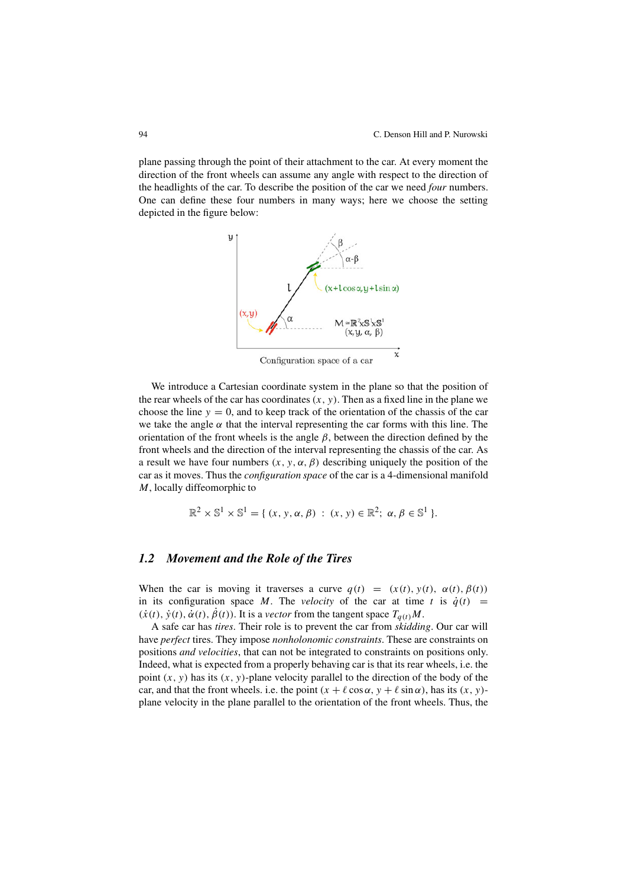plane passing through the point of their attachment to the car. At every moment the direction of the front wheels can assume any angle with respect to the direction of the headlights of the car. To describe the position of the car we need *four* numbers. One can define these four numbers in many ways; here we choose the setting depicted in the figure below:

Configuration space of a car

We introduce a Cartesian coordinate system in the plane so that the position of the rear wheels of the car has coordinates $(x, y)$. Then as a fixed line in the plane we choose the line $y = 0$, and to keep track of the orientation of the chassis of the car we take the angle $\alpha$ that the interval representing the car forms with this line. The orientation of the front wheels is the angle $\beta$, between the direction defined by the front wheels and the direction of the interval representing the chassis of the car. As a result we have four numbers $(x, y, \alpha, \beta)$ describing uniquely the position of the car as it moves. Thus the *configuration space* of the car is a 4-dimensional manifold $M$, locally diffeomorphic to

$$\mathbb{R}^2 \times \mathbb{S}^1 \times \mathbb{S}^1 = \{ (x, y, \alpha, \beta) \ : \ (x, y) \in \mathbb{R}^2; \ \alpha, \beta \in \mathbb{S}^1 \}.$$

## 1.2 Movement and the Role of the Tires

When the car is moving it traverses a curve $q(t) = (x(t), y(t), \alpha(t), \beta(t))$ in its configuration space $M$. The *velocity* of the car at time $t$ is $\dot{q}(t) = (\dot{x}(t), \dot{y}(t), \dot{\alpha}(t), \dot{\beta}(t))$. It is a *vector* from the tangent space $T_{q(t)}M$.

A safe car has *tires*. Their role is to prevent the car from *skidding*. Our car will have *perfect* tires. They impose *nonholonomic constraints*. These are constraints on positions *and velocities*, that can not be integrated to constraints on positions only. Indeed, what is expected from a properly behaving car is that its rear wheels, i.e. the point $(x, y)$ has its $(x, y)$-plane velocity parallel to the direction of the body of the car, and that the front wheels. i.e. the point $(x + \ell \cos \alpha, y + \ell \sin \alpha)$, has its $(x, y)$-plane velocity in the plane parallel to the orientation of the front wheels. Thus, the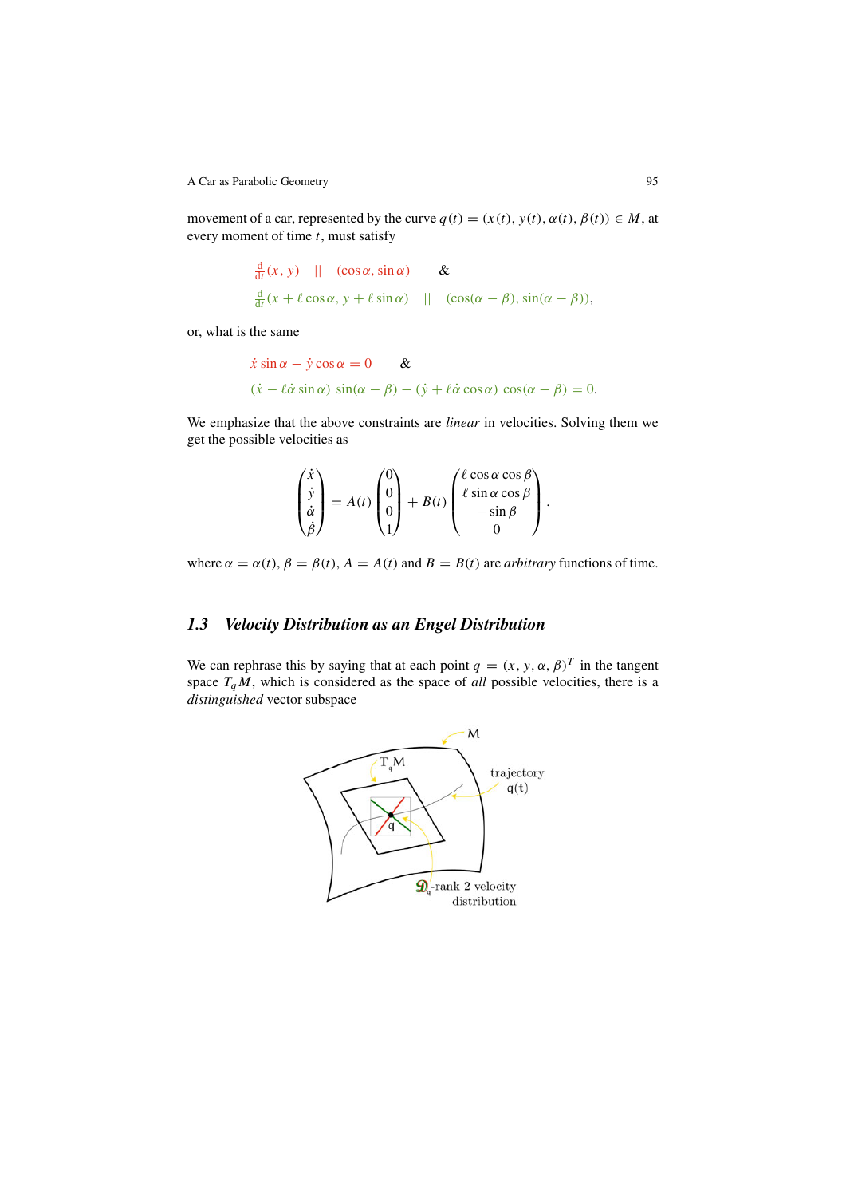movement of a car, represented by the curve $q(t) = (x(t), y(t), \alpha(t), \beta(t)) \in M$, at every moment of time $t$, must satisfy

$$\tfrac{\mathrm{d}}{\mathrm{d}t}(x, y) \quad || \quad (\cos\alpha, \sin\alpha) \qquad \&$$

$$\tfrac{\mathrm{d}}{\mathrm{d}t}(x + \ell\cos\alpha, y + \ell\sin\alpha) \quad || \quad (\cos(\alpha - \beta), \sin(\alpha - \beta)),$$

or, what is the same

$$\dot{x}\sin\alpha - \dot{y}\cos\alpha = 0 \qquad \&$$

$$(\dot{x} - \ell\dot{\alpha}\sin\alpha)\ \sin(\alpha - \beta) - (\dot{y} + \ell\dot{\alpha}\cos\alpha)\ \cos(\alpha - \beta) = 0.$$

We emphasize that the above constraints are *linear* in velocities. Solving them we get the possible velocities as

$$\begin{pmatrix} \dot{x} \\ \dot{y} \\ \dot{\alpha} \\ \dot{\beta} \end{pmatrix} = A(t) \begin{pmatrix} 0 \\ 0 \\ 0 \\ 1 \end{pmatrix} + B(t) \begin{pmatrix} \ell\cos\alpha\cos\beta \\ \ell\sin\alpha\cos\beta \\ -\sin\beta \\ 0 \end{pmatrix}.$$

where $\alpha = \alpha(t)$, $\beta = \beta(t)$, $A = A(t)$ and $B = B(t)$ are *arbitrary* functions of time.

### 1.3 Velocity Distribution as an Engel Distribution

We can rephrase this by saying that at each point $q = (x, y, \alpha, \beta)^T$ in the tangent space $T_qM$, which is considered as the space of *all* possible velocities, there is a *distinguished* vector subspace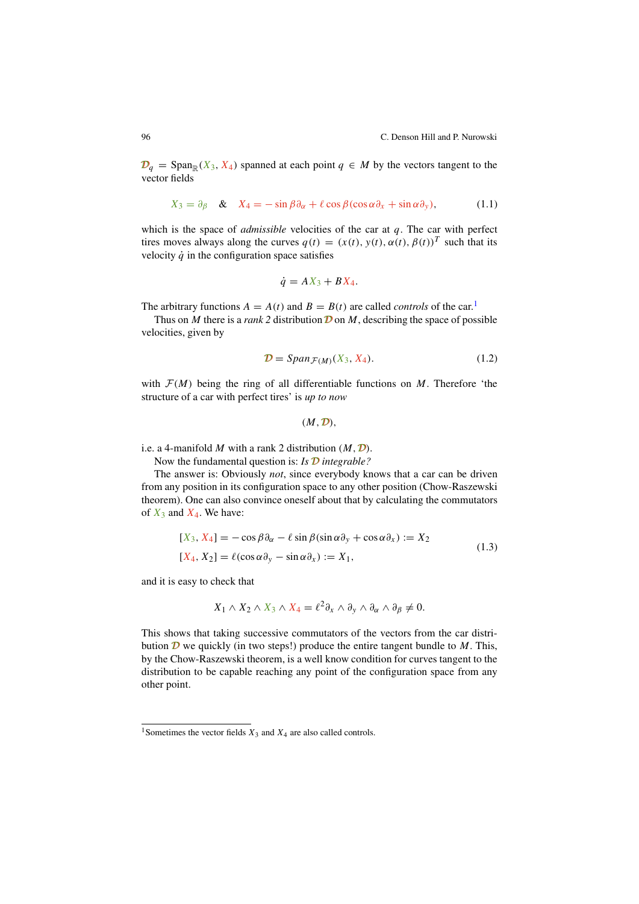$\mathcal{D}_q = \text{Span}_{\mathbb{R}}(X_3, X_4)$ spanned at each point $q \in M$ by the vectors tangent to the vector fields

$$X_3 = \partial_\beta \quad \& \quad X_4 = -\sin\beta\partial_\alpha + \ell\cos\beta(\cos\alpha\partial_x + \sin\alpha\partial_y), \tag{1.1}$$

which is the space of *admissible* velocities of the car at $q$. The car with perfect tires moves always along the curves $q(t) = (x(t), y(t), \alpha(t), \beta(t))^T$ such that its velocity $\dot{q}$ in the configuration space satisfies

$$\dot{q} = AX_3 + BX_4.$$

The arbitrary functions $A = A(t)$ and $B = B(t)$ are called *controls* of the car.[1]

Thus on $M$ there is a *rank 2* distribution $\mathcal{D}$ on $M$, describing the space of possible velocities, given by

$$\mathcal{D} = Span_{\mathcal{F}(M)}(X_3, X_4). \tag{1.2}$$

with $\mathcal{F}(M)$ being the ring of all differentiable functions on $M$. Therefore 'the structure of a car with perfect tires' is *up to now*

$$(M, \mathcal{D}),$$

i.e. a 4-manifold $M$ with a rank 2 distribution $(M, \mathcal{D})$.

Now the fundamental question is: *Is $\mathcal{D}$ integrable?*

The answer is: Obviously *not*, since everybody knows that a car can be driven from any position in its configuration space to any other position (Chow-Raszewski theorem). One can also convince oneself about that by calculating the commutators of $X_3$ and $X_4$. We have:

$$\begin{aligned}
[X_3, X_4] &= -\cos\beta\partial_\alpha - \ell\sin\beta(\sin\alpha\partial_y + \cos\alpha\partial_x) := X_2 \\
[X_4, X_2] &= \ell(\cos\alpha\partial_y - \sin\alpha\partial_x) := X_1,
\end{aligned} \tag{1.3}$$

and it is easy to check that

$$X_1 \wedge X_2 \wedge X_3 \wedge X_4 = \ell^2\partial_x \wedge \partial_y \wedge \partial_\alpha \wedge \partial_\beta \neq 0.$$

This shows that taking successive commutators of the vectors from the car distribution $\mathcal{D}$ we quickly (in two steps!) produce the entire tangent bundle to $M$. This, by the Chow-Raszewski theorem, is a well know condition for curves tangent to the distribution to be capable reaching any point of the configuration space from any other point.

---

[1] Sometimes the vector fields $X_3$ and $X_4$ are also called controls.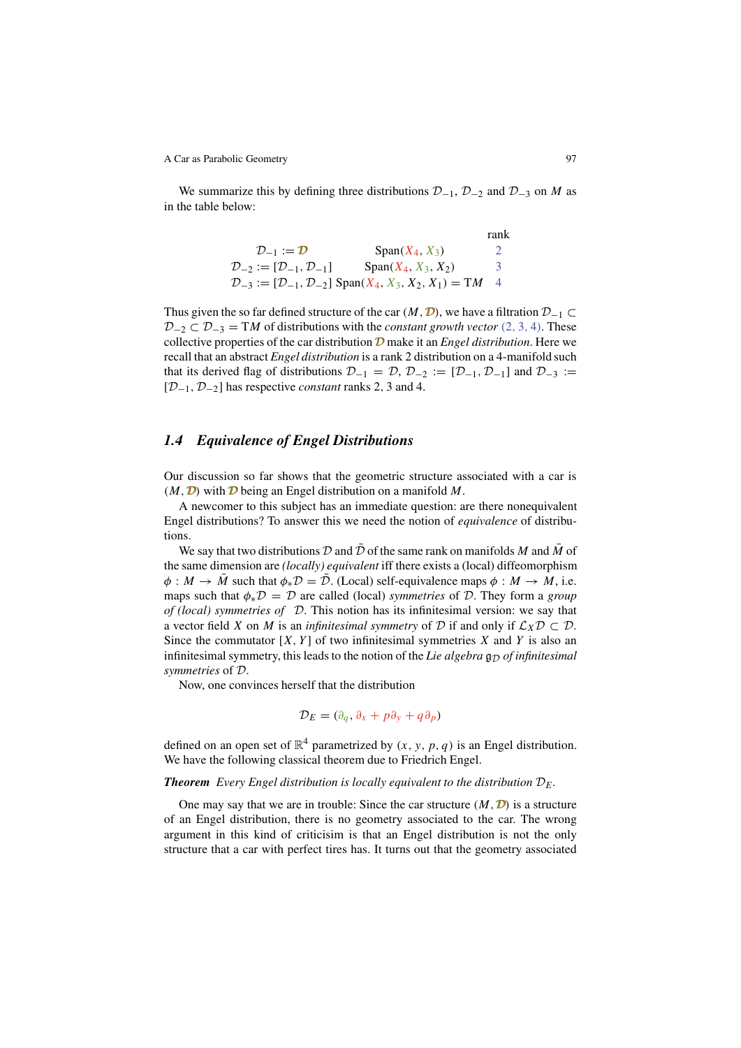We summarize this by defining three distributions $\mathcal{D}_{-1}$, $\mathcal{D}_{-2}$ and $\mathcal{D}_{-3}$ on $M$ as in the table below:

| | | rank |
|---|---|---|
| $\mathcal{D}_{-1} := \mathcal{D}$ | $\mathrm{Span}(X_4, X_3)$ | 2 |
| $\mathcal{D}_{-2} := [\mathcal{D}_{-1}, \mathcal{D}_{-1}]$ | $\mathrm{Span}(X_4, X_3, X_2)$ | 3 |
| $\mathcal{D}_{-3} := [\mathcal{D}_{-1}, \mathcal{D}_{-2}]$ | $\mathrm{Span}(X_4, X_3, X_2, X_1) = \mathrm{T}M$ | 4 |

Thus given the so far defined structure of the car $(M, \mathcal{D})$, we have a filtration $\mathcal{D}_{-1} \subset \mathcal{D}_{-2} \subset \mathcal{D}_{-3} = \mathrm{T}M$ of distributions with the *constant growth vector* $(2, 3, 4)$. These collective properties of the car distribution $\mathcal{D}$ make it an *Engel distribution*. Here we recall that an abstract *Engel distribution* is a rank 2 distribution on a 4-manifold such that its derived flag of distributions $\mathcal{D}_{-1} = \mathcal{D}$, $\mathcal{D}_{-2} := [\mathcal{D}_{-1}, \mathcal{D}_{-1}]$ and $\mathcal{D}_{-3} := [\mathcal{D}_{-1}, \mathcal{D}_{-2}]$ has respective *constant* ranks 2, 3 and 4.

## 1.4 Equivalence of Engel Distributions

Our discussion so far shows that the geometric structure associated with a car is $(M, \mathcal{D})$ with $\mathcal{D}$ being an Engel distribution on a manifold $M$.

A newcomer to this subject has an immediate question: are there nonequivalent Engel distributions? To answer this we need the notion of *equivalence* of distributions.

We say that two distributions $\mathcal{D}$ and $\bar{\mathcal{D}}$ of the same rank on manifolds $M$ and $\bar{M}$ of the same dimension are *(locally) equivalent* iff there exists a (local) diffeomorphism $\phi : M \to \bar{M}$ such that $\phi_* \mathcal{D} = \bar{\mathcal{D}}$. (Local) self-equivalence maps $\phi : M \to M$, i.e. maps such that $\phi_* \mathcal{D} = \mathcal{D}$ are called (local) *symmetries* of $\mathcal{D}$. They form a *group of (local) symmetries of* $\mathcal{D}$. This notion has its infinitesimal version: we say that a vector field $X$ on $M$ is an *infinitesimal symmetry* of $\mathcal{D}$ if and only if $\mathcal{L}_X \mathcal{D} \subset \mathcal{D}$. Since the commutator $[X, Y]$ of two infinitesimal symmetries $X$ and $Y$ is also an infinitesimal symmetry, this leads to the notion of the *Lie algebra* $\mathfrak{g}_{\mathcal{D}}$ *of infinitesimal symmetries* of $\mathcal{D}$.

Now, one convinces herself that the distribution

$$\mathcal{D}_E = (\partial_q, \partial_x + p\partial_y + q\partial_p)$$

defined on an open set of $\mathbb{R}^4$ parametrized by $(x, y, p, q)$ is an Engel distribution. We have the following classical theorem due to Friedrich Engel.

***Theorem*** *Every Engel distribution is locally equivalent to the distribution* $\mathcal{D}_E$.

One may say that we are in trouble: Since the car structure $(M, \mathcal{D})$ is a structure of an Engel distribution, there is no geometry associated to the car. The wrong argument in this kind of criticisim is that an Engel distribution is not the only structure that a car with perfect tires has. It turns out that the geometry associated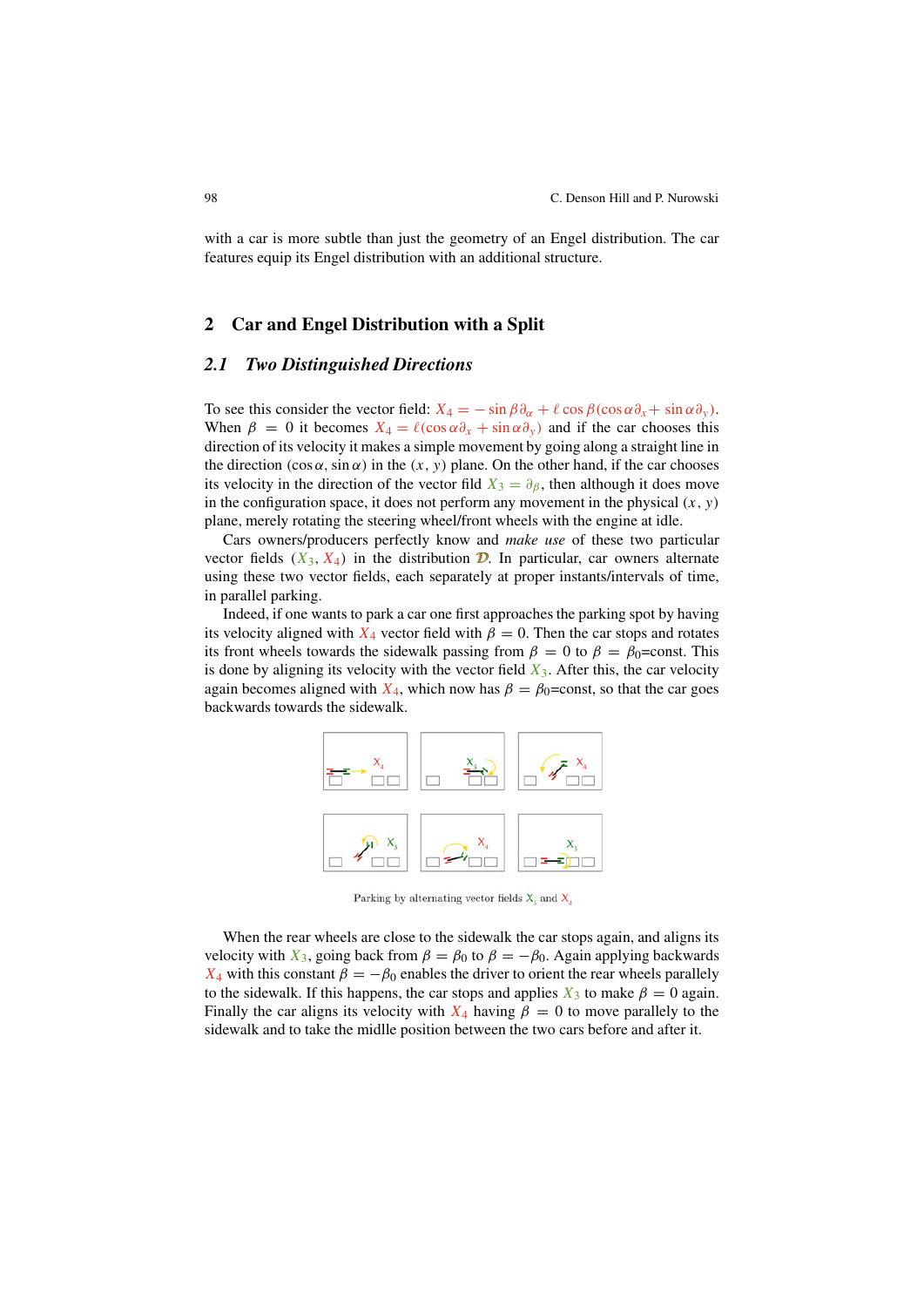with a car is more subtle than just the geometry of an Engel distribution. The car features equip its Engel distribution with an additional structure.

## 2 Car and Engel Distribution with a Split

### 2.1 *Two Distinguished Directions*

To see this consider the vector field: $X_4 = -\sin\beta\,\partial_\alpha + \ell\cos\beta(\cos\alpha\,\partial_x + \sin\alpha\,\partial_y)$. When $\beta = 0$ it becomes $X_4 = \ell(\cos\alpha\,\partial_x + \sin\alpha\,\partial_y)$ and if the car chooses this direction of its velocity it makes a simple movement by going along a straight line in the direction $(\cos\alpha, \sin\alpha)$ in the $(x, y)$ plane. On the other hand, if the car chooses its velocity in the direction of the vector fild $X_3 = \partial_\beta$, then although it does move in the configuration space, it does not perform any movement in the physical $(x, y)$ plane, merely rotating the steering wheel/front wheels with the engine at idle.

Cars owners/producers perfectly know and *make use* of these two particular vector fields $(X_3, X_4)$ in the distribution $\mathcal{D}$. In particular, car owners alternate using these two vector fields, each separately at proper instants/intervals of time, in parallel parking.

Indeed, if one wants to park a car one first approaches the parking spot by having its velocity aligned with $X_4$ vector field with $\beta = 0$. Then the car stops and rotates its front wheels towards the sidewalk passing from $\beta = 0$ to $\beta = \beta_0$=const. This is done by aligning its velocity with the vector field $X_3$. After this, the car velocity again becomes aligned with $X_4$, which now has $\beta = \beta_0$=const, so that the car goes backwards towards the sidewalk.

Parking by alternating vector fields $X_3$ and $X_4$

When the rear wheels are close to the sidewalk the car stops again, and aligns its velocity with $X_3$, going back from $\beta = \beta_0$ to $\beta = -\beta_0$. Again applying backwards $X_4$ with this constant $\beta = -\beta_0$ enables the driver to orient the rear wheels parallely to the sidewalk. If this happens, the car stops and applies $X_3$ to make $\beta = 0$ again. Finally the car aligns its velocity with $X_4$ having $\beta = 0$ to move parallely to the sidewalk and to take the midlle position between the two cars before and after it.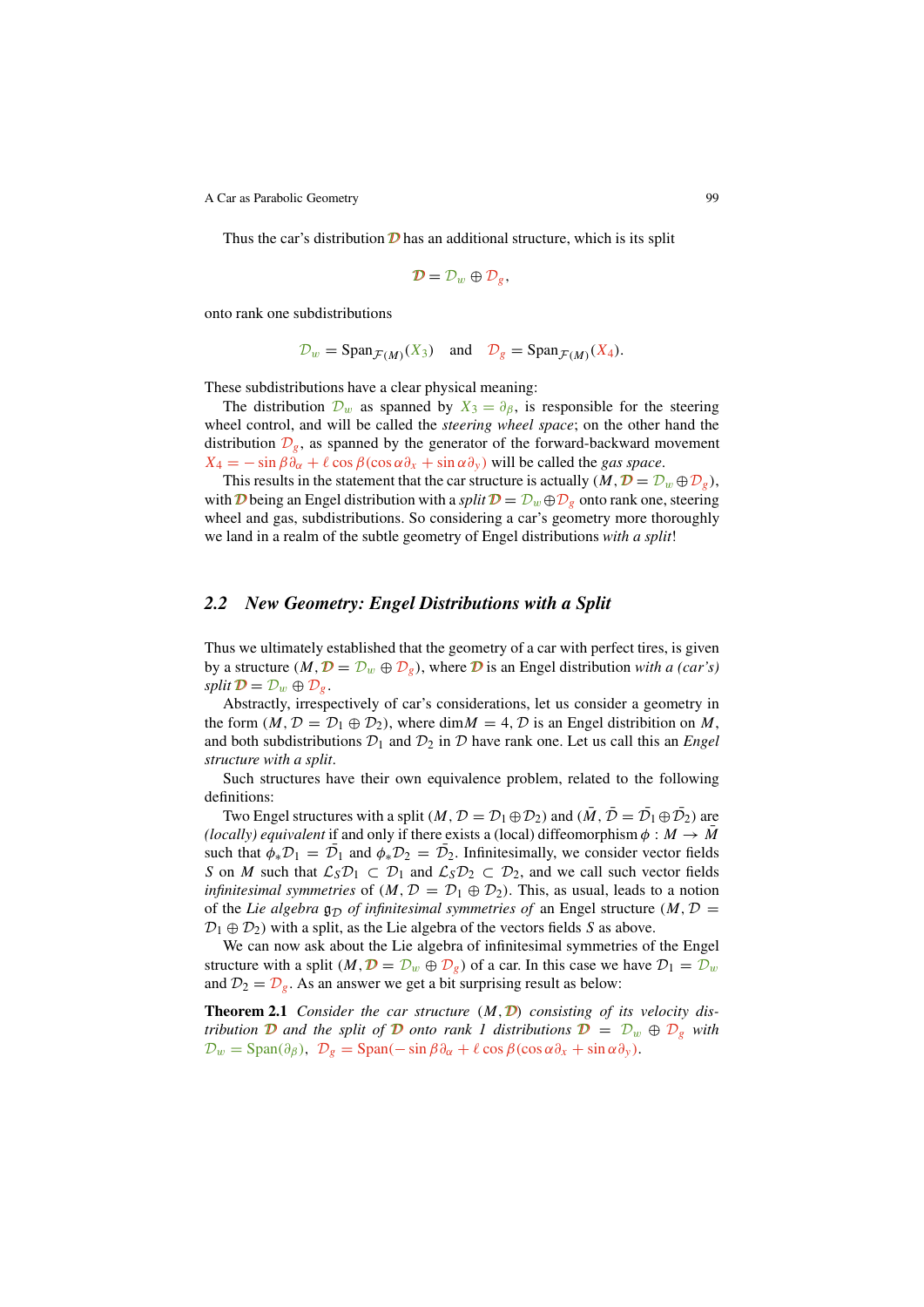Thus the car's distribution $\mathcal{D}$ has an additional structure, which is its split

$$\mathcal{D} = \mathcal{D}_w \oplus \mathcal{D}_g,$$

onto rank one subdistributions

$$\mathcal{D}_w = \mathrm{Span}_{\mathcal{F}(M)}(X_3) \quad \text{and} \quad \mathcal{D}_g = \mathrm{Span}_{\mathcal{F}(M)}(X_4).$$

These subdistributions have a clear physical meaning:

The distribution $\mathcal{D}_w$ as spanned by $X_3 = \partial_\beta$, is responsible for the steering wheel control, and will be called the *steering wheel space*; on the other hand the distribution $\mathcal{D}_g$, as spanned by the generator of the forward-backward movement $X_4 = -\sin\beta\partial_\alpha + \ell\cos\beta(\cos\alpha\partial_x + \sin\alpha\partial_y)$ will be called the *gas space*.

This results in the statement that the car structure is actually $(M, \mathcal{D} = \mathcal{D}_w \oplus \mathcal{D}_g)$, with $\mathcal{D}$ being an Engel distribution with a *split* $\mathcal{D} = \mathcal{D}_w \oplus \mathcal{D}_g$ onto rank one, steering wheel and gas, subdistributions. So considering a car's geometry more thoroughly we land in a realm of the subtle geometry of Engel distributions *with a split*!

## 2.2 New Geometry: Engel Distributions with a Split

Thus we ultimately established that the geometry of a car with perfect tires, is given by a structure $(M, \mathcal{D} = \mathcal{D}_w \oplus \mathcal{D}_g)$, where $\mathcal{D}$ is an Engel distribution *with a (car's) split* $\mathcal{D} = \mathcal{D}_w \oplus \mathcal{D}_g$.

Abstractly, irrespectively of car's considerations, let us consider a geometry in the form $(M, \mathcal{D} = \mathcal{D}_1 \oplus \mathcal{D}_2)$, where $\dim M = 4$, $\mathcal{D}$ is an Engel distribution on $M$, and both subdistributions $\mathcal{D}_1$ and $\mathcal{D}_2$ in $\mathcal{D}$ have rank one. Let us call this an *Engel structure with a split*.

Such structures have their own equivalence problem, related to the following definitions:

Two Engel structures with a split $(M, \mathcal{D} = \mathcal{D}_1 \oplus \mathcal{D}_2)$ and $(\bar{M}, \bar{\mathcal{D}} = \bar{\mathcal{D}}_1 \oplus \bar{\mathcal{D}}_2)$ are *(locally) equivalent* if and only if there exists a (local) diffeomorphism $\phi : M \to \bar{M}$ such that $\phi_*\mathcal{D}_1 = \bar{\mathcal{D}}_1$ and $\phi_*\mathcal{D}_2 = \bar{\mathcal{D}}_2$. Infinitesimally, we consider vector fields $S$ on $M$ such that $\mathcal{L}_S\mathcal{D}_1 \subset \mathcal{D}_1$ and $\mathcal{L}_S\mathcal{D}_2 \subset \mathcal{D}_2$, and we call such vector fields *infinitesimal symmetries* of $(M, \mathcal{D} = \mathcal{D}_1 \oplus \mathcal{D}_2)$. This, as usual, leads to a notion of the *Lie algebra* $\mathfrak{g}_{\mathcal{D}}$ *of infinitesimal symmetries of* an Engel structure $(M, \mathcal{D} = \mathcal{D}_1 \oplus \mathcal{D}_2)$ with a split, as the Lie algebra of the vectors fields $S$ as above.

We can now ask about the Lie algebra of infinitesimal symmetries of the Engel structure with a split $(M, \mathcal{D} = \mathcal{D}_w \oplus \mathcal{D}_g)$ of a car. In this case we have $\mathcal{D}_1 = \mathcal{D}_w$ and $\mathcal{D}_2 = \mathcal{D}_g$. As an answer we get a bit surprising result as below:

**Theorem 2.1** *Consider the car structure $(M, \mathcal{D})$ consisting of its velocity distribution $\mathcal{D}$ and the split of $\mathcal{D}$ onto rank 1 distributions $\mathcal{D} = \mathcal{D}_w \oplus \mathcal{D}_g$ with $\mathcal{D}_w = \mathrm{Span}(\partial_\beta)$, $\mathcal{D}_g = \mathrm{Span}(-\sin\beta\partial_\alpha + \ell\cos\beta(\cos\alpha\partial_x + \sin\alpha\partial_y)$.*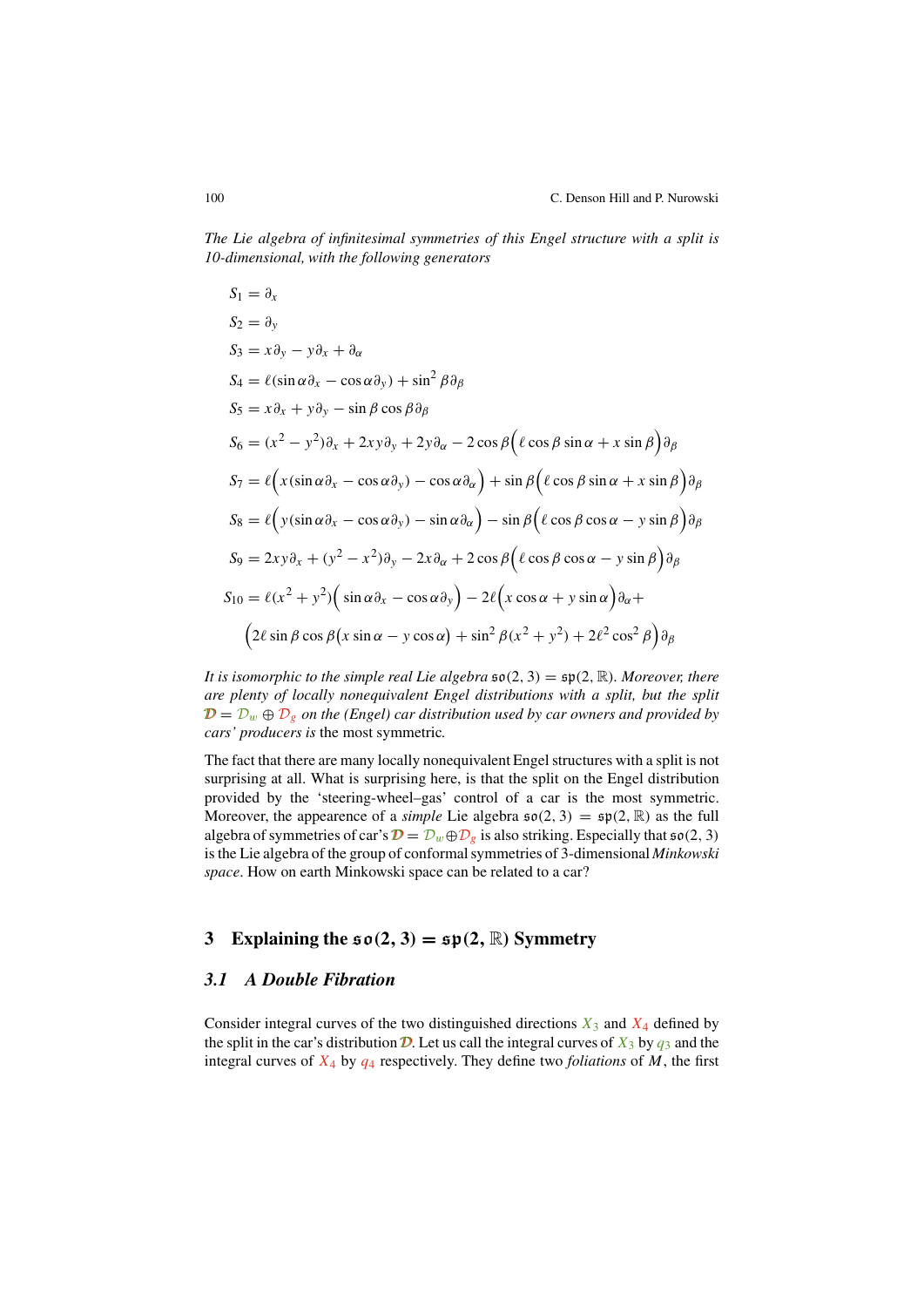*The Lie algebra of infinitesimal symmetries of this Engel structure with a split is 10-dimensional, with the following generators*

$$S_1 = \partial_x$$

$$S_2 = \partial_y$$

$$S_3 = x\partial_y - y\partial_x + \partial_\alpha$$

$$S_4 = \ell(\sin\alpha\partial_x - \cos\alpha\partial_y) + \sin^2\beta\partial_\beta$$

$$S_5 = x\partial_x + y\partial_y - \sin\beta\cos\beta\partial_\beta$$

$$S_6 = (x^2 - y^2)\partial_x + 2xy\partial_y + 2y\partial_\alpha - 2\cos\beta\Big(\ell\cos\beta\sin\alpha + x\sin\beta\Big)\partial_\beta$$

$$S_7 = \ell\Big(x(\sin\alpha\partial_x - \cos\alpha\partial_y) - \cos\alpha\partial_\alpha\Big) + \sin\beta\Big(\ell\cos\beta\sin\alpha + x\sin\beta\Big)\partial_\beta$$

$$S_8 = \ell\Big(y(\sin\alpha\partial_x - \cos\alpha\partial_y) - \sin\alpha\partial_\alpha\Big) - \sin\beta\Big(\ell\cos\beta\cos\alpha - y\sin\beta\Big)\partial_\beta$$

$$S_9 = 2xy\partial_x + (y^2 - x^2)\partial_y - 2x\partial_\alpha + 2\cos\beta\Big(\ell\cos\beta\cos\alpha - y\sin\beta\Big)\partial_\beta$$

$$S_{10} = \ell(x^2 + y^2)\Big(\sin\alpha\partial_x - \cos\alpha\partial_y\Big) - 2\ell\Big(x\cos\alpha + y\sin\alpha\Big)\partial_\alpha +$$

$$\Big(2\ell\sin\beta\cos\beta\big(x\sin\alpha - y\cos\alpha\big) + \sin^2\beta(x^2 + y^2) + 2\ell^2\cos^2\beta\Big)\partial_\beta$$

*It is isomorphic to the simple real Lie algebra* $\mathfrak{so}(2,3) = \mathfrak{sp}(2,\mathbb{R})$. *Moreover, there are plenty of locally nonequivalent Engel distributions with a split, but the split* $\mathcal{D} = \mathcal{D}_w \oplus \mathcal{D}_g$ *on the (Engel) car distribution used by car owners and provided by cars' producers is* the most symmetric.

The fact that there are many locally nonequivalent Engel structures with a split is not surprising at all. What is surprising here, is that the split on the Engel distribution provided by the 'steering-wheel–gas' control of a car is the most symmetric. Moreover, the appearence of a *simple* Lie algebra $\mathfrak{so}(2,3) = \mathfrak{sp}(2,\mathbb{R})$ as the full algebra of symmetries of car's $\mathcal{D} = \mathcal{D}_w \oplus \mathcal{D}_g$ is also striking. Especially that $\mathfrak{so}(2,3)$ is the Lie algebra of the group of conformal symmetries of 3-dimensional *Minkowski space*. How on earth Minkowski space can be related to a car?

## 3 Explaining the $\mathfrak{so}(2,3) = \mathfrak{sp}(2,\mathbb{R})$ Symmetry

### 3.1 A Double Fibration

Consider integral curves of the two distinguished directions $X_3$ and $X_4$ defined by the split in the car's distribution $\mathcal{D}$. Let us call the integral curves of $X_3$ by $q_3$ and the integral curves of $X_4$ by $q_4$ respectively. They define two *foliations* of $M$, the first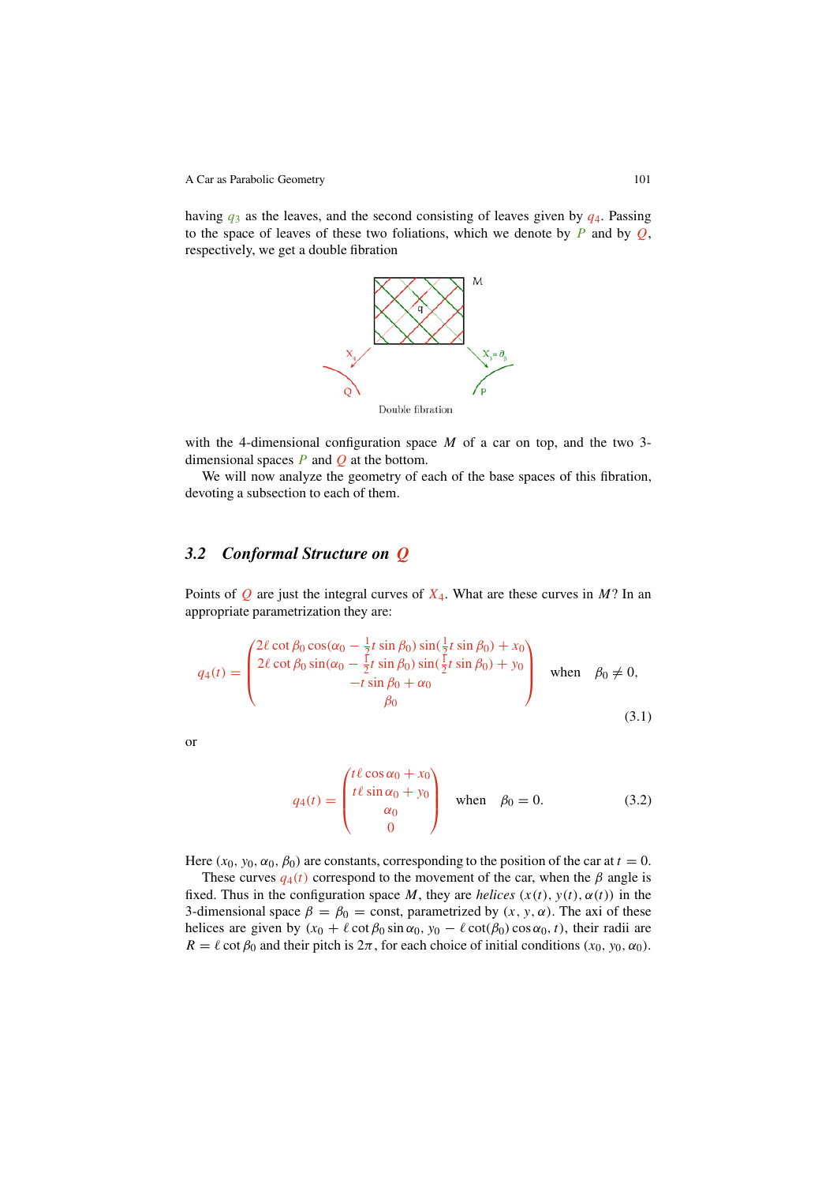having $q_3$ as the leaves, and the second consisting of leaves given by $q_4$. Passing to the space of leaves of these two foliations, which we denote by $P$ and by $Q$, respectively, we get a double fibration

Double fibration

with the 4-dimensional configuration space $M$ of a car on top, and the two 3-dimensional spaces $P$ and $Q$ at the bottom.

We will now analyze the geometry of each of the base spaces of this fibration, devoting a subsection to each of them.

### 3.2 Conformal Structure on $Q$

Points of $Q$ are just the integral curves of $X_4$. What are these curves in $M$? In an appropriate parametrization they are:

$$q_4(t) = \begin{pmatrix} 2\ell \cot\beta_0 \cos(\alpha_0 - \frac{1}{2}t\sin\beta_0)\sin(\frac{1}{2}t\sin\beta_0) + x_0 \\ 2\ell \cot\beta_0 \sin(\alpha_0 - \frac{1}{2}t\sin\beta_0)\sin(\frac{1}{2}t\sin\beta_0) + y_0 \\ -t\sin\beta_0 + \alpha_0 \\ \beta_0 \end{pmatrix} \quad \text{when} \quad \beta_0 \neq 0, \tag{3.1}$$

or

$$q_4(t) = \begin{pmatrix} t\ell\cos\alpha_0 + x_0 \\ t\ell\sin\alpha_0 + y_0 \\ \alpha_0 \\ 0 \end{pmatrix} \quad \text{when} \quad \beta_0 = 0. \tag{3.2}$$

Here $(x_0, y_0, \alpha_0, \beta_0)$ are constants, corresponding to the position of the car at $t = 0$.

These curves $q_4(t)$ correspond to the movement of the car, when the $\beta$ angle is fixed. Thus in the configuration space $M$, they are *helices* $(x(t), y(t), \alpha(t))$ in the 3-dimensional space $\beta = \beta_0 = \text{const}$, parametrized by $(x, y, \alpha)$. The axi of these helices are given by $(x_0 + \ell\cot\beta_0\sin\alpha_0,\ y_0 - \ell\cot(\beta_0)\cos\alpha_0,\ t)$, their radii are $R = \ell\cot\beta_0$ and their pitch is $2\pi$, for each choice of initial conditions $(x_0, y_0, \alpha_0)$.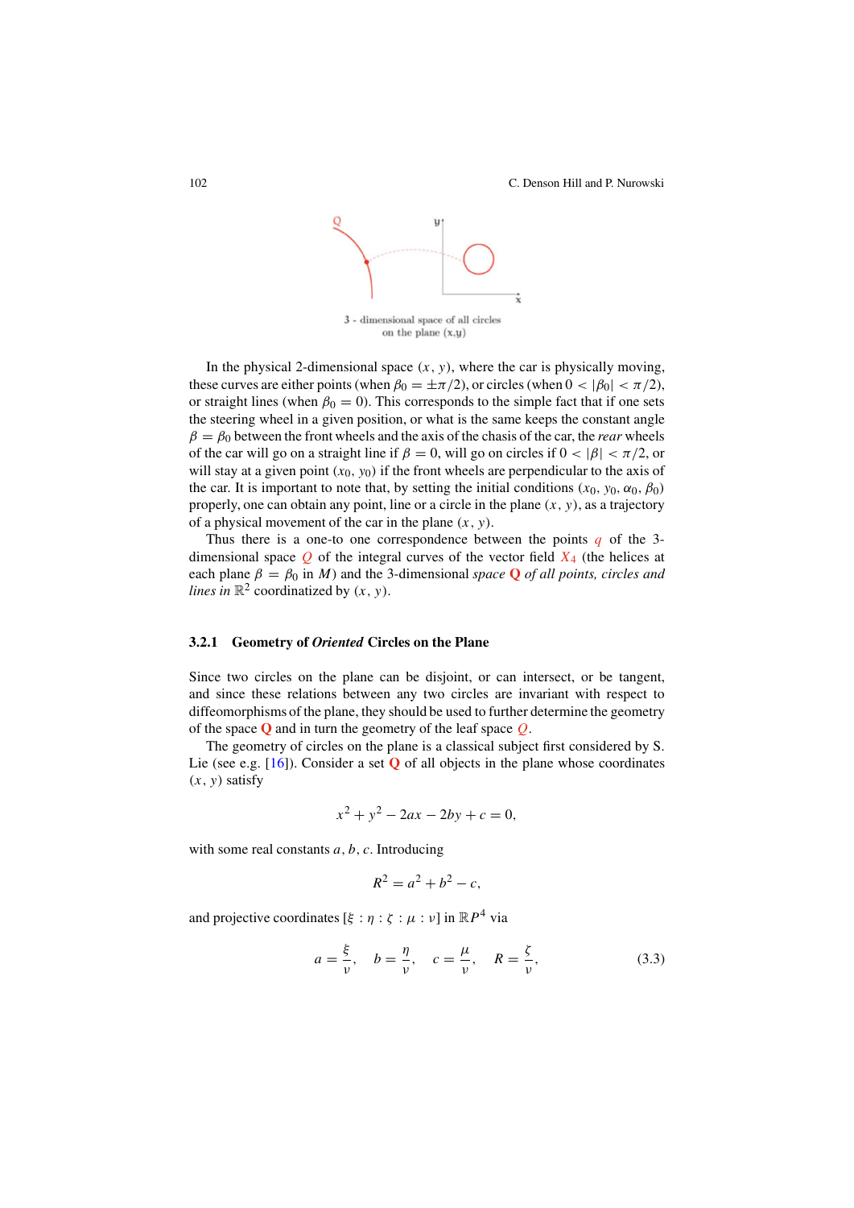Q

3 - dimensional space of all circles
on the plane (x,y)

In the physical 2-dimensional space $(x, y)$, where the car is physically moving, these curves are either points (when $\beta_0 = \pm\pi/2$), or circles (when $0 < |\beta_0| < \pi/2$), or straight lines (when $\beta_0 = 0$). This corresponds to the simple fact that if one sets the steering wheel in a given position, or what is the same keeps the constant angle $\beta = \beta_0$ between the front wheels and the axis of the chasis of the car, the *rear* wheels of the car will go on a straight line if $\beta = 0$, will go on circles if $0 < |\beta| < \pi/2$, or will stay at a given point $(x_0, y_0)$ if the front wheels are perpendicular to the axis of the car. It is important to note that, by setting the initial conditions $(x_0, y_0, \alpha_0, \beta_0)$ properly, one can obtain any point, line or a circle in the plane $(x, y)$, as a trajectory of a physical movement of the car in the plane $(x, y)$.

Thus there is a one-to one correspondence between the points $q$ of the 3-dimensional space $Q$ of the integral curves of the vector field $X_4$ (the helices at each plane $\beta = \beta_0$ in $M$) and the 3-dimensional *space* **Q** *of all points, circles and lines in* $\mathbb{R}^2$ coordinatized by $(x, y)$.

### 3.2.1 Geometry of *Oriented* Circles on the Plane

Since two circles on the plane can be disjoint, or can intersect, or be tangent, and since these relations between any two circles are invariant with respect to diffeomorphisms of the plane, they should be used to further determine the geometry of the space **Q** and in turn the geometry of the leaf space $Q$.

The geometry of circles on the plane is a classical subject first considered by S. Lie (see e.g. [16]). Consider a set **Q** of all objects in the plane whose coordinates $(x, y)$ satisfy

$$x^2 + y^2 - 2ax - 2by + c = 0,$$

with some real constants $a, b, c$. Introducing

$$R^2 = a^2 + b^2 - c,$$

and projective coordinates $[\xi : \eta : \zeta : \mu : \nu]$ in $\mathbb{R}P^4$ via

$$a = \frac{\xi}{\nu}, \quad b = \frac{\eta}{\nu}, \quad c = \frac{\mu}{\nu}, \quad R = \frac{\zeta}{\nu}, \tag{3.3}$$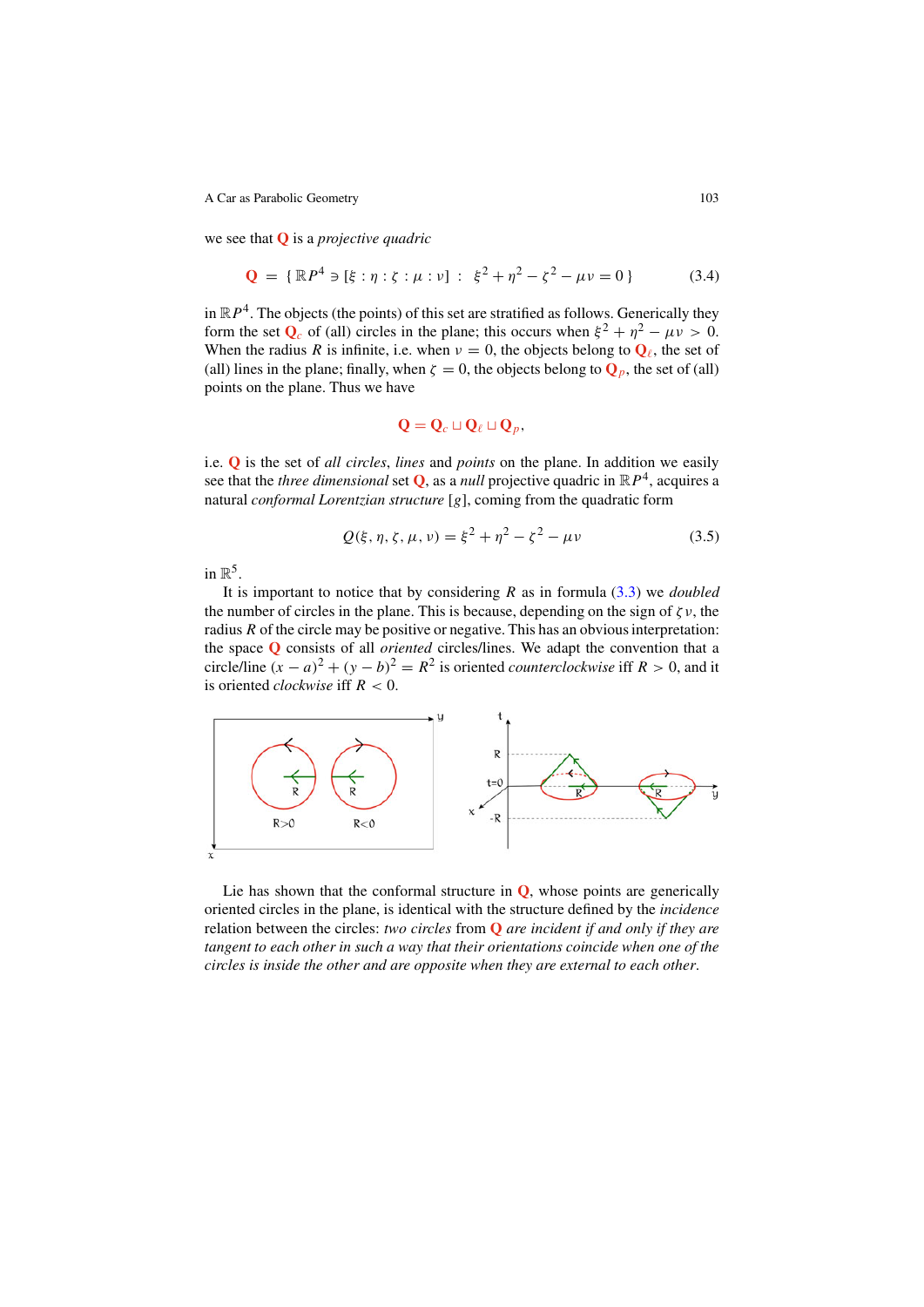we see that **Q** is a *projective quadric*

$$\mathbf{Q} \;=\; \{\,\mathbb{R}P^4 \ni [\xi : \eta : \zeta : \mu : \nu] \;:\; \xi^2 + \eta^2 - \zeta^2 - \mu\nu = 0\,\} \tag{3.4}$$

in $\mathbb{R}P^4$. The objects (the points) of this set are stratified as follows. Generically they form the set $\mathbf{Q}_c$ of (all) circles in the plane; this occurs when $\xi^2 + \eta^2 - \mu\nu > 0$. When the radius $R$ is infinite, i.e. when $\nu = 0$, the objects belong to $\mathbf{Q}_\ell$, the set of (all) lines in the plane; finally, when $\zeta = 0$, the objects belong to $\mathbf{Q}_p$, the set of (all) points on the plane. Thus we have

$$\mathbf{Q} = \mathbf{Q}_c \sqcup \mathbf{Q}_\ell \sqcup \mathbf{Q}_p,$$

i.e. **Q** is the set of *all circles*, *lines* and *points* on the plane. In addition we easily see that the *three dimensional* set **Q**, as a *null* projective quadric in $\mathbb{R}P^4$, acquires a natural *conformal Lorentzian structure* $[g]$, coming from the quadratic form

$$Q(\xi, \eta, \zeta, \mu, \nu) = \xi^2 + \eta^2 - \zeta^2 - \mu\nu \tag{3.5}$$

in $\mathbb{R}^5$.

It is important to notice that by considering $R$ as in formula (3.3) we *doubled* the number of circles in the plane. This is because, depending on the sign of $\zeta\nu$, the radius $R$ of the circle may be positive or negative. This has an obvious interpretation: the space **Q** consists of all *oriented* circles/lines. We adapt the convention that a circle/line $(x - a)^2 + (y - b)^2 = R^2$ is oriented *counterclockwise* iff $R > 0$, and it is oriented *clockwise* iff $R < 0$.

Lie has shown that the conformal structure in **Q**, whose points are generically oriented circles in the plane, is identical with the structure defined by the *incidence* relation between the circles: *two circles* from **Q** *are incident if and only if they are tangent to each other in such a way that their orientations coincide when one of the circles is inside the other and are opposite when they are external to each other*.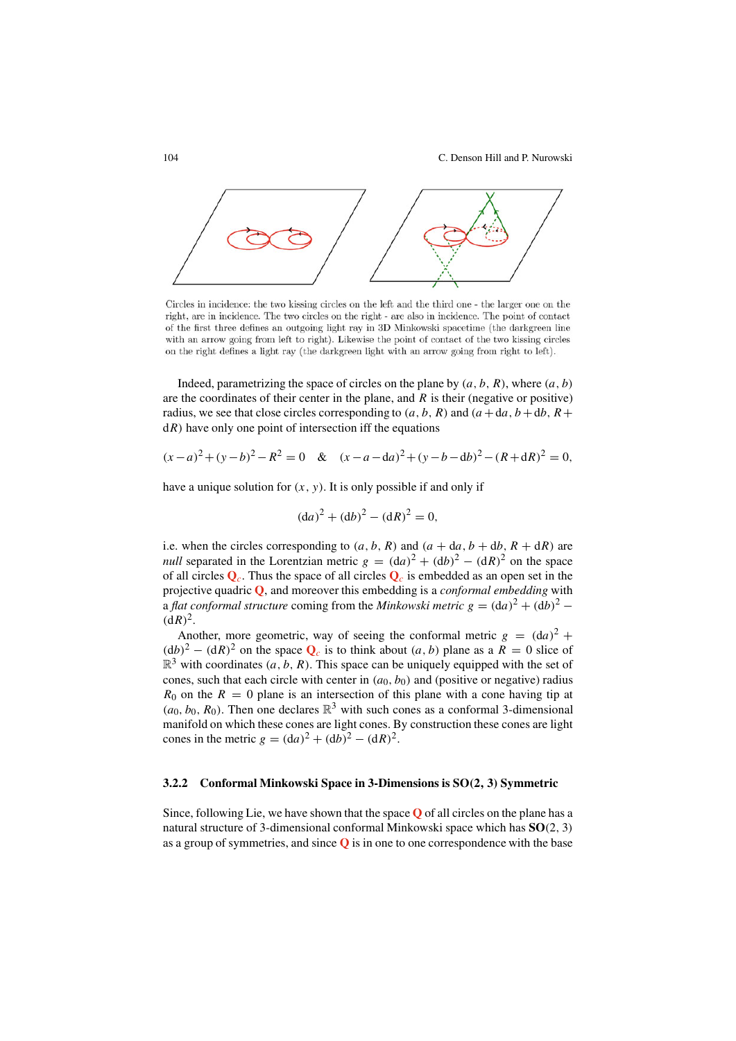Circles in incidence: the two kissing circles on the left and the third one - the larger one on the right, are in incidence. The two circles on the right - are also in incidence. The point of contact of the first three defines an outgoing light ray in 3D Minkowski spacetime (the darkgreen line with an arrow going from left to right). Likewise the point of contact of the two kissing circles on the right defines a light ray (the darkgreen light with an arrow going from right to left).

Indeed, parametrizing the space of circles on the plane by $(a, b, R)$, where $(a, b)$ are the coordinates of their center in the plane, and $R$ is their (negative or positive) radius, we see that close circles corresponding to $(a, b, R)$ and $(a + \mathrm{d}a, b + \mathrm{d}b, R + \mathrm{d}R)$ have only one point of intersection iff the equations

$$(x - a)^2 + (y - b)^2 - R^2 = 0 \quad \& \quad (x - a - \mathrm{d}a)^2 + (y - b - \mathrm{d}b)^2 - (R + \mathrm{d}R)^2 = 0,$$

have a unique solution for $(x, y)$. It is only possible if and only if

$$(\mathrm{d}a)^2 + (\mathrm{d}b)^2 - (\mathrm{d}R)^2 = 0,$$

i.e. when the circles corresponding to $(a, b, R)$ and $(a + \mathrm{d}a, b + \mathrm{d}b, R + \mathrm{d}R)$ are *null* separated in the Lorentzian metric $g = (\mathrm{d}a)^2 + (\mathrm{d}b)^2 - (\mathrm{d}R)^2$ on the space of all circles $\mathbf{Q}_c$. Thus the space of all circles $\mathbf{Q}_c$ is embedded as an open set in the projective quadric $\mathbf{Q}$, and moreover this embedding is a *conformal embedding* with a *flat conformal structure* coming from the *Minkowski metric* $g = (\mathrm{d}a)^2 + (\mathrm{d}b)^2 - (\mathrm{d}R)^2$.

Another, more geometric, way of seeing the conformal metric $g = (\mathrm{d}a)^2 + (\mathrm{d}b)^2 - (\mathrm{d}R)^2$ on the space $\mathbf{Q}_c$ is to think about $(a, b)$ plane as a $R = 0$ slice of $\mathbb{R}^3$ with coordinates $(a, b, R)$. This space can be uniquely equipped with the set of cones, such that each circle with center in $(a_0, b_0)$ and (positive or negative) radius $R_0$ on the $R = 0$ plane is an intersection of this plane with a cone having tip at $(a_0, b_0, R_0)$. Then one declares $\mathbb{R}^3$ with such cones as a conformal 3-dimensional manifold on which these cones are light cones. By construction these cones are light cones in the metric $g = (\mathrm{d}a)^2 + (\mathrm{d}b)^2 - (\mathrm{d}R)^2$.

### 3.2.2 Conformal Minkowski Space in 3-Dimensions is SO(2, 3) Symmetric

Since, following Lie, we have shown that the space $\mathbf{Q}$ of all circles on the plane has a natural structure of 3-dimensional conformal Minkowski space which has $\mathbf{SO}(2, 3)$ as a group of symmetries, and since $\mathbf{Q}$ is in one to one correspondence with the base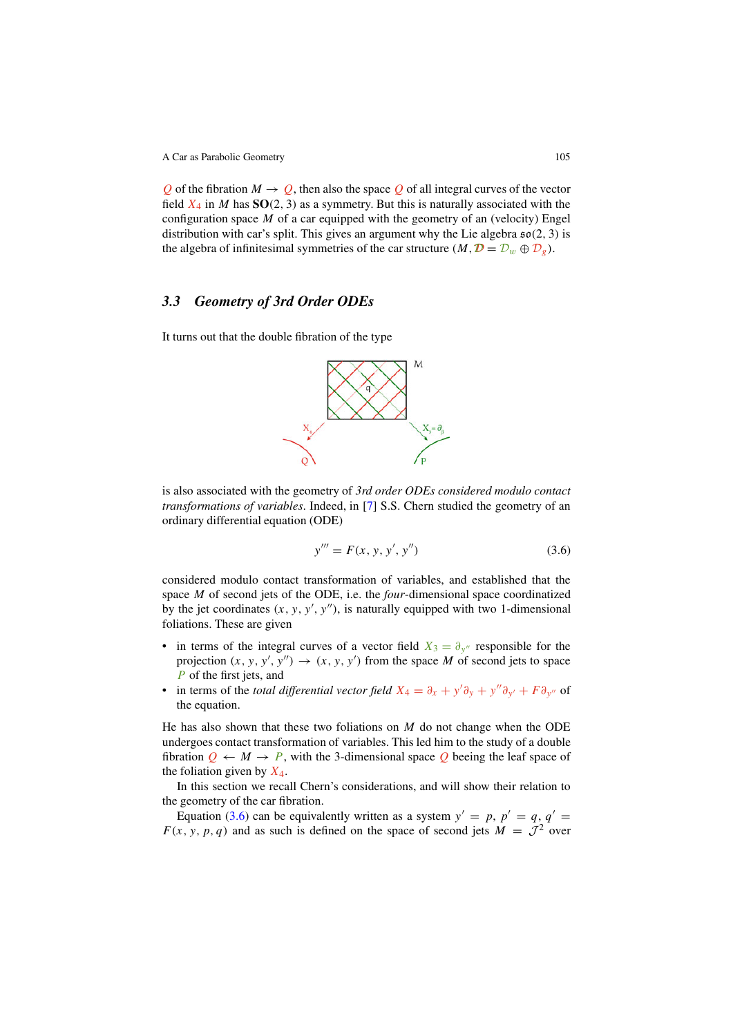$Q$ of the fibration $M \to Q$, then also the space $Q$ of all integral curves of the vector field $X_4$ in $M$ has $\mathbf{SO}(2,3)$ as a symmetry. But this is naturally associated with the configuration space $M$ of a car equipped with the geometry of an (velocity) Engel distribution with car's split. This gives an argument why the Lie algebra $\mathfrak{so}(2,3)$ is the algebra of infinitesimal symmetries of the car structure $(M, \mathcal{D} = \mathcal{D}_w \oplus \mathcal{D}_g)$.

### 3.3 Geometry of 3rd Order ODEs

It turns out that the double fibration of the type

is also associated with the geometry of *3rd order ODEs considered modulo contact transformations of variables*. Indeed, in [7] S.S. Chern studied the geometry of an ordinary differential equation (ODE)

$$y''' = F(x, y, y', y'') \tag{3.6}$$

considered modulo contact transformation of variables, and established that the space $M$ of second jets of the ODE, i.e. the *four*-dimensional space coordinatized by the jet coordinates $(x, y, y', y'')$, is naturally equipped with two 1-dimensional foliations. These are given

- in terms of the integral curves of a vector field $X_3 = \partial_{y''}$ responsible for the projection $(x, y, y', y'') \to (x, y, y')$ from the space $M$ of second jets to space $P$ of the first jets, and
- in terms of the *total differential vector field* $X_4 = \partial_x + y'\partial_y + y''\partial_{y'} + F\partial_{y''}$ of the equation.

He has also shown that these two foliations on $M$ do not change when the ODE undergoes contact transformation of variables. This led him to the study of a double fibration $Q \leftarrow M \to P$, with the 3-dimensional space $Q$ beeing the leaf space of the foliation given by $X_4$.

In this section we recall Chern's considerations, and will show their relation to the geometry of the car fibration.

Equation (3.6) can be equivalently written as a system $y' = p$, $p' = q$, $q' = F(x, y, p, q)$ and as such is defined on the space of second jets $M = \mathcal{J}^2$ over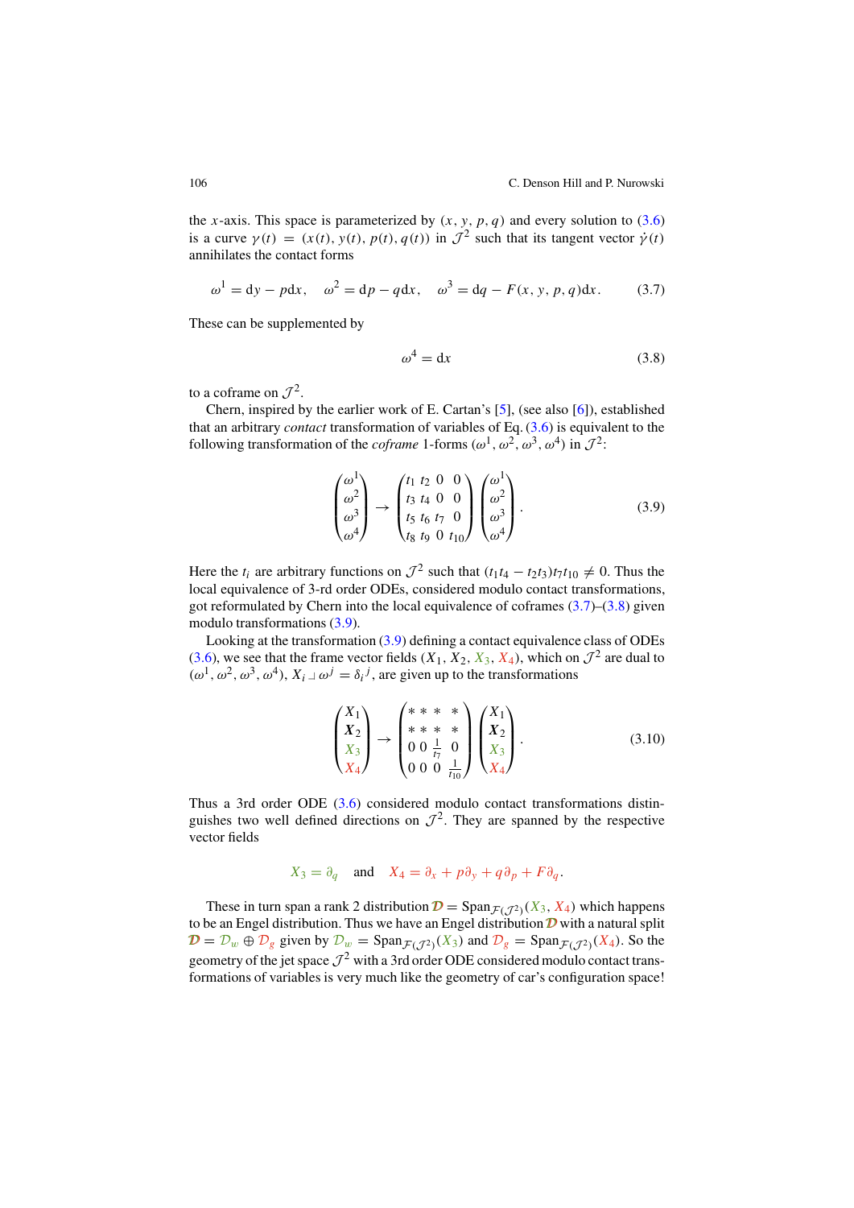the $x$-axis. This space is parameterized by $(x, y, p, q)$ and every solution to (3.6) is a curve $\gamma(t) = (x(t), y(t), p(t), q(t))$ in $\mathcal{J}^2$ such that its tangent vector $\dot\gamma(t)$ annihilates the contact forms

$$\omega^1 = \mathrm{d}y - p\mathrm{d}x, \quad \omega^2 = \mathrm{d}p - q\mathrm{d}x, \quad \omega^3 = \mathrm{d}q - F(x, y, p, q)\mathrm{d}x. \tag{3.7}$$

These can be supplemented by

$$\omega^4 = \mathrm{d}x \tag{3.8}$$

to a coframe on $\mathcal{J}^2$.

Chern, inspired by the earlier work of E. Cartan's [5], (see also [6]), established that an arbitrary *contact* transformation of variables of Eq. (3.6) is equivalent to the following transformation of the *coframe* 1-forms $(\omega^1, \omega^2, \omega^3, \omega^4)$ in $\mathcal{J}^2$:

$$\begin{pmatrix}\omega^1\\ \omega^2\\ \omega^3\\ \omega^4\end{pmatrix} \to \begin{pmatrix} t_1 & t_2 & 0 & 0\\ t_3 & t_4 & 0 & 0\\ t_5 & t_6 & t_7 & 0\\ t_8 & t_9 & 0 & t_{10}\end{pmatrix}\begin{pmatrix}\omega^1\\ \omega^2\\ \omega^3\\ \omega^4\end{pmatrix}. \tag{3.9}$$

Here the $t_i$ are arbitrary functions on $\mathcal{J}^2$ such that $(t_1t_4 - t_2t_3)t_7t_{10} \neq 0$. Thus the local equivalence of 3-rd order ODEs, considered modulo contact transformations, got reformulated by Chern into the local equivalence of coframes (3.7)–(3.8) given modulo transformations (3.9).

Looking at the transformation (3.9) defining a contact equivalence class of ODEs (3.6), we see that the frame vector fields $(X_1, X_2, X_3, X_4)$, which on $\mathcal{J}^2$ are dual to $(\omega^1, \omega^2, \omega^3, \omega^4)$, $X_i \lrcorner \omega^j = \delta_i{}^j$, are given up to the transformations

$$\begin{pmatrix}X_1\\ X_2\\ X_3\\ X_4\end{pmatrix} \to \begin{pmatrix} * & * & * & *\\ * & * & * & *\\ 0 & 0 & \frac{1}{t_7} & 0\\ 0 & 0 & 0 & \frac{1}{t_{10}}\end{pmatrix}\begin{pmatrix}X_1\\ X_2\\ X_3\\ X_4\end{pmatrix}. \tag{3.10}$$

Thus a 3rd order ODE (3.6) considered modulo contact transformations distinguishes two well defined directions on $\mathcal{J}^2$. They are spanned by the respective vector fields

$$X_3 = \partial_q \quad \text{and} \quad X_4 = \partial_x + p\partial_y + q\partial_p + F\partial_q.$$

These in turn span a rank 2 distribution $\mathcal{D} = \mathrm{Span}_{\mathcal{F}(\mathcal{J}^2)}(X_3, X_4)$ which happens to be an Engel distribution. Thus we have an Engel distribution $\mathcal{D}$ with a natural split $\mathcal{D} = \mathcal{D}_w \oplus \mathcal{D}_g$ given by $\mathcal{D}_w = \mathrm{Span}_{\mathcal{F}(\mathcal{J}^2)}(X_3)$ and $\mathcal{D}_g = \mathrm{Span}_{\mathcal{F}(\mathcal{J}^2)}(X_4)$. So the geometry of the jet space $\mathcal{J}^2$ with a 3rd order ODE considered modulo contact transformations of variables is very much like the geometry of car's configuration space!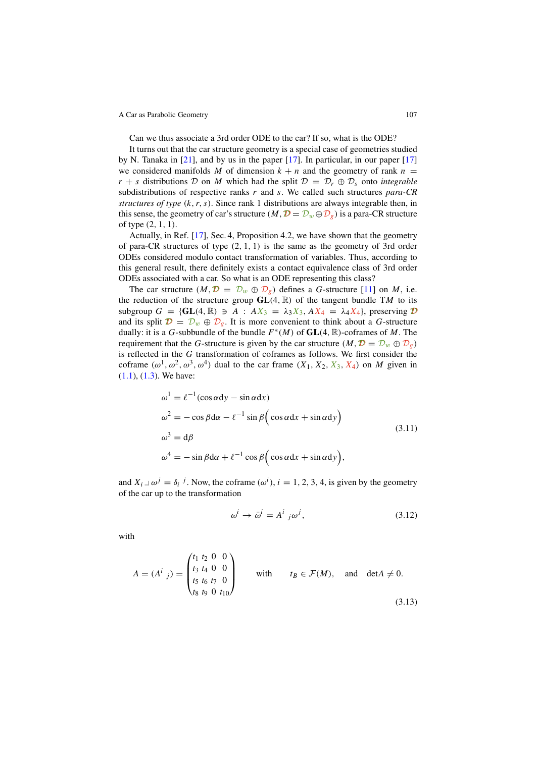Can we thus associate a 3rd order ODE to the car? If so, what is the ODE?

It turns out that the car structure geometry is a special case of geometries studied by N. Tanaka in [21], and by us in the paper [17]. In particular, in our paper [17] we considered manifolds $M$ of dimension $k+n$ and the geometry of rank $n = r+s$ distributions $\mathcal{D}$ on $M$ which had the split $\mathcal{D} = \mathcal{D}_r \oplus \mathcal{D}_s$ onto *integrable* subdistributions of respective ranks $r$ and $s$. We called such structures *para-CR structures of type* $(k, r, s)$. Since rank 1 distributions are always integrable then, in this sense, the geometry of car's structure $(M, \mathcal{D} = \mathcal{D}_w \oplus \mathcal{D}_g)$ is a para-CR structure of type $(2, 1, 1)$.

Actually, in Ref. [17], Sec. 4, Proposition 4.2, we have shown that the geometry of para-CR structures of type $(2, 1, 1)$ is the same as the geometry of 3rd order ODEs considered modulo contact transformation of variables. Thus, according to this general result, there definitely exists a contact equivalence class of 3rd order ODEs associated with a car. So what is an ODE representing this class?

The car structure $(M, \mathcal{D} = \mathcal{D}_w \oplus \mathcal{D}_g)$ defines a $G$-structure [11] on $M$, i.e. the reduction of the structure group $\mathbf{GL}(4, \mathbb{R})$ of the tangent bundle $\mathrm{T}M$ to its subgroup $G = \{\mathbf{GL}(4, \mathbb{R}) \ni A \,:\, AX_3 = \lambda_3 X_3, AX_4 = \lambda_4 X_4\}$, preserving $\mathcal{D}$ and its split $\mathcal{D} = \mathcal{D}_w \oplus \mathcal{D}_g$. It is more convenient to think about a $G$-structure dually: it is a $G$-subbundle of the bundle $F^*(M)$ of $\mathbf{GL}(4, \mathbb{R})$-coframes of $M$. The requirement that the $G$-structure is given by the car structure $(M, \mathcal{D} = \mathcal{D}_w \oplus \mathcal{D}_g)$ is reflected in the $G$ transformation of coframes as follows. We first consider the coframe $(\omega^1, \omega^2, \omega^3, \omega^4)$ dual to the car frame $(X_1, X_2, X_3, X_4)$ on $M$ given in (1.1), (1.3). We have:

$$
\begin{aligned}
\omega^1 &= \ell^{-1}(\cos\alpha \mathrm{d}y - \sin\alpha \mathrm{d}x) \\
\omega^2 &= -\cos\beta \mathrm{d}\alpha - \ell^{-1}\sin\beta\Big(\cos\alpha \mathrm{d}x + \sin\alpha \mathrm{d}y\Big) \\
\omega^3 &= \mathrm{d}\beta \\
\omega^4 &= -\sin\beta \mathrm{d}\alpha + \ell^{-1}\cos\beta\Big(\cos\alpha \mathrm{d}x + \sin\alpha \mathrm{d}y\Big),
\end{aligned}
\tag{3.11}
$$

and $X_i \lrcorner\, \omega^j = \delta_i{}^j$. Now, the coframe $(\omega^i)$, $i = 1, 2, 3, 4$, is given by the geometry of the car up to the transformation

$$
\omega^i \to \bar{\omega}^i = A^i{}_j \omega^j, \tag{3.12}
$$

with

$$
A = (A^i{}_j) = \begin{pmatrix} t_1 & t_2 & 0 & 0 \\ t_3 & t_4 & 0 & 0 \\ t_5 & t_6 & t_7 & 0 \\ t_8 & t_9 & 0 & t_{10} \end{pmatrix} \qquad \text{with} \qquad t_B \in \mathcal{F}(M), \quad \text{and} \quad \det A \neq 0. \tag{3.13}
$$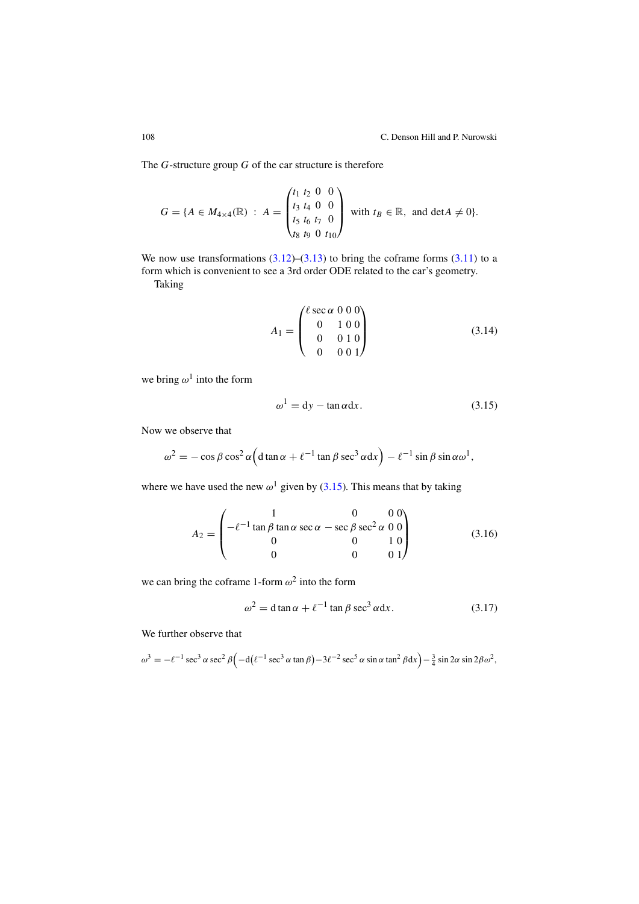The $G$-structure group $G$ of the car structure is therefore

$$G = \{A \in M_{4\times 4}(\mathbb{R}) \ : \ A = \begin{pmatrix} t_1 & t_2 & 0 & 0 \\ t_3 & t_4 & 0 & 0 \\ t_5 & t_6 & t_7 & 0 \\ t_8 & t_9 & 0 & t_{10} \end{pmatrix} \text{ with } t_B \in \mathbb{R}, \text{ and } \det A \neq 0\}.$$

We now use transformations (3.12)–(3.13) to bring the coframe forms (3.11) to a form which is convenient to see a 3rd order ODE related to the car's geometry.

Taking

$$A_1 = \begin{pmatrix} \ell \sec\alpha & 0 & 0 & 0 \\ 0 & 1 & 0 & 0 \\ 0 & 0 & 1 & 0 \\ 0 & 0 & 0 & 1 \end{pmatrix} \tag{3.14}$$

we bring $\omega^1$ into the form

$$\omega^1 = \mathrm{d}y - \tan\alpha \mathrm{d}x. \tag{3.15}$$

Now we observe that

$$\omega^2 = -\cos\beta\cos^2\alpha\Big(\mathrm{d}\tan\alpha + \ell^{-1}\tan\beta\sec^3\alpha\mathrm{d}x\Big) - \ell^{-1}\sin\beta\sin\alpha\omega^1,$$

where we have used the new $\omega^1$ given by (3.15). This means that by taking

$$A_2 = \begin{pmatrix} 1 & 0 & 0 & 0 \\ -\ell^{-1}\tan\beta\tan\alpha\sec\alpha & -\sec\beta\sec^2\alpha & 0 & 0 \\ 0 & 0 & 1 & 0 \\ 0 & 0 & 0 & 1 \end{pmatrix} \tag{3.16}$$

we can bring the coframe 1-form $\omega^2$ into the form

$$\omega^2 = \mathrm{d}\tan\alpha + \ell^{-1}\tan\beta\sec^3\alpha\mathrm{d}x. \tag{3.17}$$

We further observe that

$$\omega^3 = -\ell^{-1}\sec^3\alpha\sec^2\beta\Big(-\mathrm{d}\big(\ell^{-1}\sec^3\alpha\tan\beta\big) - 3\ell^{-2}\sec^5\alpha\sin\alpha\tan^2\beta\mathrm{d}x\Big) - \tfrac{3}{4}\sin 2\alpha\sin 2\beta\omega^2,$$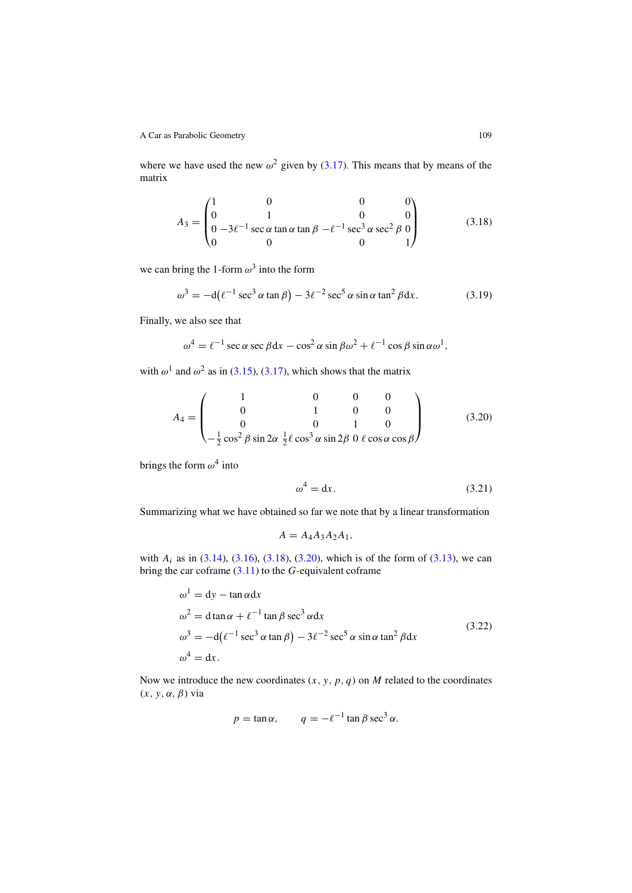where we have used the new $\omega^2$ given by (3.17). This means that by means of the matrix

$$A_3 = \begin{pmatrix} 1 & 0 & 0 & 0 \\ 0 & 1 & 0 & 0 \\ 0 & -3\ell^{-1}\sec\alpha\tan\alpha\tan\beta & -\ell^{-1}\sec^3\alpha\sec^2\beta & 0 \\ 0 & 0 & 0 & 1 \end{pmatrix} \tag{3.18}$$

we can bring the 1-form $\omega^3$ into the form

$$\omega^3 = -\mathrm{d}\big(\ell^{-1}\sec^3\alpha\tan\beta\big) - 3\ell^{-2}\sec^5\alpha\sin\alpha\tan^2\beta\mathrm{d}x. \tag{3.19}$$

Finally, we also see that

$$\omega^4 = \ell^{-1}\sec\alpha\sec\beta\mathrm{d}x - \cos^2\alpha\sin\beta\omega^2 + \ell^{-1}\cos\beta\sin\alpha\omega^1,$$

with $\omega^1$ and $\omega^2$ as in (3.15), (3.17), which shows that the matrix

$$A_4 = \begin{pmatrix} 1 & 0 & 0 & 0 \\ 0 & 1 & 0 & 0 \\ 0 & 0 & 1 & 0 \\ -\frac{1}{2}\cos^2\beta\sin 2\alpha & \frac{1}{2}\ell\cos^3\alpha\sin 2\beta & 0 & \ell\cos\alpha\cos\beta \end{pmatrix} \tag{3.20}$$

brings the form $\omega^4$ into

$$\omega^4 = \mathrm{d}x. \tag{3.21}$$

Summarizing what we have obtained so far we note that by a linear transformation

$$A = A_4 A_3 A_2 A_1,$$

with $A_i$ as in (3.14), (3.16), (3.18), (3.20), which is of the form of (3.13), we can bring the car coframe (3.11) to the $G$-equivalent coframe

$$\begin{aligned}
\omega^1 &= \mathrm{d}y - \tan\alpha\mathrm{d}x \\
\omega^2 &= \mathrm{d}\tan\alpha + \ell^{-1}\tan\beta\sec^3\alpha\mathrm{d}x \\
\omega^3 &= -\mathrm{d}\big(\ell^{-1}\sec^3\alpha\tan\beta\big) - 3\ell^{-2}\sec^5\alpha\sin\alpha\tan^2\beta\mathrm{d}x \\
\omega^4 &= \mathrm{d}x.
\end{aligned} \tag{3.22}$$

Now we introduce the new coordinates $(x, y, p, q)$ on $M$ related to the coordinates $(x, y, \alpha, \beta)$ via

$$p = \tan\alpha, \qquad q = -\ell^{-1}\tan\beta\sec^3\alpha.$$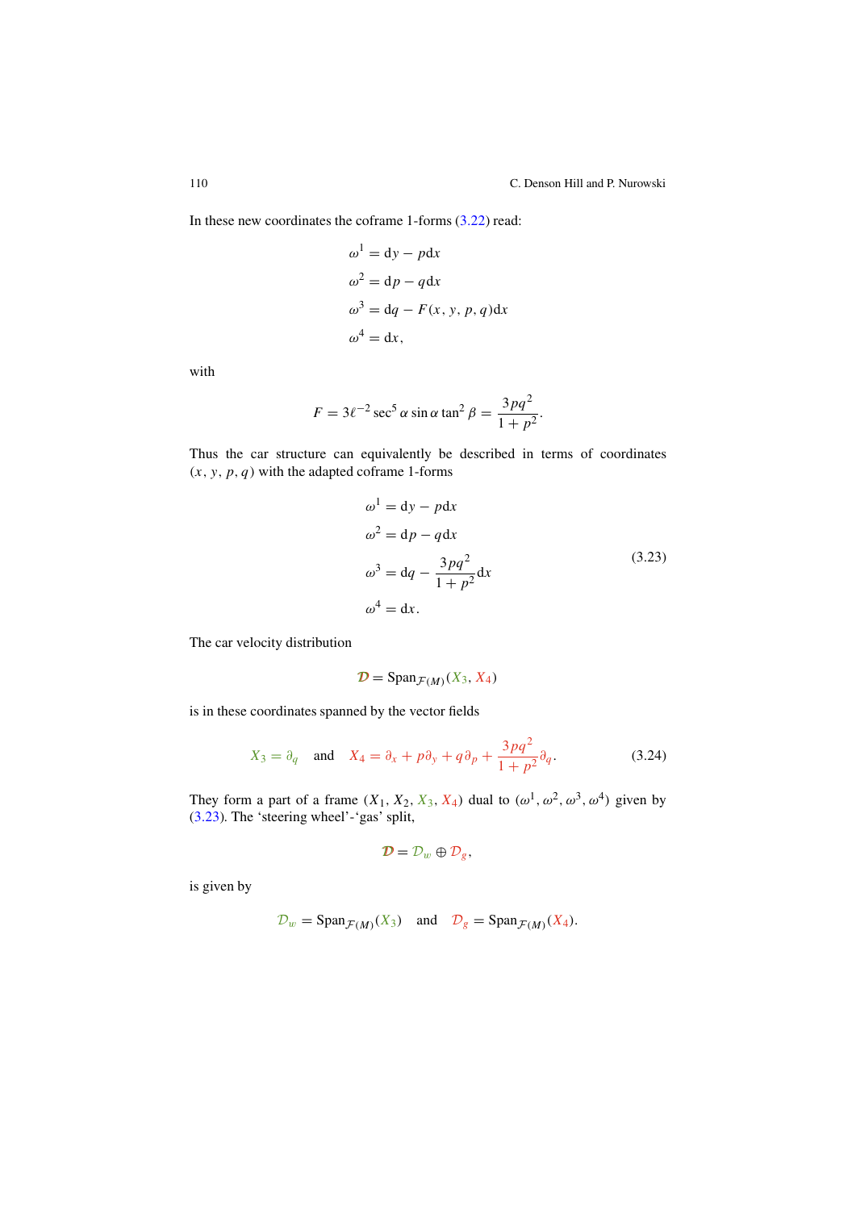In these new coordinates the coframe 1-forms (3.22) read:

$$\begin{aligned}
\omega^1 &= \mathrm{d}y - p\mathrm{d}x \\
\omega^2 &= \mathrm{d}p - q\mathrm{d}x \\
\omega^3 &= \mathrm{d}q - F(x, y, p, q)\mathrm{d}x \\
\omega^4 &= \mathrm{d}x,
\end{aligned}$$

with

$$F = 3\ell^{-2}\sec^5\alpha\sin\alpha\tan^2\beta = \frac{3pq^2}{1+p^2}.$$

Thus the car structure can equivalently be described in terms of coordinates $(x, y, p, q)$ with the adapted coframe 1-forms

$$\begin{aligned}
\omega^1 &= \mathrm{d}y - p\mathrm{d}x \\
\omega^2 &= \mathrm{d}p - q\mathrm{d}x \\
\omega^3 &= \mathrm{d}q - \frac{3pq^2}{1+p^2}\mathrm{d}x \\
\omega^4 &= \mathrm{d}x.
\end{aligned} \tag{3.23}$$

The car velocity distribution

$$\mathcal{D} = \mathrm{Span}_{\mathcal{F}(M)}(X_3, X_4)$$

is in these coordinates spanned by the vector fields

$$X_3 = \partial_q \quad \text{and} \quad X_4 = \partial_x + p\partial_y + q\partial_p + \frac{3pq^2}{1+p^2}\partial_q. \tag{3.24}$$

They form a part of a frame $(X_1, X_2, X_3, X_4)$ dual to $(\omega^1, \omega^2, \omega^3, \omega^4)$ given by (3.23). The 'steering wheel'-'gas' split,

$$\mathcal{D} = \mathcal{D}_w \oplus \mathcal{D}_g,$$

is given by

$$\mathcal{D}_w = \mathrm{Span}_{\mathcal{F}(M)}(X_3) \quad \text{and} \quad \mathcal{D}_g = \mathrm{Span}_{\mathcal{F}(M)}(X_4).$$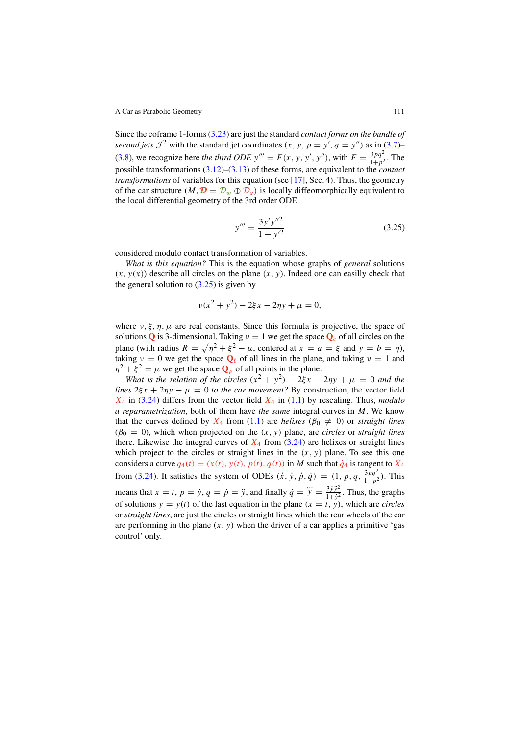Since the coframe 1-forms (3.23) are just the standard *contact forms on the bundle of second jets* $\mathcal{J}^2$ with the standard jet coordinates $(x, y, p = y', q = y'')$ as in (3.7)–(3.8), we recognize here *the third ODE* $y''' = F(x, y, y', y'')$, with $F = \frac{3pq^2}{1+p^2}$. The possible transformations (3.12)–(3.13) of these forms, are equivalent to the *contact transformations* of variables for this equation (see [17], Sec. 4). Thus, the geometry of the car structure $(M, \mathcal{D} = \mathcal{D}_w \oplus \mathcal{D}_g)$ is locally diffeomorphically equivalent to the local differential geometry of the 3rd order ODE

$$y''' = \frac{3y'y''^2}{1+y'^2} \tag{3.25}$$

considered modulo contact transformation of variables.

*What is this equation?* This is the equation whose graphs of *general* solutions $(x, y(x))$ describe all circles on the plane $(x, y)$. Indeed one can easilly check that the general solution to (3.25) is given by

$$\nu(x^2 + y^2) - 2\xi x - 2\eta y + \mu = 0,$$

where $\nu, \xi, \eta, \mu$ are real constants. Since this formula is projective, the space of solutions $\mathbf{Q}$ is 3-dimensional. Taking $\nu = 1$ we get the space $\mathbf{Q}_c$ of all circles on the plane (with radius $R = \sqrt{\eta^2 + \xi^2 - \mu}$, centered at $x = a = \xi$ and $y = b = \eta$), taking $\nu = 0$ we get the space $\mathbf{Q}_\ell$ of all lines in the plane, and taking $\nu = 1$ and $\eta^2 + \xi^2 = \mu$ we get the space $\mathbf{Q}_p$ of all points in the plane.

*What is the relation of the circles* $(x^2 + y^2) - 2\xi x - 2\eta y + \mu = 0$ *and the lines* $2\xi x + 2\eta y - \mu = 0$ *to the car movement?* By construction, the vector field $X_4$ in (3.24) differs from the vector field $X_4$ in (1.1) by rescaling. Thus, *modulo a reparametrization*, both of them have *the same* integral curves in $M$. We know that the curves defined by $X_4$ from (1.1) are *helixes* ($\beta_0 \neq 0$) or *straight lines* ($\beta_0 = 0$), which when projected on the $(x, y)$ plane, are *circles* or *straight lines* there. Likewise the integral curves of $X_4$ from (3.24) are helixes or straight lines which project to the circles or straight lines in the $(x, y)$ plane. To see this one considers a curve $q_4(t) = (x(t), y(t), p(t), q(t))$ in $M$ such that $\dot{q}_4$ is tangent to $X_4$ from (3.24). It satisfies the system of ODEs $(\dot{x}, \dot{y}, \dot{p}, \dot{q}) = (1, p, q, \frac{3pq^2}{1+p^2})$. This means that $x = t$, $p = \dot{y}$, $q = \dot{p} = \ddot{y}$, and finally $\dot{q} = \dddot{y} = \frac{3\dot{y}\ddot{y}^2}{1+\dot{y}^2}$. Thus, the graphs of solutions $y = y(t)$ of the last equation in the plane $(x = t, y)$, which are *circles* or *straight lines*, are just the circles or straight lines which the rear wheels of the car are performing in the plane $(x, y)$ when the driver of a car applies a primitive 'gas control' only.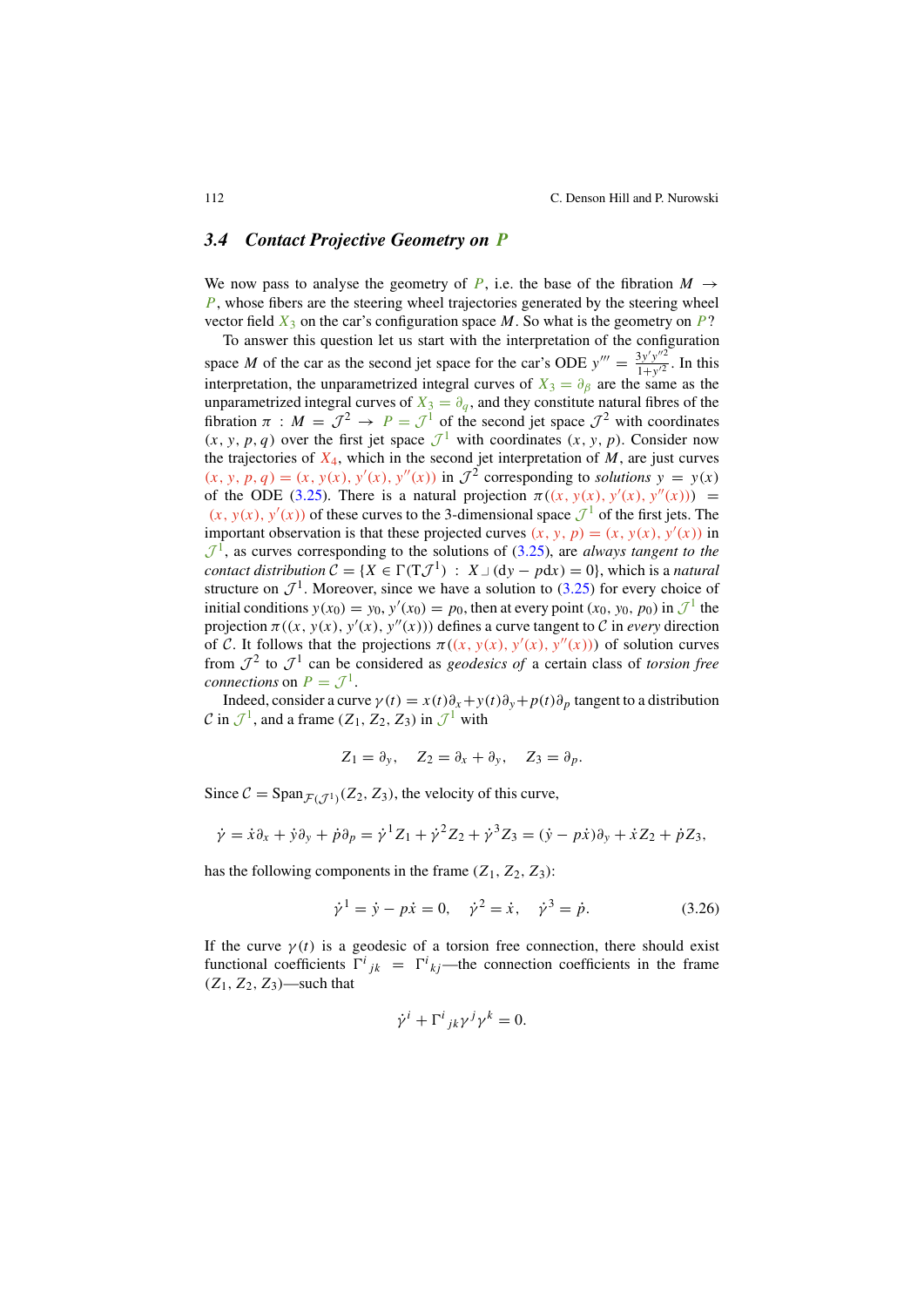### 3.4 *Contact Projective Geometry on $P$*

We now pass to analyse the geometry of $P$, i.e. the base of the fibration $M \to P$, whose fibers are the steering wheel trajectories generated by the steering wheel vector field $X_3$ on the car's configuration space $M$. So what is the geometry on $P$?

To answer this question let us start with the interpretation of the configuration space $M$ of the car as the second jet space for the car's ODE $y''' = \frac{3y'y''^2}{1+y'^2}$. In this interpretation, the unparametrized integral curves of $X_3 = \partial_\beta$ are the same as the unparametrized integral curves of $X_3 = \partial_q$, and they constitute natural fibres of the fibration $\pi : M = \mathcal{J}^2 \to P = \mathcal{J}^1$ of the second jet space $\mathcal{J}^2$ with coordinates $(x, y, p, q)$ over the first jet space $\mathcal{J}^1$ with coordinates $(x, y, p)$. Consider now the trajectories of $X_4$, which in the second jet interpretation of $M$, are just curves $(x, y, p, q) = (x, y(x), y'(x), y''(x))$ in $\mathcal{J}^2$ corresponding to *solutions* $y = y(x)$ of the ODE (3.25). There is a natural projection $\pi((x, y(x), y'(x), y''(x))) = (x, y(x), y'(x))$ of these curves to the 3-dimensional space $\mathcal{J}^1$ of the first jets. The important observation is that these projected curves $(x, y, p) = (x, y(x), y'(x))$ in $\mathcal{J}^1$, as curves corresponding to the solutions of (3.25), are *always tangent to the contact distribution* $\mathcal{C} = \{X \in \Gamma(\mathrm{T}\mathcal{J}^1) \; : \; X \lrcorner (\mathrm{d}y - p\mathrm{d}x) = 0\}$, which is a *natural* structure on $\mathcal{J}^1$. Moreover, since we have a solution to (3.25) for every choice of initial conditions $y(x_0) = y_0, y'(x_0) = p_0$, then at every point $(x_0, y_0, p_0)$ in $\mathcal{J}^1$ the projection $\pi((x, y(x), y'(x), y''(x)))$ defines a curve tangent to $\mathcal{C}$ in *every* direction of $\mathcal{C}$. It follows that the projections $\pi((x, y(x), y'(x), y''(x)))$ of solution curves from $\mathcal{J}^2$ to $\mathcal{J}^1$ can be considered as *geodesics of* a certain class of *torsion free connections* on $P = \mathcal{J}^1$.

Indeed, consider a curve $\gamma(t) = x(t)\partial_x + y(t)\partial_y + p(t)\partial_p$ tangent to a distribution $\mathcal{C}$ in $\mathcal{J}^1$, and a frame $(Z_1, Z_2, Z_3)$ in $\mathcal{J}^1$ with

$$Z_1 = \partial_y, \quad Z_2 = \partial_x + \partial_y, \quad Z_3 = \partial_p.$$

Since $\mathcal{C} = \mathrm{Span}_{\mathcal{F}(\mathcal{J}^1)}(Z_2, Z_3)$, the velocity of this curve,

$$\dot{\gamma} = \dot{x}\partial_x + \dot{y}\partial_y + \dot{p}\partial_p = \dot{\gamma}^1 Z_1 + \dot{\gamma}^2 Z_2 + \dot{\gamma}^3 Z_3 = (\dot{y} - p\dot{x})\partial_y + \dot{x}Z_2 + \dot{p}Z_3,$$

has the following components in the frame $(Z_1, Z_2, Z_3)$:

$$\dot{\gamma}^1 = \dot{y} - p\dot{x} = 0, \quad \dot{\gamma}^2 = \dot{x}, \quad \dot{\gamma}^3 = \dot{p}. \tag{3.26}$$

If the curve $\gamma(t)$ is a geodesic of a torsion free connection, there should exist functional coefficients $\Gamma^i{}_{jk} = \Gamma^i{}_{kj}$—the connection coefficients in the frame $(Z_1, Z_2, Z_3)$—such that

$$\dot{\gamma}^i + \Gamma^i{}_{jk}\gamma^j\gamma^k = 0.$$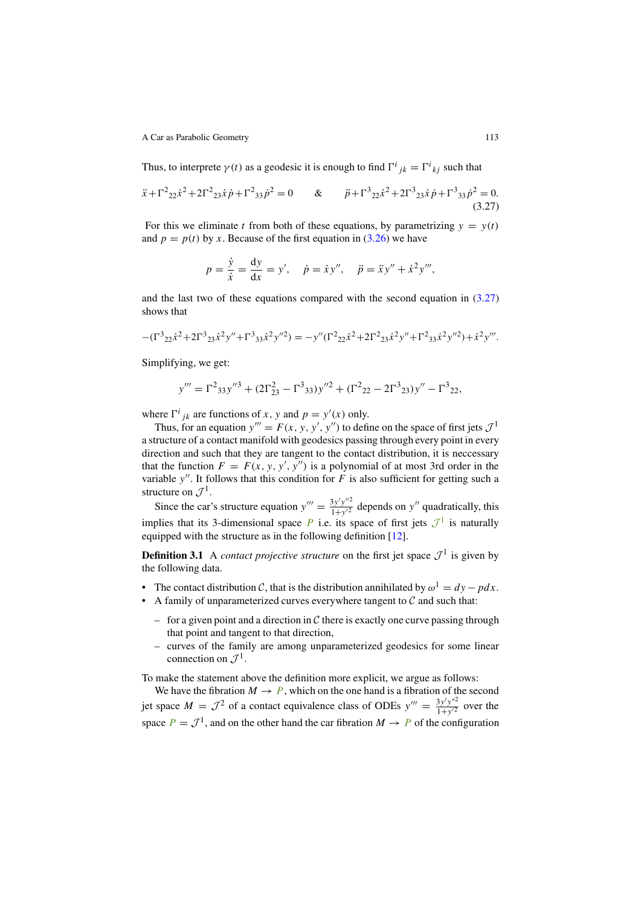Thus, to interprete $\gamma(t)$ as a geodesic it is enough to find $\Gamma^i{}_{jk} = \Gamma^i{}_{kj}$ such that

$$\ddot{x}+\Gamma^2{}_{22}\dot{x}^2+2\Gamma^2{}_{23}\dot{x}\dot{p}+\Gamma^2{}_{33}\dot{p}^2=0 \qquad \& \qquad \ddot{p}+\Gamma^3{}_{22}\dot{x}^2+2\Gamma^3{}_{23}\dot{x}\dot{p}+\Gamma^3{}_{33}\dot{p}^2=0. \tag{3.27}$$

For this we eliminate $t$ from both of these equations, by parametrizing $y = y(t)$ and $p = p(t)$ by $x$. Because of the first equation in (3.26) we have

$$p = \frac{\dot{y}}{\dot{x}} = \frac{\mathrm{d}y}{\mathrm{d}x} = y', \quad \dot{p} = \dot{x}y'', \quad \ddot{p} = \ddot{x}y'' + \dot{x}^2 y''',$$

and the last two of these equations compared with the second equation in (3.27) shows that

$$-(\Gamma^3{}_{22}\dot{x}^2+2\Gamma^3{}_{23}\dot{x}^2y''+\Gamma^3{}_{33}\dot{x}^2y''^2) = -y''(\Gamma^2{}_{22}\dot{x}^2+2\Gamma^2{}_{23}\dot{x}^2y''+\Gamma^2{}_{33}\dot{x}^2y''^2)+\dot{x}^2y'''.$$

Simplifying, we get:

$$y''' = \Gamma^2{}_{33}y''^3 + (2\Gamma^2_{23} - \Gamma^3{}_{33})y''^2 + (\Gamma^2{}_{22} - 2\Gamma^3{}_{23})y'' - \Gamma^3{}_{22},$$

where $\Gamma^i{}_{jk}$ are functions of $x$, $y$ and $p = y'(x)$ only.

Thus, for an equation $y''' = F(x, y, y', y'')$ to define on the space of first jets $\mathcal{J}^1$ a structure of a contact manifold with geodesics passing through every point in every direction and such that they are tangent to the contact distribution, it is neccessary that the function $F = F(x, y, y', y'')$ is a polynomial of at most 3rd order in the variable $y''$. It follows that this condition for $F$ is also sufficient for getting such a structure on $\mathcal{J}^1$.

Since the car's structure equation $y''' = \frac{3y'y''^2}{1+y'^2}$ depends on $y''$ quadratically, this implies that its 3-dimensional space $P$ i.e. its space of first jets $\mathcal{J}^1$ is naturally equipped with the structure as in the following definition [12].

**Definition 3.1** A *contact projective structure* on the first jet space $\mathcal{J}^1$ is given by the following data.

- The contact distribution $\mathcal{C}$, that is the distribution annihilated by $\omega^1 = dy - pdx$.
- A family of unparameterized curves everywhere tangent to $\mathcal{C}$ and such that:
  - for a given point and a direction in $\mathcal{C}$ there is exactly one curve passing through that point and tangent to that direction,
  - curves of the family are among unparameterized geodesics for some linear connection on $\mathcal{J}^1$.

To make the statement above the definition more explicit, we argue as follows:

We have the fibration $M \to P$, which on the one hand is a fibration of the second jet space $M = \mathcal{J}^2$ of a contact equivalence class of ODEs $y''' = \frac{3y'y''^2}{1+y'^2}$ over the space $P = \mathcal{J}^1$, and on the other hand the car fibration $M \to P$ of the configuration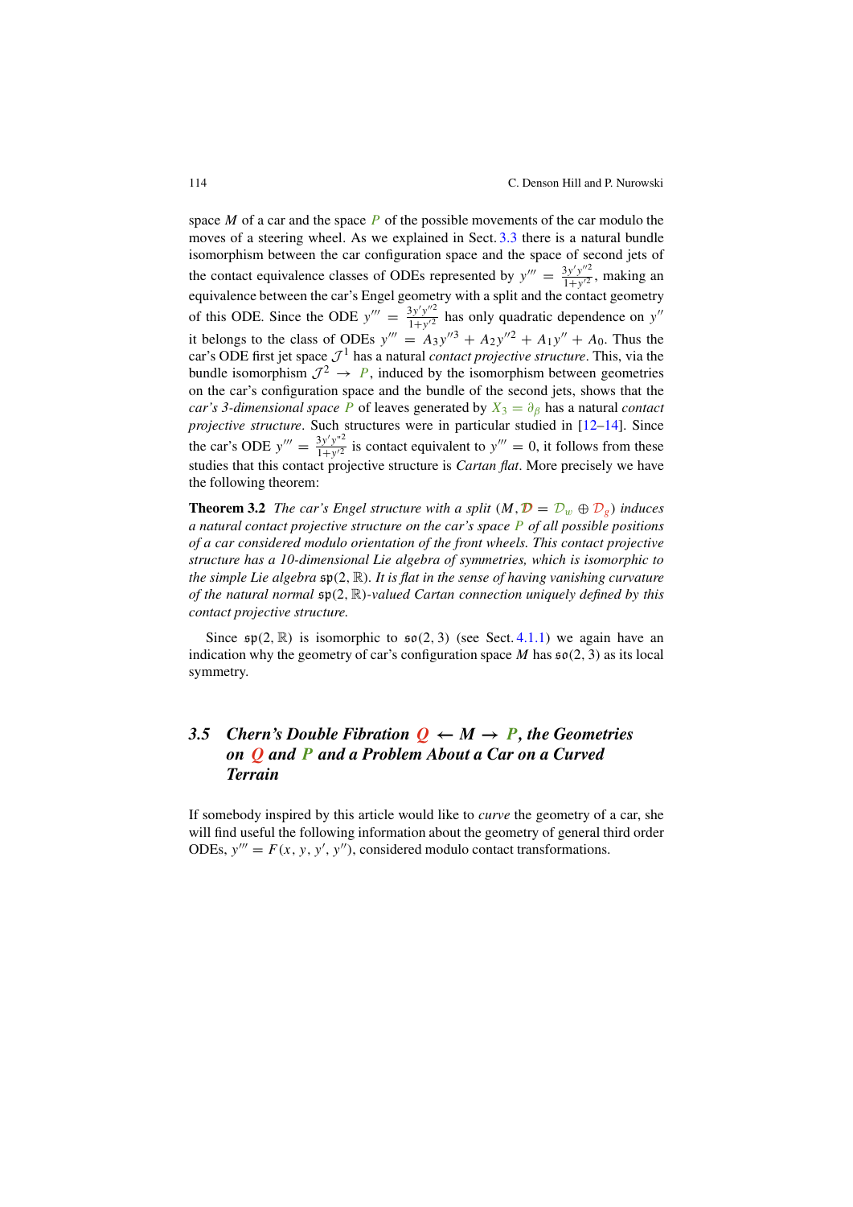space $M$ of a car and the space $P$ of the possible movements of the car modulo the moves of a steering wheel. As we explained in Sect. 3.3 there is a natural bundle isomorphism between the car configuration space and the space of second jets of the contact equivalence classes of ODEs represented by $y''' = \frac{3y'y''^2}{1+y'^2}$, making an equivalence between the car's Engel geometry with a split and the contact geometry of this ODE. Since the ODE $y''' = \frac{3y'y''^2}{1+y'^2}$ has only quadratic dependence on $y''$ it belongs to the class of ODEs $y''' = A_3 y''^3 + A_2 y''^2 + A_1 y'' + A_0$. Thus the car's ODE first jet space $\mathcal{J}^1$ has a natural *contact projective structure*. This, via the bundle isomorphism $\mathcal{J}^2 \to P$, induced by the isomorphism between geometries on the car's configuration space and the bundle of the second jets, shows that the *car's 3-dimensional space* $P$ of leaves generated by $X_3 = \partial_\beta$ has a natural *contact projective structure*. Such structures were in particular studied in [12–14]. Since the car's ODE $y''' = \frac{3y'y''^2}{1+y'^2}$ is contact equivalent to $y''' = 0$, it follows from these studies that this contact projective structure is *Cartan flat*. More precisely we have the following theorem:

**Theorem 3.2** *The car's Engel structure with a split $(M, \mathcal{D} = \mathcal{D}_w \oplus \mathcal{D}_g)$ induces a natural contact projective structure on the car's space $P$ of all possible positions of a car considered modulo orientation of the front wheels. This contact projective structure has a 10-dimensional Lie algebra of symmetries, which is isomorphic to the simple Lie algebra $\mathfrak{sp}(2, \mathbb{R})$. It is flat in the sense of having vanishing curvature of the natural normal $\mathfrak{sp}(2, \mathbb{R})$-valued Cartan connection uniquely defined by this contact projective structure.*

Since $\mathfrak{sp}(2, \mathbb{R})$ is isomorphic to $\mathfrak{so}(2, 3)$ (see Sect. 4.1.1) we again have an indication why the geometry of car's configuration space $M$ has $\mathfrak{so}(2, 3)$ as its local symmetry.

## 3.5 Chern's Double Fibration $Q \leftarrow M \rightarrow P$, the Geometries on $Q$ and $P$ and a Problem About a Car on a Curved Terrain

If somebody inspired by this article would like to *curve* the geometry of a car, she will find useful the following information about the geometry of general third order ODEs, $y''' = F(x, y, y', y'')$, considered modulo contact transformations.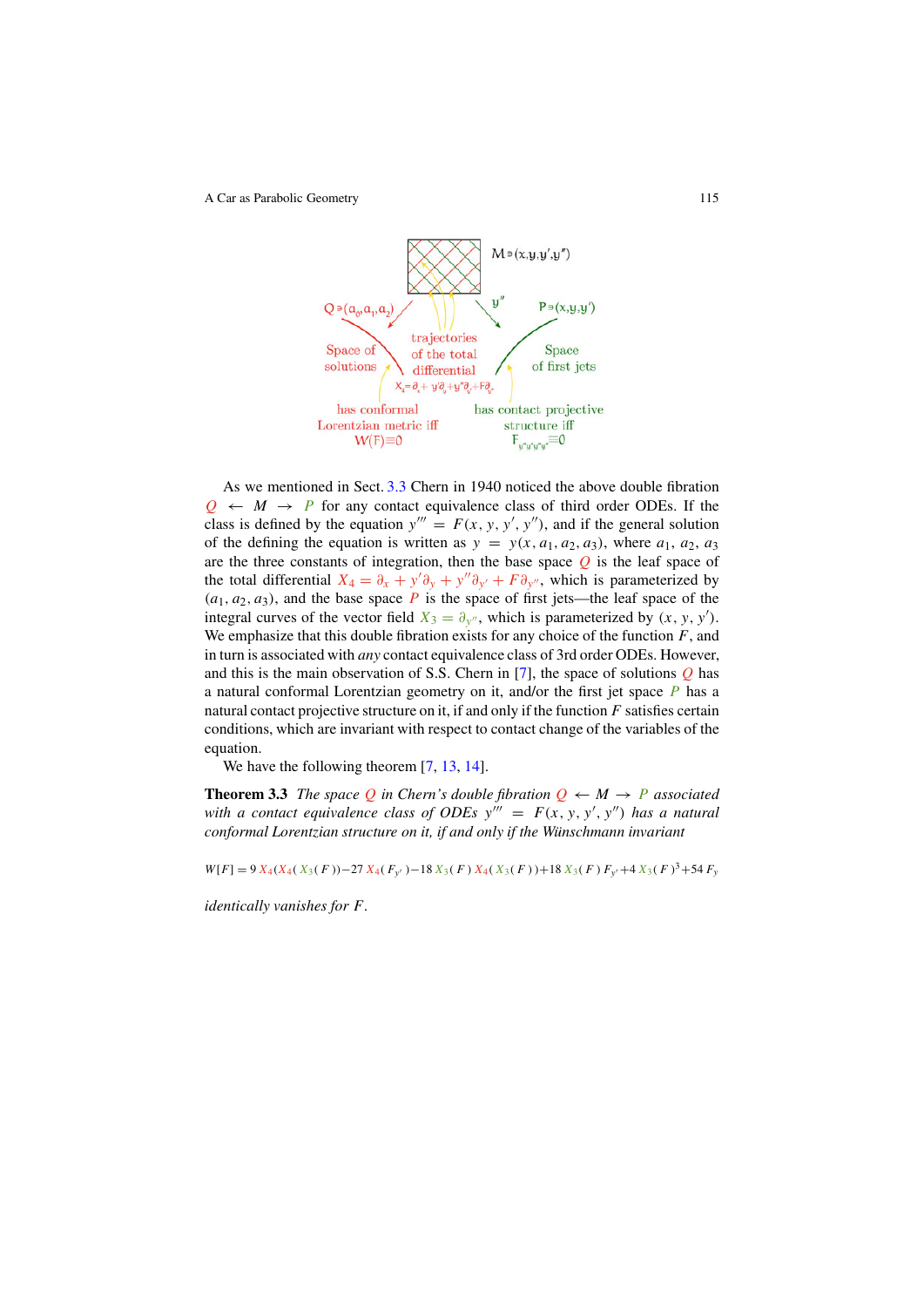As we mentioned in Sect. 3.3 Chern in 1940 noticed the above double fibration $Q \leftarrow M \rightarrow P$ for any contact equivalence class of third order ODEs. If the class is defined by the equation $y''' = F(x, y, y', y'')$, and if the general solution of the defining the equation is written as $y = y(x, a_1, a_2, a_3)$, where $a_1$, $a_2$, $a_3$ are the three constants of integration, then the base space $Q$ is the leaf space of the total differential $X_4 = \partial_x + y'\partial_y + y''\partial_{y'} + F\partial_{y''}$, which is parameterized by $(a_1, a_2, a_3)$, and the base space $P$ is the space of first jets—the leaf space of the integral curves of the vector field $X_3 = \partial_{y''}$, which is parameterized by $(x, y, y')$. We emphasize that this double fibration exists for any choice of the function $F$, and in turn is associated with *any* contact equivalence class of 3rd order ODEs. However, and this is the main observation of S.S. Chern in [7], the space of solutions $Q$ has a natural conformal Lorentzian geometry on it, and/or the first jet space $P$ has a natural contact projective structure on it, if and only if the function $F$ satisfies certain conditions, which are invariant with respect to contact change of the variables of the equation.

We have the following theorem [7, 13, 14].

**Theorem 3.3** *The space $Q$ in Chern's double fibration $Q \leftarrow M \rightarrow P$ associated with a contact equivalence class of ODEs $y''' = F(x, y, y', y'')$ has a natural conformal Lorentzian structure on it, if and only if the Wünschmann invariant*

$$W[F] = 9\,X_4(X_4(X_3(F))-27\,X_4(F_{y'})-18\,X_3(F)\,X_4(X_3(F))+18\,X_3(F)\,F_{y'}+4\,X_3(F)^3+54\,F_y$$

*identically vanishes for $F$.*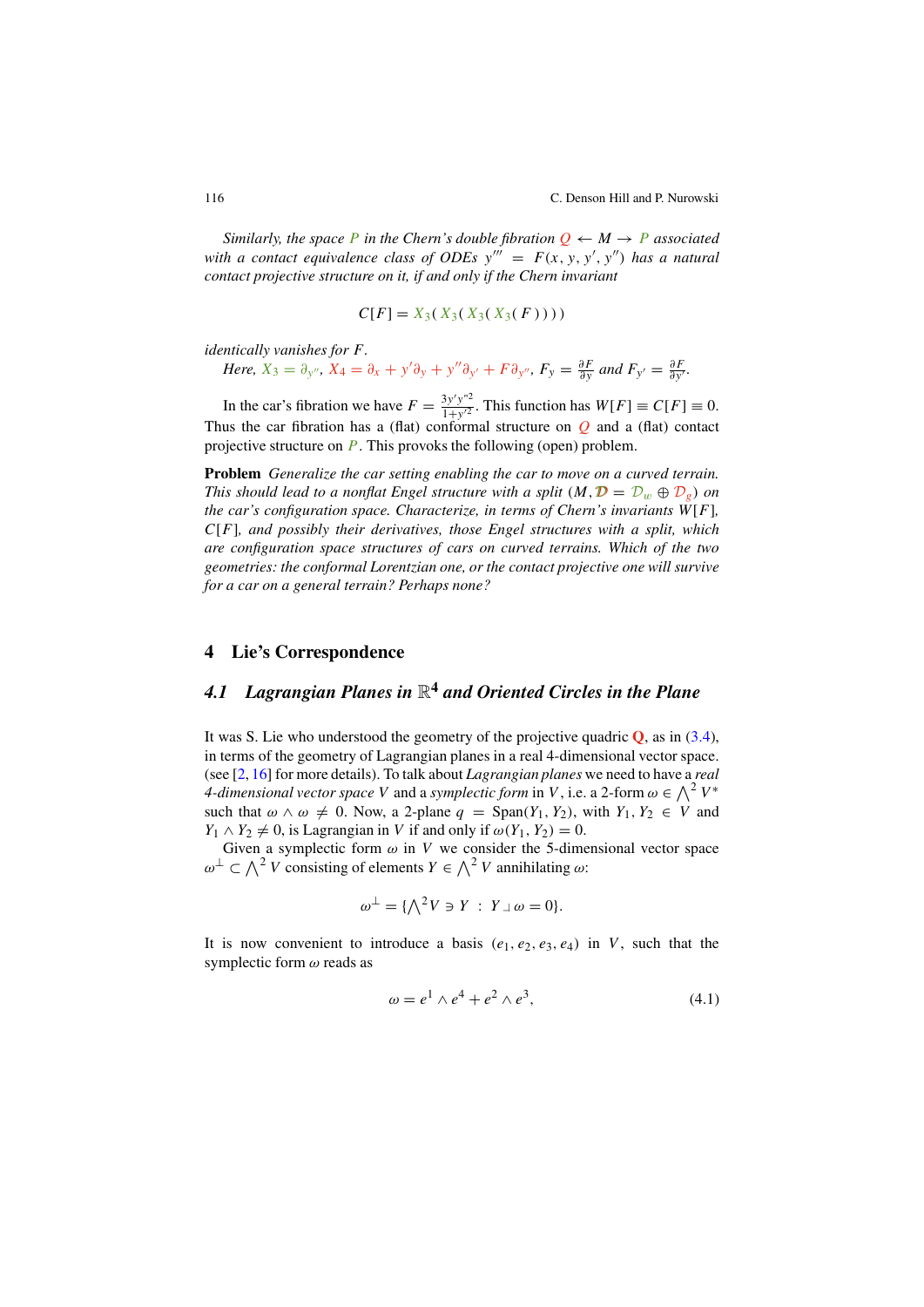*Similarly, the space $P$ in the Chern's double fibration $Q \leftarrow M \rightarrow P$ associated with a contact equivalence class of ODEs $y''' = F(x, y, y', y'')$ has a natural contact projective structure on it, if and only if the Chern invariant*

$$C[F] = X_3(X_3(X_3(X_3(F))))$$

*identically vanishes for $F$.*

*Here, $X_3 = \partial_{y''}$, $X_4 = \partial_x + y'\partial_y + y''\partial_{y'} + F\partial_{y''}$, $F_y = \frac{\partial F}{\partial y}$ and $F_{y'} = \frac{\partial F}{\partial y'}$.*

In the car's fibration we have $F = \frac{3y'y''^2}{1+y'^2}$. This function has $W[F] \equiv C[F] \equiv 0$. Thus the car fibration has a (flat) conformal structure on $Q$ and a (flat) contact projective structure on $P$. This provokes the following (open) problem.

**Problem** *Generalize the car setting enabling the car to move on a curved terrain. This should lead to a nonflat Engel structure with a split $(M, \mathcal{D} = \mathcal{D}_w \oplus \mathcal{D}_g)$ on the car's configuration space. Characterize, in terms of Chern's invariants $W[F]$, $C[F]$, and possibly their derivatives, those Engel structures with a split, which are configuration space structures of cars on curved terrains. Which of the two geometries: the conformal Lorentzian one, or the contact projective one will survive for a car on a general terrain? Perhaps none?*

## 4 Lie's Correspondence

### 4.1 Lagrangian Planes in $\mathbb{R}^4$ and Oriented Circles in the Plane

It was S. Lie who understood the geometry of the projective quadric $\mathbf{Q}$, as in (3.4), in terms of the geometry of Lagrangian planes in a real 4-dimensional vector space. (see [2, 16] for more details). To talk about *Lagrangian planes* we need to have a *real 4-dimensional vector space* $V$ and a *symplectic form* in $V$, i.e. a 2-form $\omega \in \bigwedge^2 V^*$ such that $\omega \wedge \omega \neq 0$. Now, a 2-plane $q = \mathrm{Span}(Y_1, Y_2)$, with $Y_1, Y_2 \in V$ and $Y_1 \wedge Y_2 \neq 0$, is Lagrangian in $V$ if and only if $\omega(Y_1, Y_2) = 0$.

Given a symplectic form $\omega$ in $V$ we consider the 5-dimensional vector space $\omega^\perp \subset \bigwedge^2 V$ consisting of elements $Y \in \bigwedge^2 V$ annihilating $\omega$:

$$\omega^\perp = \{\textstyle\bigwedge^2 V \ni Y \ : \ Y \lrcorner\, \omega = 0\}.$$

It is now convenient to introduce a basis $(e_1, e_2, e_3, e_4)$ in $V$, such that the symplectic form $\omega$ reads as

$$\omega = e^1 \wedge e^4 + e^2 \wedge e^3, \tag{4.1}$$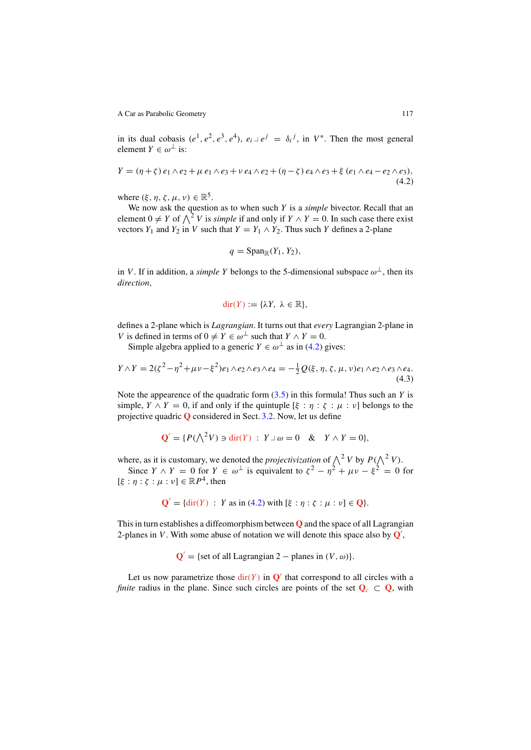in its dual cobasis $(e^1, e^2, e^3, e^4)$, $e_i \lrcorner e^j = \delta_i{}^j$, in $V^*$. Then the most general element $Y \in \omega^\perp$ is:

$$Y = (\eta + \zeta)\, e_1 \wedge e_2 + \mu\, e_1 \wedge e_3 + \nu\, e_4 \wedge e_2 + (\eta - \zeta)\, e_4 \wedge e_3 + \xi\, (e_1 \wedge e_4 - e_2 \wedge e_3), \tag{4.2}$$

where $(\xi, \eta, \zeta, \mu, \nu) \in \mathbb{R}^5$.

We now ask the question as to when such $Y$ is a *simple* bivector. Recall that an element $0 \neq Y$ of $\bigwedge^2 V$ is *simple* if and only if $Y \wedge Y = 0$. In such case there exist vectors $Y_1$ and $Y_2$ in $V$ such that $Y = Y_1 \wedge Y_2$. Thus such $Y$ defines a 2-plane

$$q = \mathrm{Span}_{\mathbb{R}}(Y_1, Y_2),$$

in $V$. If in addition, a *simple* $Y$ belongs to the 5-dimensional subspace $\omega^\perp$, then its *direction*,

$$\mathrm{dir}(Y) := \{\lambda Y,\ \lambda \in \mathbb{R}\},$$

defines a 2-plane which is *Lagrangian*. It turns out that *every* Lagrangian 2-plane in $V$ is defined in terms of $0 \neq Y \in \omega^\perp$ such that $Y \wedge Y = 0$.

Simple algebra applied to a generic $Y \in \omega^\perp$ as in (4.2) gives:

$$Y \wedge Y = 2(\zeta^2 - \eta^2 + \mu\nu - \xi^2) e_1 \wedge e_2 \wedge e_3 \wedge e_4 = -\tfrac{1}{2} Q(\xi, \eta, \zeta, \mu, \nu) e_1 \wedge e_2 \wedge e_3 \wedge e_4. \tag{4.3}$$

Note the appearence of the quadratic form (3.5) in this formula! Thus such an $Y$ is simple, $Y \wedge Y = 0$, if and only if the quintuple $[\xi : \eta : \zeta : \mu : \nu]$ belongs to the projective quadric $\mathbf{Q}$ considered in Sect. 3.2. Now, let us define

$$\mathbf{Q}' = \{P(\textstyle\bigwedge^2 V) \ni \mathrm{dir}(Y)\ :\ Y \lrcorner\, \omega = 0 \quad \& \quad Y \wedge Y = 0\},$$

where, as it is customary, we denoted the *projectivization* of $\bigwedge^2 V$ by $P(\bigwedge^2 V)$.

Since $Y \wedge Y = 0$ for $Y \in \omega^\perp$ is equivalent to $\zeta^2 - \eta^2 + \mu\nu - \xi^2 = 0$ for $[\xi : \eta : \zeta : \mu : \nu] \in \mathbb{R}P^4$, then

$$\mathbf{Q}' = \{\mathrm{dir}(Y)\ :\ Y \text{ as in (4.2) with } [\xi : \eta : \zeta : \mu : \nu] \in \mathbf{Q}\}.$$

This in turn establishes a diffeomorphism between $\mathbf{Q}$ and the space of all Lagrangian 2-planes in $V$. With some abuse of notation we will denote this space also by $\mathbf{Q}'$,

$$\mathbf{Q}' = \{\text{set of all Lagrangian } 2-\text{planes in } (V, \omega)\}.$$

Let us now parametrize those $\mathrm{dir}(Y)$ in $\mathbf{Q}'$ that correspond to all circles with a *finite* radius in the plane. Since such circles are points of the set $\mathbf{Q}_c \subset \mathbf{Q}$, with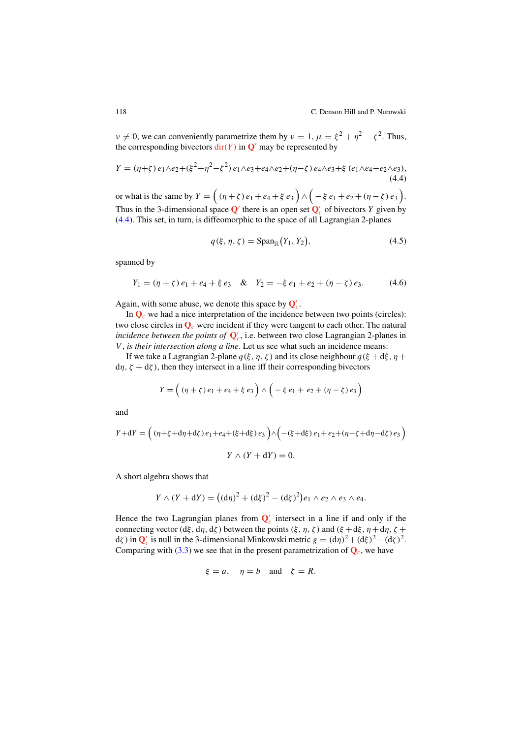$\nu \neq 0$, we can conveniently parametrize them by $\nu = 1$, $\mu = \xi^2 + \eta^2 - \zeta^2$. Thus, the corresponding bivectors $\mathrm{dir}(Y)$ in $\mathbf{Q}'$ may be represented by

$$Y = (\eta+\zeta)\, e_1\wedge e_2 + (\xi^2+\eta^2-\zeta^2)\, e_1\wedge e_3 + e_4\wedge e_2 + (\eta-\zeta)\, e_4\wedge e_3 + \xi\,(e_1\wedge e_4 - e_2\wedge e_3), \tag{4.4}$$

or what is the same by $Y = \Big( (\eta+\zeta)\, e_1 + e_4 + \xi\, e_3 \Big) \wedge \Big( -\xi\, e_1 + e_2 + (\eta-\zeta)\, e_3 \Big)$. Thus in the 3-dimensional space $\mathbf{Q}'$ there is an open set $\mathbf{Q}'_c$ of bivectors $Y$ given by (4.4). This set, in turn, is diffeomorphic to the space of all Lagrangian 2-planes

$$q(\xi, \eta, \zeta) = \mathrm{Span}_{\mathbb{R}}\big(Y_1, Y_2\big), \tag{4.5}$$

spanned by

$$Y_1 = (\eta+\zeta)\, e_1 + e_4 + \xi\, e_3 \quad \& \quad Y_2 = -\xi\, e_1 + e_2 + (\eta-\zeta)\, e_3. \tag{4.6}$$

Again, with some abuse, we denote this space by $\mathbf{Q}'_c$.

In $\mathbf{Q}_c$ we had a nice interpretation of the incidence between two points (circles): two close circles in $\mathbf{Q}_c$ were incident if they were tangent to each other. The natural *incidence between the points of* $\mathbf{Q}'_c$, i.e. between two close Lagrangian 2-planes in $V$, *is their intersection along a line*. Let us see what such an incidence means:

If we take a Lagrangian 2-plane $q(\xi, \eta, \zeta)$ and its close neighbour $q(\xi + \mathrm{d}\xi, \eta + \mathrm{d}\eta, \zeta + \mathrm{d}\zeta)$, then they intersect in a line iff their corresponding bivectors

$$Y = \Big( (\eta+\zeta)\, e_1 + e_4 + \xi\, e_3 \Big) \wedge \Big( -\xi\, e_1 + e_2 + (\eta-\zeta)\, e_3 \Big)$$

and

$$Y + \mathrm{d}Y = \Big( (\eta+\zeta+\mathrm{d}\eta+\mathrm{d}\zeta)\, e_1 + e_4 + (\xi+\mathrm{d}\xi)\, e_3 \Big) \wedge \Big( -(\xi+\mathrm{d}\xi)\, e_1 + e_2 + (\eta-\zeta+\mathrm{d}\eta-\mathrm{d}\zeta)\, e_3 \Big)$$

$$Y \wedge (Y + \mathrm{d}Y) = 0.$$

A short algebra shows that

$$Y \wedge (Y + \mathrm{d}Y) = \big( (\mathrm{d}\eta)^2 + (\mathrm{d}\xi)^2 - (\mathrm{d}\zeta)^2 \big) e_1 \wedge e_2 \wedge e_3 \wedge e_4.$$

Hence the two Lagrangian planes from $\mathbf{Q}'_c$ intersect in a line if and only if the connecting vector $(\mathrm{d}\xi, \mathrm{d}\eta, \mathrm{d}\zeta)$ between the points $(\xi, \eta, \zeta)$ and $(\xi + \mathrm{d}\xi, \eta + \mathrm{d}\eta, \zeta + \mathrm{d}\zeta)$ in $\mathbf{Q}'_c$ is null in the 3-dimensional Minkowski metric $g = (\mathrm{d}\eta)^2 + (\mathrm{d}\xi)^2 - (\mathrm{d}\zeta)^2$. Comparing with (3.3) we see that in the present parametrization of $\mathbf{Q}_c$, we have

$$\xi = a, \quad \eta = b \quad \text{and} \quad \zeta = R.$$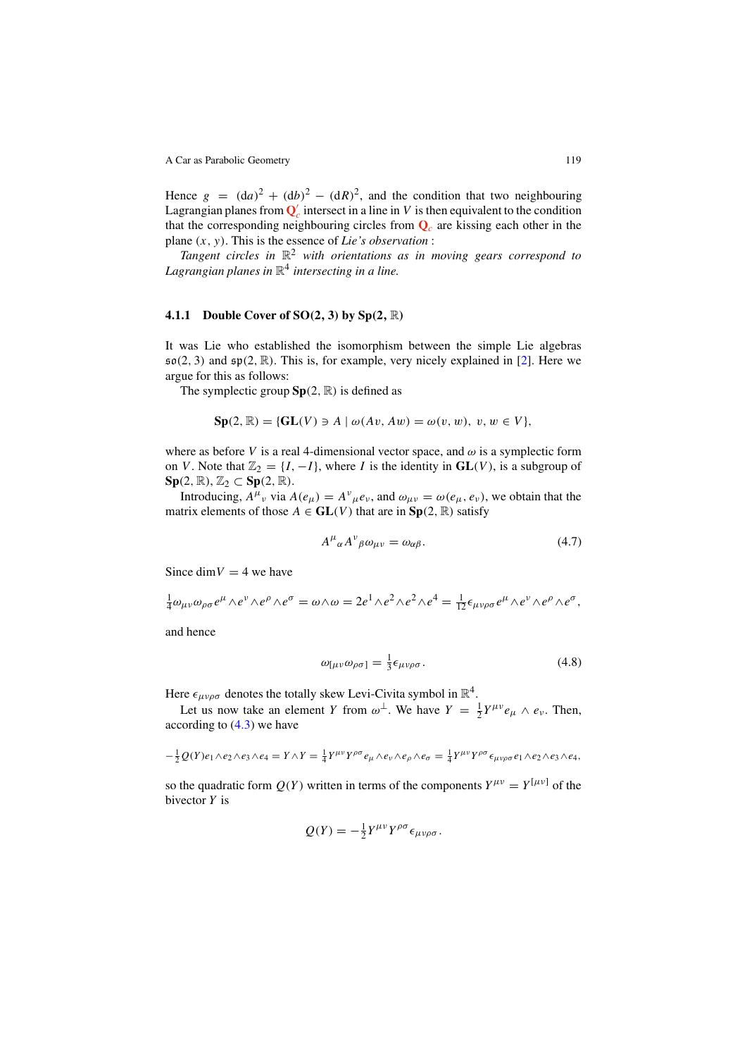Hence $g = (\mathrm{d}a)^2 + (\mathrm{d}b)^2 - (\mathrm{d}R)^2$, and the condition that two neighbouring Lagrangian planes from $\mathbf{Q}'_c$ intersect in a line in $V$ is then equivalent to the condition that the corresponding neighbouring circles from $\mathbf{Q}_c$ are kissing each other in the plane $(x, y)$. This is the essence of *Lie's observation* :

*Tangent circles in* $\mathbb{R}^2$ *with orientations as in moving gears correspond to Lagrangian planes in* $\mathbb{R}^4$ *intersecting in a line.*

### 4.1.1 Double Cover of SO(2, 3) by Sp(2, $\mathbb{R}$)

It was Lie who established the isomorphism between the simple Lie algebras $\mathfrak{so}(2,3)$ and $\mathfrak{sp}(2,\mathbb{R})$. This is, for example, very nicely explained in [2]. Here we argue for this as follows:

The symplectic group $\mathbf{Sp}(2,\mathbb{R})$ is defined as

$$\mathbf{Sp}(2,\mathbb{R}) = \{\mathbf{GL}(V) \ni A \mid \omega(Av, Aw) = \omega(v, w),\ v, w \in V\},$$

where as before $V$ is a real 4-dimensional vector space, and $\omega$ is a symplectic form on $V$. Note that $\mathbb{Z}_2 = \{I, -I\}$, where $I$ is the identity in $\mathbf{GL}(V)$, is a subgroup of $\mathbf{Sp}(2,\mathbb{R})$, $\mathbb{Z}_2 \subset \mathbf{Sp}(2,\mathbb{R})$.

Introducing, $A^{\mu}{}_{\nu}$ via $A(e_\mu) = A^{\nu}{}_{\mu} e_\nu$, and $\omega_{\mu\nu} = \omega(e_\mu, e_\nu)$, we obtain that the matrix elements of those $A \in \mathbf{GL}(V)$ that are in $\mathbf{Sp}(2,\mathbb{R})$ satisfy

$$A^{\mu}{}_{\alpha} A^{\nu}{}_{\beta} \omega_{\mu\nu} = \omega_{\alpha\beta}. \tag{4.7}$$

Since $\dim V = 4$ we have

$$\tfrac{1}{4}\omega_{\mu\nu}\omega_{\rho\sigma} e^\mu \wedge e^\nu \wedge e^\rho \wedge e^\sigma = \omega \wedge \omega = 2e^1 \wedge e^2 \wedge e^2 \wedge e^4 = \tfrac{1}{12}\epsilon_{\mu\nu\rho\sigma} e^\mu \wedge e^\nu \wedge e^\rho \wedge e^\sigma,$$

and hence

$$\omega_{[\mu\nu}\omega_{\rho\sigma]} = \tfrac{1}{3}\epsilon_{\mu\nu\rho\sigma}. \tag{4.8}$$

Here $\epsilon_{\mu\nu\rho\sigma}$ denotes the totally skew Levi-Civita symbol in $\mathbb{R}^4$.

Let us now take an element $Y$ from $\omega^\perp$. We have $Y = \frac{1}{2} Y^{\mu\nu} e_\mu \wedge e_\nu$. Then, according to (4.3) we have

$$-\tfrac{1}{2}Q(Y) e_1 \wedge e_2 \wedge e_3 \wedge e_4 = Y \wedge Y = \tfrac{1}{4} Y^{\mu\nu} Y^{\rho\sigma} e_\mu \wedge e_\nu \wedge e_\rho \wedge e_\sigma = \tfrac{1}{4} Y^{\mu\nu} Y^{\rho\sigma} \epsilon_{\mu\nu\rho\sigma} e_1 \wedge e_2 \wedge e_3 \wedge e_4,$$

so the quadratic form $Q(Y)$ written in terms of the components $Y^{\mu\nu} = Y^{[\mu\nu]}$ of the bivector $Y$ is

$$Q(Y) = -\tfrac{1}{2} Y^{\mu\nu} Y^{\rho\sigma} \epsilon_{\mu\nu\rho\sigma}.$$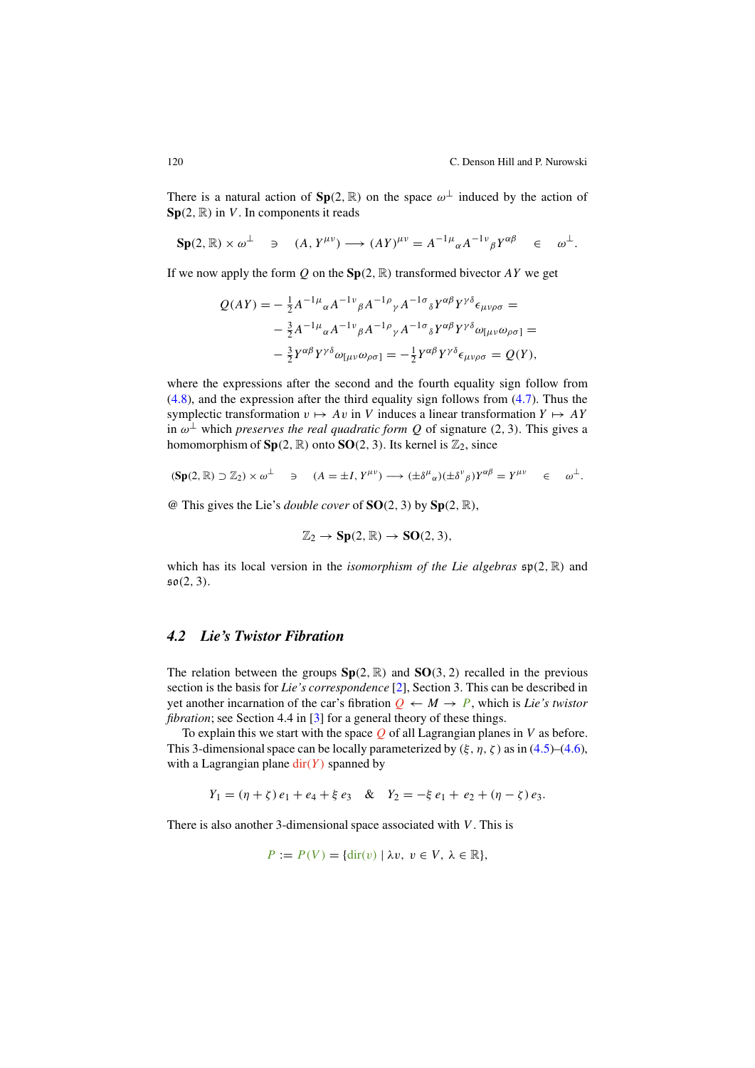There is a natural action of $\mathbf{Sp}(2,\mathbb{R})$ on the space $\omega^\perp$ induced by the action of $\mathbf{Sp}(2,\mathbb{R})$ in $V$. In components it reads

$$\mathbf{Sp}(2,\mathbb{R}) \times \omega^\perp \quad \ni \quad (A, Y^{\mu\nu}) \longrightarrow (AY)^{\mu\nu} = A^{-1\mu}{}_{\alpha} A^{-1\nu}{}_{\beta} Y^{\alpha\beta} \quad \in \quad \omega^\perp.$$

If we now apply the form $Q$ on the $\mathbf{Sp}(2,\mathbb{R})$ transformed bivector $AY$ we get

$$\begin{aligned} Q(AY) = & -\tfrac{1}{2} A^{-1\mu}{}_{\alpha} A^{-1\nu}{}_{\beta} A^{-1\rho}{}_{\gamma} A^{-1\sigma}{}_{\delta} Y^{\alpha\beta} Y^{\gamma\delta} \epsilon_{\mu\nu\rho\sigma} = \\ & -\tfrac{3}{2} A^{-1\mu}{}_{\alpha} A^{-1\nu}{}_{\beta} A^{-1\rho}{}_{\gamma} A^{-1\sigma}{}_{\delta} Y^{\alpha\beta} Y^{\gamma\delta} \omega_{[\mu\nu}\omega_{\rho\sigma]} = \\ & -\tfrac{3}{2} Y^{\alpha\beta} Y^{\gamma\delta} \omega_{[\mu\nu}\omega_{\rho\sigma]} = -\tfrac{1}{2} Y^{\alpha\beta} Y^{\gamma\delta} \epsilon_{\mu\nu\rho\sigma} = Q(Y), \end{aligned}$$

where the expressions after the second and the fourth equality sign follow from (4.8), and the expression after the third equality sign follows from (4.7). Thus the symplectic transformation $v \mapsto Av$ in $V$ induces a linear transformation $Y \mapsto AY$ in $\omega^\perp$ which *preserves the real quadratic form* $Q$ of signature $(2, 3)$. This gives a homomorphism of $\mathbf{Sp}(2,\mathbb{R})$ onto $\mathbf{SO}(2, 3)$. Its kernel is $\mathbb{Z}_2$, since

$$(\mathbf{Sp}(2,\mathbb{R}) \supset \mathbb{Z}_2) \times \omega^\perp \quad \ni \quad (A = \pm I, Y^{\mu\nu}) \longrightarrow (\pm\delta^{\mu}{}_{\alpha})(\pm\delta^{\nu}{}_{\beta}) Y^{\alpha\beta} = Y^{\mu\nu} \quad \in \quad \omega^\perp.$$

@ This gives the Lie's *double cover* of $\mathbf{SO}(2, 3)$ by $\mathbf{Sp}(2,\mathbb{R})$,

$$\mathbb{Z}_2 \to \mathbf{Sp}(2,\mathbb{R}) \to \mathbf{SO}(2, 3),$$

which has its local version in the *isomorphism of the Lie algebras* $\mathfrak{sp}(2,\mathbb{R})$ and $\mathfrak{so}(2, 3)$.

## 4.2 Lie's Twistor Fibration

The relation between the groups $\mathbf{Sp}(2,\mathbb{R})$ and $\mathbf{SO}(3, 2)$ recalled in the previous section is the basis for *Lie's correspondence* [2], Section 3. This can be described in yet another incarnation of the car's fibration $Q \leftarrow M \rightarrow P$, which is *Lie's twistor fibration*; see Section 4.4 in [3] for a general theory of these things.

To explain this we start with the space $Q$ of all Lagrangian planes in $V$ as before. This 3-dimensional space can be locally parameterized by $(\xi, \eta, \zeta)$ as in (4.5)–(4.6), with a Lagrangian plane $\mathrm{dir}(Y)$ spanned by

$$Y_1 = (\eta + \zeta)\, e_1 + e_4 + \xi\, e_3 \quad \& \quad Y_2 = -\xi\, e_1 + e_2 + (\eta - \zeta)\, e_3.$$

There is also another 3-dimensional space associated with $V$. This is

$$P := P(V) = \{\mathrm{dir}(v) \mid \lambda v,\ v \in V,\ \lambda \in \mathbb{R}\},$$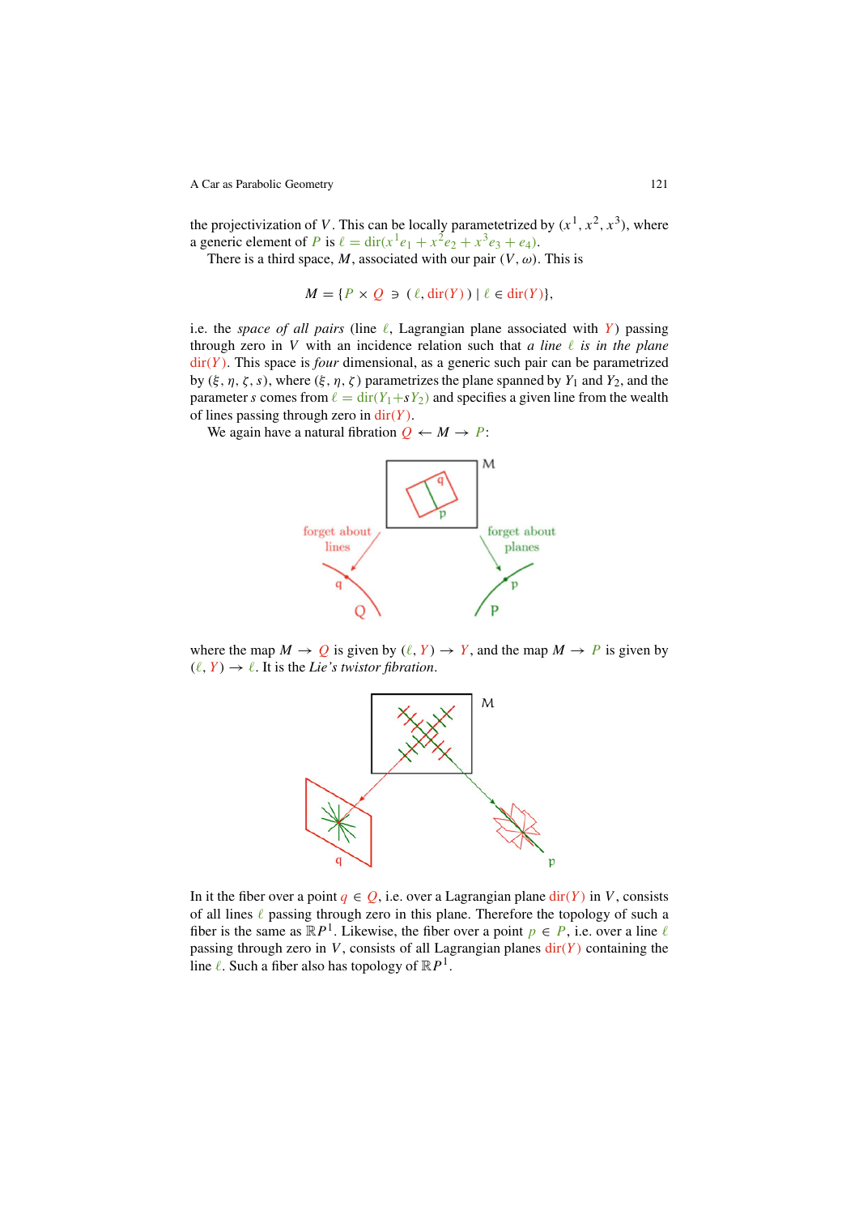the projectivization of $V$. This can be locally parametetrized by $(x^1, x^2, x^3)$, where a generic element of $P$ is $\ell = \text{dir}(x^1 e_1 + x^2 e_2 + x^3 e_3 + e_4)$.

There is a third space, $M$, associated with our pair $(V, \omega)$. This is

$$M = \{P \times Q \ni (\ell, \text{dir}(Y)) \mid \ell \in \text{dir}(Y)\},$$

i.e. the *space of all pairs* (line $\ell$, Lagrangian plane associated with $Y$) passing through zero in $V$ with an incidence relation such that *a line $\ell$ is in the plane* $\text{dir}(Y)$. This space is *four* dimensional, as a generic such pair can be parametrized by $(\xi, \eta, \zeta, s)$, where $(\xi, \eta, \zeta)$ parametrizes the plane spanned by $Y_1$ and $Y_2$, and the parameter $s$ comes from $\ell = \text{dir}(Y_1 + sY_2)$ and specifies a given line from the wealth of lines passing through zero in $\text{dir}(Y)$.

We again have a natural fibration $Q \leftarrow M \rightarrow P$:

where the map $M \rightarrow Q$ is given by $(\ell, Y) \rightarrow Y$, and the map $M \rightarrow P$ is given by $(\ell, Y) \rightarrow \ell$. It is the *Lie's twistor fibration*.

In it the fiber over a point $q \in Q$, i.e. over a Lagrangian plane $\text{dir}(Y)$ in $V$, consists of all lines $\ell$ passing through zero in this plane. Therefore the topology of such a fiber is the same as $\mathbb{R}P^1$. Likewise, the fiber over a point $p \in P$, i.e. over a line $\ell$ passing through zero in $V$, consists of all Lagrangian planes $\text{dir}(Y)$ containing the line $\ell$. Such a fiber also has topology of $\mathbb{R}P^1$.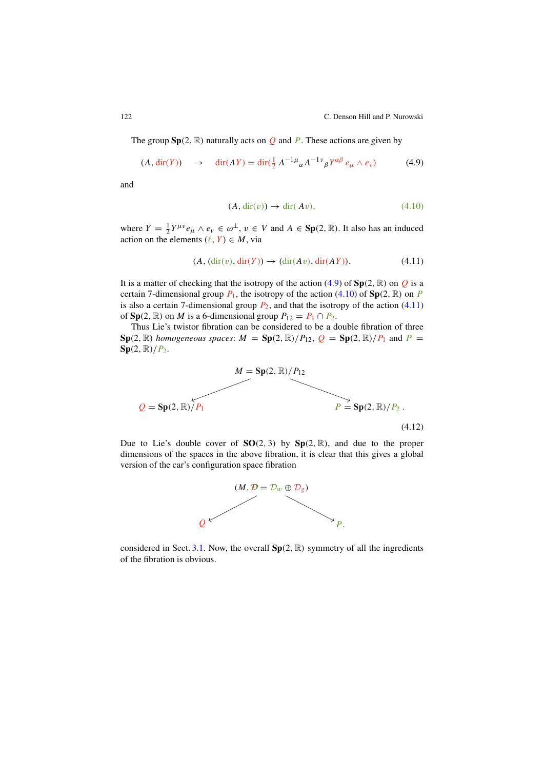The group $\mathbf{Sp}(2,\mathbb{R})$ naturally acts on $Q$ and $P$. These actions are given by

$$(A, \mathrm{dir}(Y)) \quad \to \quad \mathrm{dir}(AY) = \mathrm{dir}(\tfrac{1}{2}\, A^{-1\mu}{}_{\alpha} A^{-1\nu}{}_{\beta} Y^{\alpha\beta}\, e_\mu \wedge e_\nu) \tag{4.9}$$

and

$$(A, \mathrm{dir}(v)) \to \mathrm{dir}(\, Av), \tag{4.10}$$

where $Y = \frac{1}{2} Y^{\mu\nu} e_\mu \wedge e_\nu \in \omega^\perp$, $v \in V$ and $A \in \mathbf{Sp}(2,\mathbb{R})$. It also has an induced action on the elements $(\ell, Y) \in M$, via

$$(A, (\mathrm{dir}(v), \mathrm{dir}(Y)) \to (\mathrm{dir}(Av), \mathrm{dir}(AY)). \tag{4.11}$$

It is a matter of checking that the isotropy of the action (4.9) of $\mathbf{Sp}(2,\mathbb{R})$ on $Q$ is a certain 7-dimensional group $P_1$, the isotropy of the action (4.10) of $\mathbf{Sp}(2,\mathbb{R})$ on $P$ is also a certain 7-dimensional group $P_2$, and that the isotropy of the action (4.11) of $\mathbf{Sp}(2,\mathbb{R})$ on $M$ is a 6-dimensional group $P_{12} = P_1 \cap P_2$.

Thus Lie's twistor fibration can be considered to be a double fibration of three $\mathbf{Sp}(2,\mathbb{R})$ *homogeneous spaces*: $M = \mathbf{Sp}(2,\mathbb{R})/P_{12}$, $Q = \mathbf{Sp}(2,\mathbb{R})/P_1$ and $P = \mathbf{Sp}(2,\mathbb{R})/P_2$.

$$\begin{array}{ccc} & M = \mathbf{Sp}(2,\mathbb{R})/P_{12} & \\ \swarrow & & \searrow \\ Q = \mathbf{Sp}(2,\mathbb{R})/P_1 & & P = \mathbf{Sp}(2,\mathbb{R})/P_2\,. \end{array} \tag{4.12}$$

Due to Lie's double cover of $\mathbf{SO}(2,3)$ by $\mathbf{Sp}(2,\mathbb{R})$, and due to the proper dimensions of the spaces in the above fibration, it is clear that this gives a global version of the car's configuration space fibration

$$\begin{array}{ccc} & (M, \mathcal{D} = \mathcal{D}_w \oplus \mathcal{D}_g) & \\ \swarrow & & \searrow \\ Q & & P\,. \end{array}$$

considered in Sect. 3.1. Now, the overall $\mathbf{Sp}(2,\mathbb{R})$ symmetry of all the ingredients of the fibration is obvious.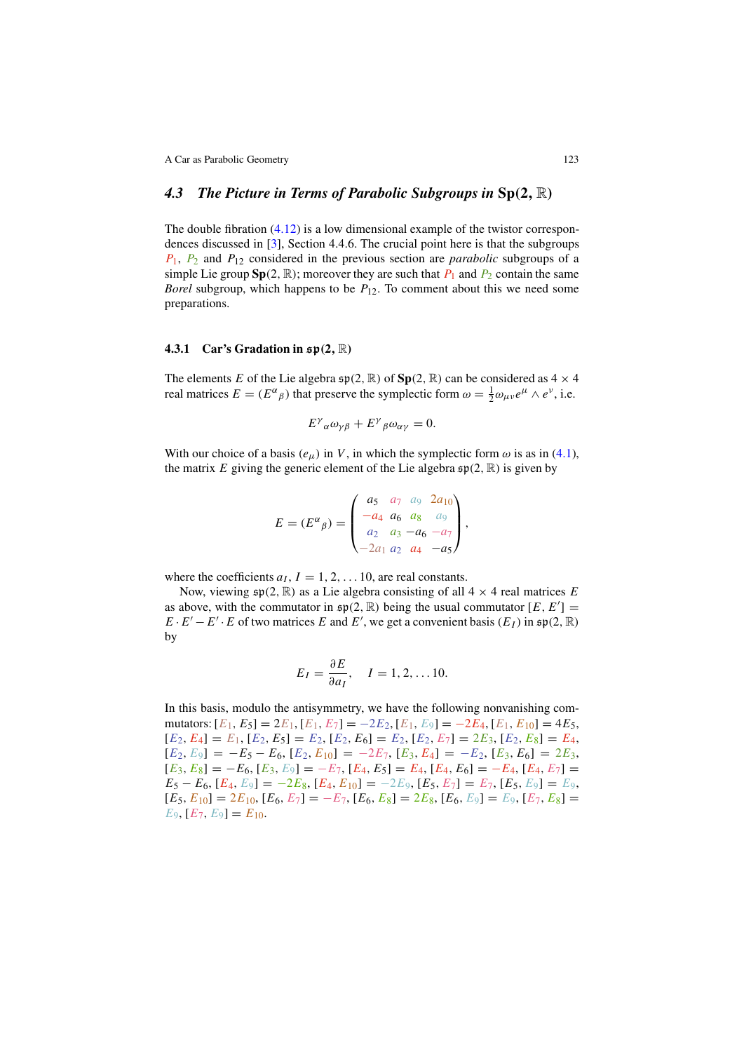### 4.3 The Picture in Terms of Parabolic Subgroups in $\mathbf{Sp}(2, \mathbb{R})$

The double fibration (4.12) is a low dimensional example of the twistor correspondences discussed in [3], Section 4.4.6. The crucial point here is that the subgroups $P_1$, $P_2$ and $P_{12}$ considered in the previous section are *parabolic* subgroups of a simple Lie group $\mathbf{Sp}(2, \mathbb{R})$; moreover they are such that $P_1$ and $P_2$ contain the same *Borel* subgroup, which happens to be $P_{12}$. To comment about this we need some preparations.

#### 4.3.1 Car's Gradation in $\mathfrak{sp}(2, \mathbb{R})$

The elements $E$ of the Lie algebra $\mathfrak{sp}(2, \mathbb{R})$ of $\mathbf{Sp}(2, \mathbb{R})$ can be considered as $4 \times 4$ real matrices $E = (E^\alpha{}_\beta)$ that preserve the symplectic form $\omega = \frac{1}{2}\omega_{\mu\nu}e^\mu \wedge e^\nu$, i.e.

$$E^\gamma{}_\alpha \omega_{\gamma\beta} + E^\gamma{}_\beta \omega_{\alpha\gamma} = 0.$$

With our choice of a basis $(e_\mu)$ in $V$, in which the symplectic form $\omega$ is as in (4.1), the matrix $E$ giving the generic element of the Lie algebra $\mathfrak{sp}(2, \mathbb{R})$ is given by

$$E = (E^\alpha{}_\beta) = \begin{pmatrix} a_5 & a_7 & a_9 & 2a_{10} \\ -a_4 & a_6 & a_8 & a_9 \\ a_2 & a_3 & -a_6 & -a_7 \\ -2a_1 & a_2 & a_4 & -a_5 \end{pmatrix},$$

where the coefficients $a_I$, $I = 1, 2, \ldots 10$, are real constants.

Now, viewing $\mathfrak{sp}(2, \mathbb{R})$ as a Lie algebra consisting of all $4 \times 4$ real matrices $E$ as above, with the commutator in $\mathfrak{sp}(2, \mathbb{R})$ being the usual commutator $[E, E'] = E \cdot E' - E' \cdot E$ of two matrices $E$ and $E'$, we get a convenient basis $(E_I)$ in $\mathfrak{sp}(2, \mathbb{R})$ by

$$E_I = \frac{\partial E}{\partial a_I}, \quad I = 1, 2, \ldots 10.$$

In this basis, modulo the antisymmetry, we have the following nonvanishing commutators: $[E_1, E_5] = 2E_1$, $[E_1, E_7] = -2E_2$, $[E_1, E_9] = -2E_4$, $[E_1, E_{10}] = 4E_5$, $[E_2, E_4] = E_1$, $[E_2, E_5] = E_2$, $[E_2, E_6] = E_2$, $[E_2, E_7] = 2E_3$, $[E_2, E_8] = E_4$, $[E_2, E_9] = -E_5 - E_6$, $[E_2, E_{10}] = -2E_7$, $[E_3, E_4] = -E_2$, $[E_3, E_6] = 2E_3$, $[E_3, E_8] = -E_6$, $[E_3, E_9] = -E_7$, $[E_4, E_5] = E_4$, $[E_4, E_6] = -E_4$, $[E_4, E_7] = E_5 - E_6$, $[E_4, E_9] = -2E_8$, $[E_4, E_{10}] = -2E_9$, $[E_5, E_7] = E_7$, $[E_5, E_9] = E_9$, $[E_5, E_{10}] = 2E_{10}$, $[E_6, E_7] = -E_7$, $[E_6, E_8] = 2E_8$, $[E_6, E_9] = E_9$, $[E_7, E_8] = E_9$, $[E_7, E_9] = E_{10}$.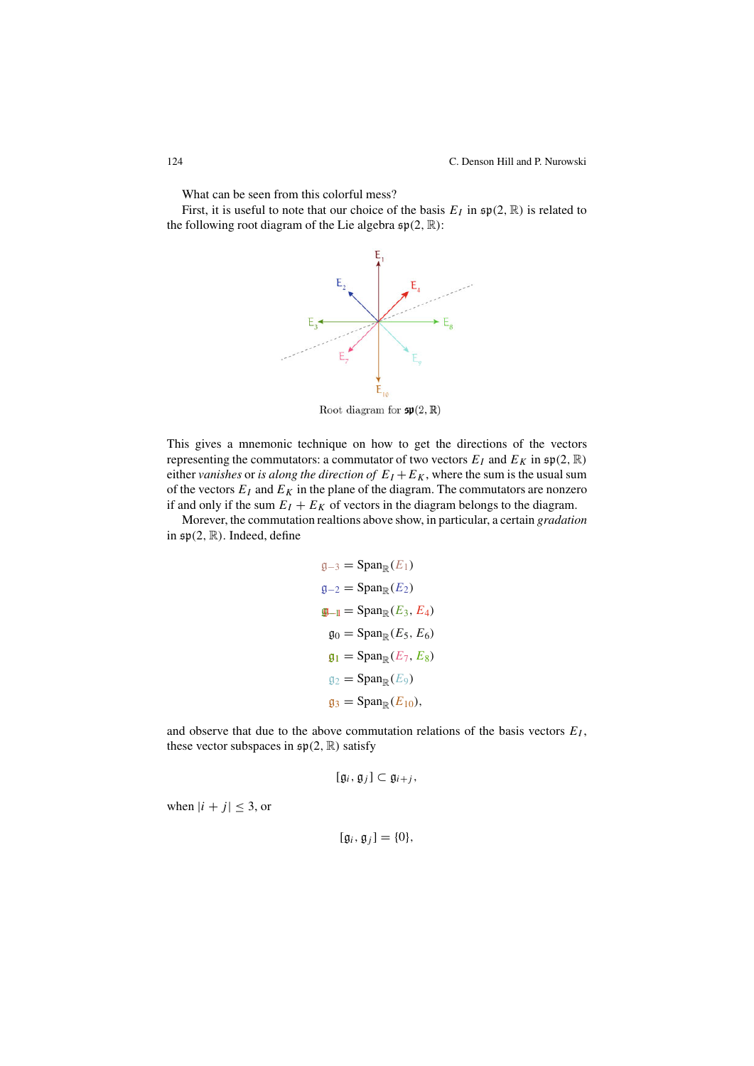What can be seen from this colorful mess?

First, it is useful to note that our choice of the basis $E_I$ in $\mathfrak{sp}(2, \mathbb{R})$ is related to the following root diagram of the Lie algebra $\mathfrak{sp}(2, \mathbb{R})$:

Root diagram for $\mathfrak{sp}(2, \mathbb{R})$

This gives a mnemonic technique on how to get the directions of the vectors representing the commutators: a commutator of two vectors $E_I$ and $E_K$ in $\mathfrak{sp}(2, \mathbb{R})$ either *vanishes* or *is along the direction of* $E_I + E_K$, where the sum is the usual sum of the vectors $E_I$ and $E_K$ in the plane of the diagram. The commutators are nonzero if and only if the sum $E_I + E_K$ of vectors in the diagram belongs to the diagram.

Morever, the commutation realtions above show, in particular, a certain *gradation* in $\mathfrak{sp}(2, \mathbb{R})$. Indeed, define

$$\begin{aligned}
\mathfrak{g}_{-3} &= \mathrm{Span}_{\mathbb{R}}(E_1)\\
\mathfrak{g}_{-2} &= \mathrm{Span}_{\mathbb{R}}(E_2)\\
\mathfrak{g}_{-1} &= \mathrm{Span}_{\mathbb{R}}(E_3, E_4)\\
\mathfrak{g}_{0} &= \mathrm{Span}_{\mathbb{R}}(E_5, E_6)\\
\mathfrak{g}_{1} &= \mathrm{Span}_{\mathbb{R}}(E_7, E_8)\\
\mathfrak{g}_{2} &= \mathrm{Span}_{\mathbb{R}}(E_9)\\
\mathfrak{g}_{3} &= \mathrm{Span}_{\mathbb{R}}(E_{10}),
\end{aligned}$$

and observe that due to the above commutation relations of the basis vectors $E_I$, these vector subspaces in $\mathfrak{sp}(2, \mathbb{R})$ satisfy

$$[\mathfrak{g}_i, \mathfrak{g}_j] \subset \mathfrak{g}_{i+j},$$

when $|i + j| \leq 3$, or

$$[\mathfrak{g}_i, \mathfrak{g}_j] = \{0\},$$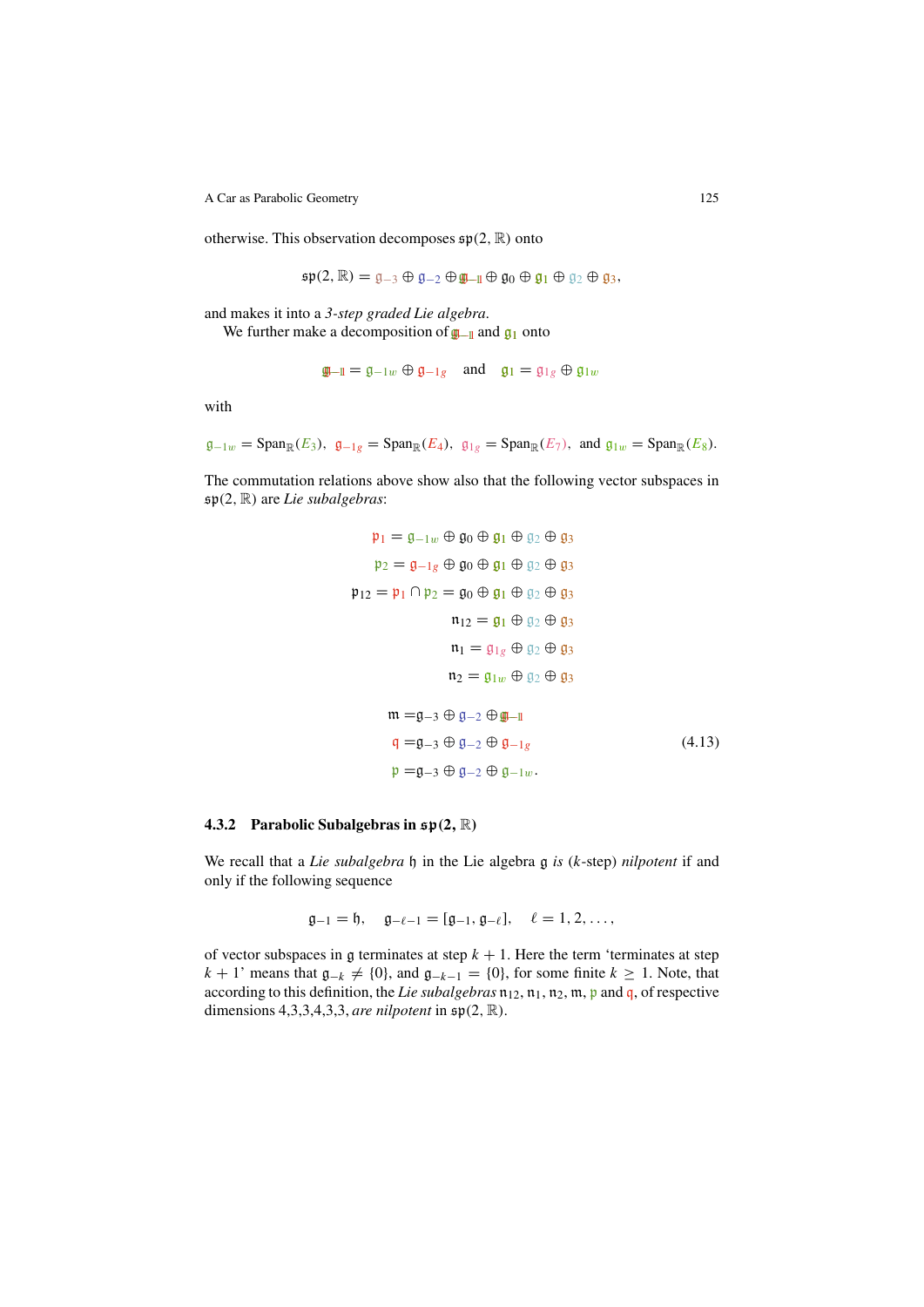otherwise. This observation decomposes $\mathfrak{sp}(2,\mathbb{R})$ onto

$$\mathfrak{sp}(2,\mathbb{R}) = \mathfrak{g}_{-3} \oplus \mathfrak{g}_{-2} \oplus \mathfrak{g}_{-1\!\!1} \oplus \mathfrak{g}_0 \oplus \mathfrak{g}_1 \oplus \mathfrak{g}_2 \oplus \mathfrak{g}_3,$$

and makes it into a *3-step graded Lie algebra*.

We further make a decomposition of $\mathfrak{g}_{-1\!\!1}$ and $\mathfrak{g}_1$ onto

$$\mathfrak{g}_{-1\!\!1} = \mathfrak{g}_{-1w} \oplus \mathfrak{g}_{-1g} \quad \text{and} \quad \mathfrak{g}_1 = \mathfrak{g}_{1g} \oplus \mathfrak{g}_{1w}$$

with

$$\mathfrak{g}_{-1w} = \mathrm{Span}_{\mathbb{R}}(E_3), \;\; \mathfrak{g}_{-1g} = \mathrm{Span}_{\mathbb{R}}(E_4), \;\; \mathfrak{g}_{1g} = \mathrm{Span}_{\mathbb{R}}(E_7), \;\; \text{and} \;\; \mathfrak{g}_{1w} = \mathrm{Span}_{\mathbb{R}}(E_8).$$

The commutation relations above show also that the following vector subspaces in $\mathfrak{sp}(2,\mathbb{R})$ are *Lie subalgebras*:

$$\begin{aligned}
\mathfrak{p}_1 &= \mathfrak{g}_{-1w} \oplus \mathfrak{g}_0 \oplus \mathfrak{g}_1 \oplus \mathfrak{g}_2 \oplus \mathfrak{g}_3\\
\mathfrak{p}_2 &= \mathfrak{g}_{-1g} \oplus \mathfrak{g}_0 \oplus \mathfrak{g}_1 \oplus \mathfrak{g}_2 \oplus \mathfrak{g}_3\\
\mathfrak{p}_{12} = \mathfrak{p}_1 \cap \mathfrak{p}_2 &= \mathfrak{g}_0 \oplus \mathfrak{g}_1 \oplus \mathfrak{g}_2 \oplus \mathfrak{g}_3\\
\mathfrak{n}_{12} &= \mathfrak{g}_1 \oplus \mathfrak{g}_2 \oplus \mathfrak{g}_3\\
\mathfrak{n}_1 &= \mathfrak{g}_{1g} \oplus \mathfrak{g}_2 \oplus \mathfrak{g}_3\\
\mathfrak{n}_2 &= \mathfrak{g}_{1w} \oplus \mathfrak{g}_2 \oplus \mathfrak{g}_3
\end{aligned}$$

$$\begin{aligned}
\mathfrak{m} &= \mathfrak{g}_{-3} \oplus \mathfrak{g}_{-2} \oplus \mathfrak{g}_{-1\!\!1}\\
\mathfrak{q} &= \mathfrak{g}_{-3} \oplus \mathfrak{g}_{-2} \oplus \mathfrak{g}_{-1g} \qquad\qquad (4.13)\\
\mathfrak{p} &= \mathfrak{g}_{-3} \oplus \mathfrak{g}_{-2} \oplus \mathfrak{g}_{-1w}.
\end{aligned}$$

### 4.3.2 Parabolic Subalgebras in $\mathfrak{sp}(2,\mathbb{R})$

We recall that a *Lie subalgebra* $\mathfrak{h}$ in the Lie algebra $\mathfrak{g}$ *is* ($k$-step) *nilpotent* if and only if the following sequence

$$\mathfrak{g}_{-1} = \mathfrak{h}, \quad \mathfrak{g}_{-\ell-1} = [\mathfrak{g}_{-1}, \mathfrak{g}_{-\ell}], \quad \ell = 1, 2, \ldots,$$

of vector subspaces in $\mathfrak{g}$ terminates at step $k+1$. Here the term 'terminates at step $k+1$' means that $\mathfrak{g}_{-k} \neq \{0\}$, and $\mathfrak{g}_{-k-1} = \{0\}$, for some finite $k \geq 1$. Note, that according to this definition, the *Lie subalgebras* $\mathfrak{n}_{12}, \mathfrak{n}_1, \mathfrak{n}_2, \mathfrak{m}, \mathfrak{p}$ and $\mathfrak{q}$, of respective dimensions 4,3,3,4,3,3, *are nilpotent* in $\mathfrak{sp}(2,\mathbb{R})$.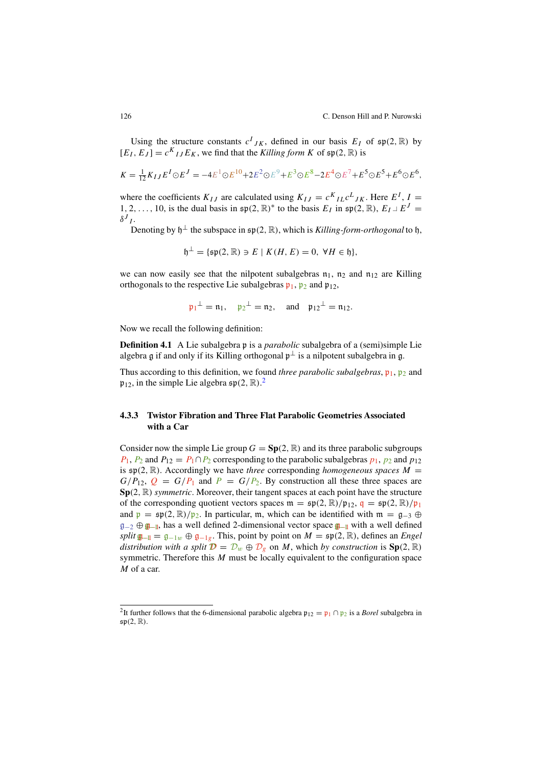Using the structure constants $c^I{}_{JK}$, defined in our basis $E_I$ of $\mathfrak{sp}(2,\mathbb{R})$ by $[E_I, E_J] = c^K{}_{IJ} E_K$, we find that the *Killing form* $K$ of $\mathfrak{sp}(2,\mathbb{R})$ is

$$K = \tfrac{1}{12} K_{IJ} E^I \odot E^J = -4E^1 \odot E^{10} + 2E^2 \odot E^9 + E^3 \odot E^8 - 2E^4 \odot E^7 + E^5 \odot E^5 + E^6 \odot E^6,$$

where the coefficients $K_{IJ}$ are calculated using $K_{IJ} = c^K{}_{IL} c^L{}_{JK}$. Here $E^I$, $I = 1, 2, \ldots, 10$, is the dual basis in $\mathfrak{sp}(2,\mathbb{R})^*$ to the basis $E_I$ in $\mathfrak{sp}(2,\mathbb{R})$, $E_I \lrcorner E^J = \delta^J{}_I$.

Denoting by $\mathfrak{h}^\perp$ the subspace in $\mathfrak{sp}(2,\mathbb{R})$, which is *Killing-form-orthogonal* to $\mathfrak{h}$,

$$\mathfrak{h}^\perp = \{\mathfrak{sp}(2,\mathbb{R}) \ni E \mid K(H, E) = 0,\ \forall H \in \mathfrak{h}\},$$

we can now easily see that the nilpotent subalgebras $\mathfrak{n}_1$, $\mathfrak{n}_2$ and $\mathfrak{n}_{12}$ are Killing orthogonals to the respective Lie subalgebras $\mathfrak{p}_1$, $\mathfrak{p}_2$ and $\mathfrak{p}_{12}$,

$$\mathfrak{p}_1{}^\perp = \mathfrak{n}_1, \quad \mathfrak{p}_2{}^\perp = \mathfrak{n}_2, \quad \text{and} \quad \mathfrak{p}_{12}{}^\perp = \mathfrak{n}_{12}.$$

Now we recall the following definition:

**Definition 4.1** A Lie subalgebra $\mathfrak{p}$ is a *parabolic* subalgebra of a (semi)simple Lie algebra $\mathfrak{g}$ if and only if its Killing orthogonal $\mathfrak{p}^\perp$ is a nilpotent subalgebra in $\mathfrak{g}$.

Thus according to this definition, we found *three parabolic subalgebras*, $\mathfrak{p}_1$, $\mathfrak{p}_2$ and $\mathfrak{p}_{12}$, in the simple Lie algebra $\mathfrak{sp}(2,\mathbb{R})$.[2]

### 4.3.3 Twistor Fibration and Three Flat Parabolic Geometries Associated with a Car

Consider now the simple Lie group $G = \mathbf{Sp}(2,\mathbb{R})$ and its three parabolic subgroups $P_1$, $P_2$ and $P_{12} = P_1 \cap P_2$ corresponding to the parabolic subalgebras $p_1$, $p_2$ and $p_{12}$ is $\mathfrak{sp}(2,\mathbb{R})$. Accordingly we have *three* corresponding *homogeneous spaces* $M = G/P_{12}$, $Q = G/P_1$ and $P = G/P_2$. By construction all these three spaces are $\mathbf{Sp}(2,\mathbb{R})$ *symmetric*. Moreover, their tangent spaces at each point have the structure of the corresponding quotient vectors spaces $\mathfrak{m} = \mathfrak{sp}(2,\mathbb{R})/\mathfrak{p}_{12}$, $\mathfrak{q} = \mathfrak{sp}(2,\mathbb{R})/\mathfrak{p}_1$ and $\mathfrak{p} = \mathfrak{sp}(2,\mathbb{R})/\mathfrak{p}_2$. In particular, $\mathfrak{m}$, which can be identified with $\mathfrak{m} = \mathfrak{g}_{-3} \oplus \mathfrak{g}_{-2} \oplus \mathbb{g}_{-1\!\!1}$, has a well defined 2-dimensional vector space $\mathbb{g}_{-1\!\!1}$ with a well defined *split* $\mathbb{g}_{-1\!\!1} = \mathfrak{g}_{-1w} \oplus \mathfrak{g}_{-1g}$. This, point by point on $M = \mathfrak{sp}(2,\mathbb{R})$, defines an *Engel distribution with a split* $\mathbb{D} = \mathcal{D}_w \oplus \mathcal{D}_g$ on $M$, which *by construction* is $\mathbf{Sp}(2,\mathbb{R})$ symmetric. Therefore this $M$ must be locally equivalent to the configuration space $M$ of a car.

---

[2] It further follows that the 6-dimensional parabolic algebra $\mathfrak{p}_{12} = \mathfrak{p}_1 \cap \mathfrak{p}_2$ is a *Borel* subalgebra in $\mathfrak{sp}(2,\mathbb{R})$.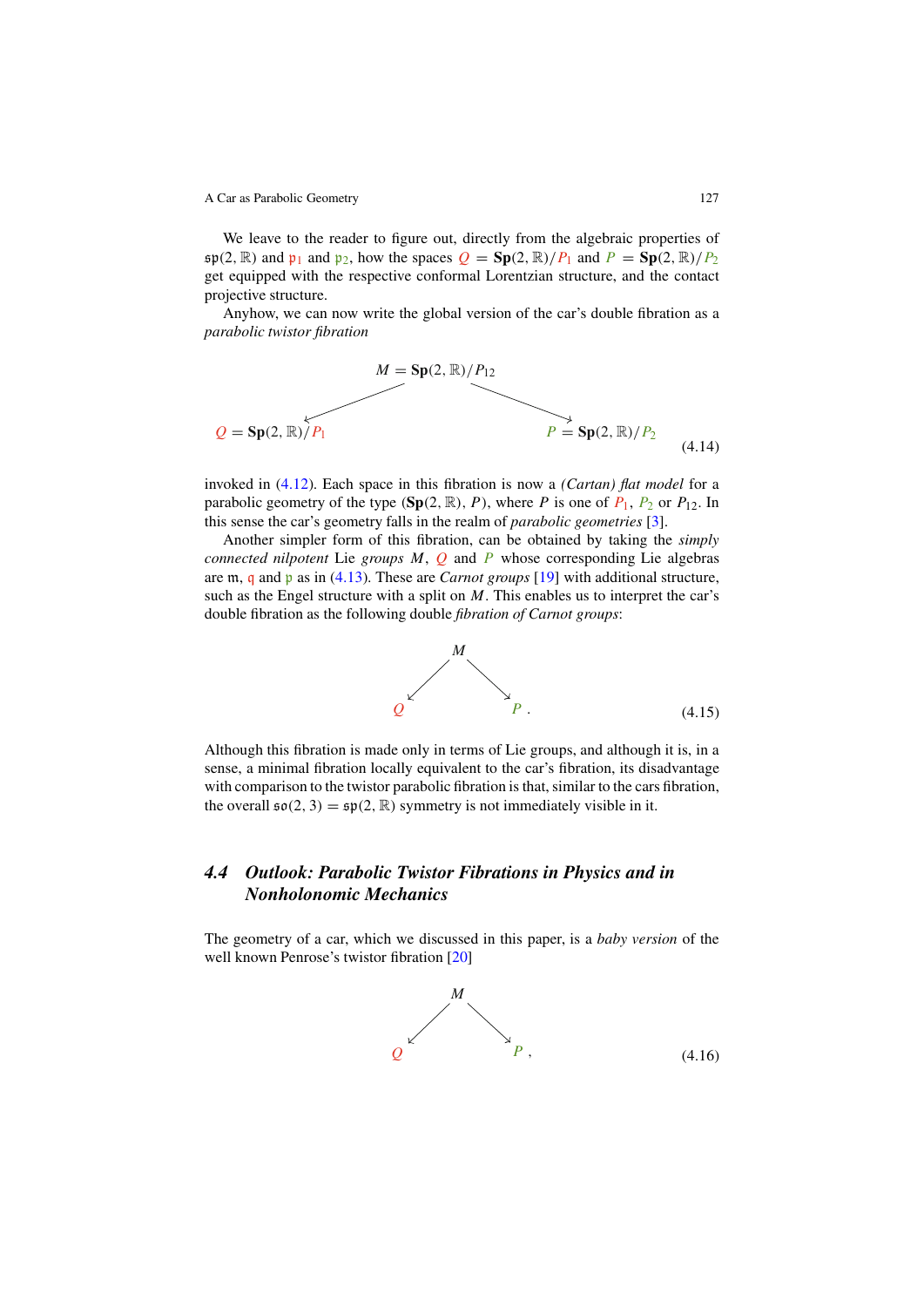We leave to the reader to figure out, directly from the algebraic properties of $\mathfrak{sp}(2,\mathbb{R})$ and $\mathfrak{p}_1$ and $\mathfrak{p}_2$, how the spaces $Q = \mathbf{Sp}(2,\mathbb{R})/P_1$ and $P = \mathbf{Sp}(2,\mathbb{R})/P_2$ get equipped with the respective conformal Lorentzian structure, and the contact projective structure.

Anyhow, we can now write the global version of the car's double fibration as a *parabolic twistor fibration*

$$
\begin{array}{ccc}
 & M = \mathbf{Sp}(2,\mathbb{R})/P_{12} & \\
\swarrow & & \searrow \\
Q = \mathbf{Sp}(2,\mathbb{R})/P_1 & & P = \mathbf{Sp}(2,\mathbb{R})/P_2
\end{array}
\tag{4.14}
$$

invoked in (4.12). Each space in this fibration is now a *(Cartan) flat model* for a parabolic geometry of the type $(\mathbf{Sp}(2,\mathbb{R}), P)$, where $P$ is one of $P_1$, $P_2$ or $P_{12}$. In this sense the car's geometry falls in the realm of *parabolic geometries* [3].

Another simpler form of this fibration, can be obtained by taking the *simply connected nilpotent* Lie *groups* $M$, $Q$ and $P$ whose corresponding Lie algebras are $\mathfrak{m}$, $\mathfrak{q}$ and $\mathfrak{p}$ as in (4.13). These are *Carnot groups* [19] with additional structure, such as the Engel structure with a split on $M$. This enables us to interpret the car's double fibration as the following double *fibration of Carnot groups*:

$$
\begin{array}{ccc}
 & M & \\
\swarrow & & \searrow \\
Q & & P\ .
\end{array}
\tag{4.15}
$$

Although this fibration is made only in terms of Lie groups, and although it is, in a sense, a minimal fibration locally equivalent to the car's fibration, its disadvantage with comparison to the twistor parabolic fibration is that, similar to the cars fibration, the overall $\mathfrak{so}(2,3) = \mathfrak{sp}(2,\mathbb{R})$ symmetry is not immediately visible in it.

## 4.4 Outlook: Parabolic Twistor Fibrations in Physics and in Nonholonomic Mechanics

The geometry of a car, which we discussed in this paper, is a *baby version* of the well known Penrose's twistor fibration [20]

$$
\begin{array}{ccc}
 & M & \\
\swarrow & & \searrow \\
Q & & P\ ,
\end{array}
\tag{4.16}
$$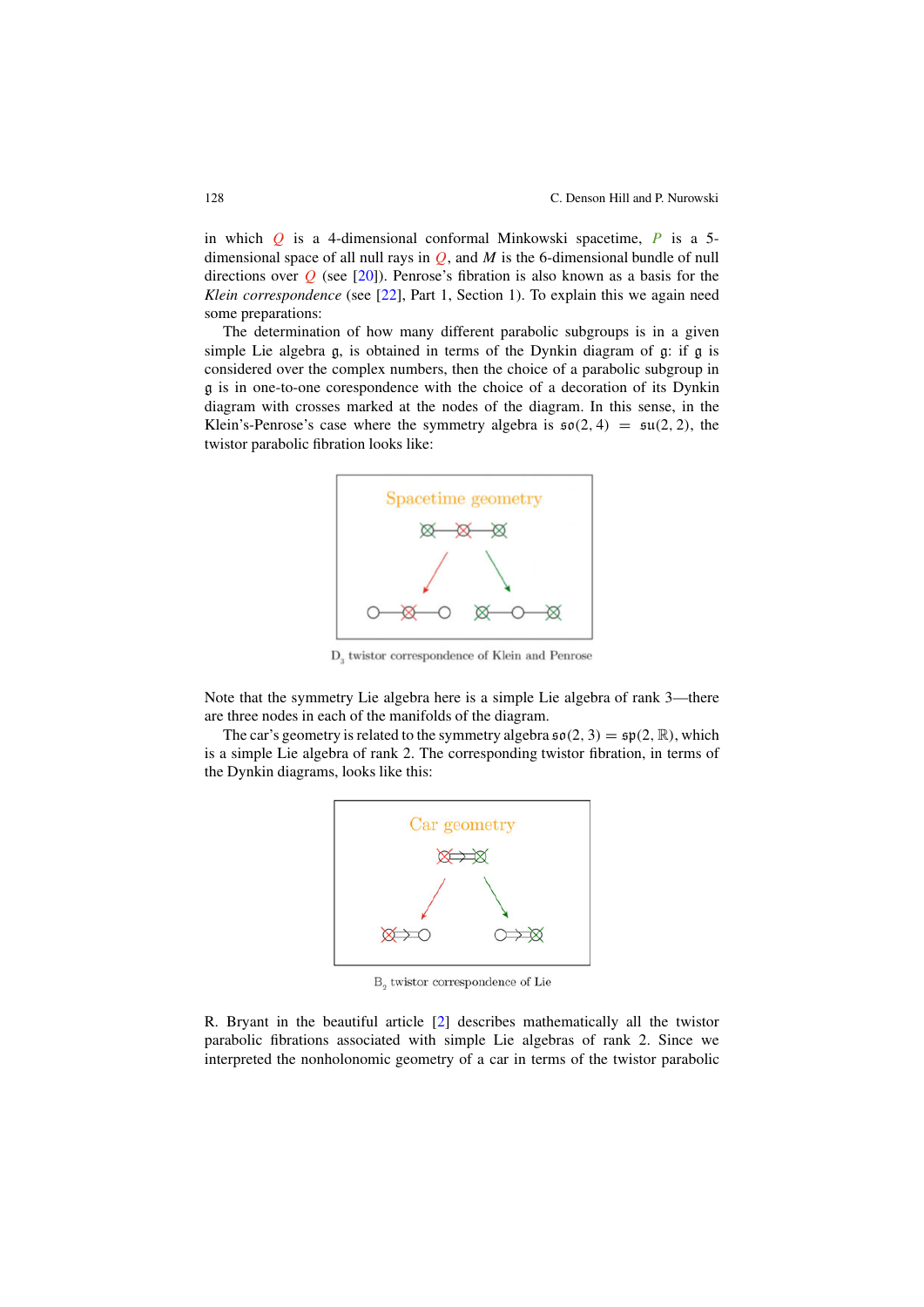in which $Q$ is a 4-dimensional conformal Minkowski spacetime, $P$ is a 5-dimensional space of all null rays in $Q$, and $M$ is the 6-dimensional bundle of null directions over $Q$ (see [20]). Penrose's fibration is also known as a basis for the *Klein correspondence* (see [22], Part 1, Section 1). To explain this we again need some preparations:

The determination of how many different parabolic subgroups is in a given simple Lie algebra $\mathfrak{g}$, is obtained in terms of the Dynkin diagram of $\mathfrak{g}$: if $\mathfrak{g}$ is considered over the complex numbers, then the choice of a parabolic subgroup in $\mathfrak{g}$ is in one-to-one corespondence with the choice of a decoration of its Dynkin diagram with crosses marked at the nodes of the diagram. In this sense, in the Klein's-Penrose's case where the symmetry algebra is $\mathfrak{so}(2,4) = \mathfrak{su}(2,2)$, the twistor parabolic fibration looks like:

Spacetime geometry

$D_3$ twistor correspondence of Klein and Penrose

Note that the symmetry Lie algebra here is a simple Lie algebra of rank 3—there are three nodes in each of the manifolds of the diagram.

The car's geometry is related to the symmetry algebra $\mathfrak{so}(2,3) = \mathfrak{sp}(2,\mathbb{R})$, which is a simple Lie algebra of rank 2. The corresponding twistor fibration, in terms of the Dynkin diagrams, looks like this:

Car geometry

$B_2$ twistor correspondence of Lie

R. Bryant in the beautiful article [2] describes mathematically all the twistor parabolic fibrations associated with simple Lie algebras of rank 2. Since we interpreted the nonholonomic geometry of a car in terms of the twistor parabolic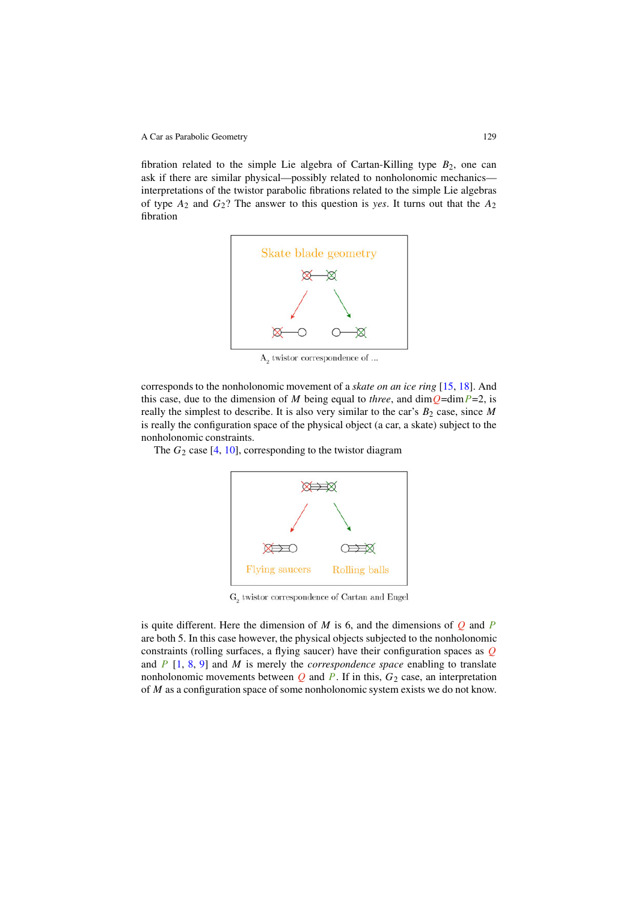fibration related to the simple Lie algebra of Cartan-Killing type $B_2$, one can ask if there are similar physical—possibly related to nonholonomic mechanics—interpretations of the twistor parabolic fibrations related to the simple Lie algebras of type $A_2$ and $G_2$? The answer to this question is *yes*. It turns out that the $A_2$ fibration

$A_2$ twistor correspondence of ...

corresponds to the nonholonomic movement of a *skate on an ice ring* [15, 18]. And this case, due to the dimension of $M$ being equal to *three*, and dim$Q$=dim$P$=2, is really the simplest to describe. It is also very similar to the car's $B_2$ case, since $M$ is really the configuration space of the physical object (a car, a skate) subject to the nonholonomic constraints.

The $G_2$ case [4, 10], corresponding to the twistor diagram

$G_2$ twistor correspondence of Cartan and Engel

is quite different. Here the dimension of $M$ is 6, and the dimensions of $Q$ and $P$ are both 5. In this case however, the physical objects subjected to the nonholonomic constraints (rolling surfaces, a flying saucer) have their configuration spaces as $Q$ and $P$ [1, 8, 9] and $M$ is merely the *correspondence space* enabling to translate nonholonomic movements between $Q$ and $P$. If in this, $G_2$ case, an interpretation of $M$ as a configuration space of some nonholonomic system exists we do not know.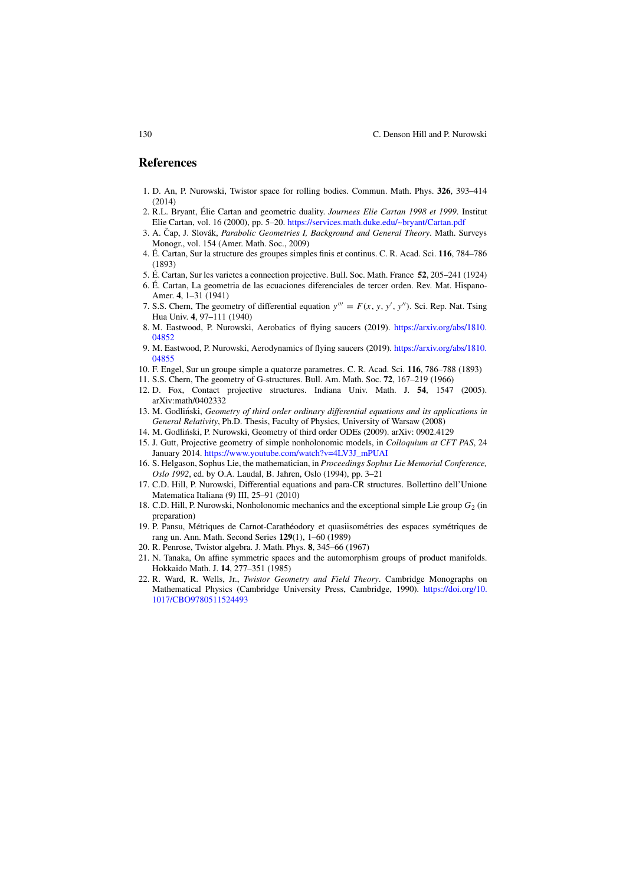## References

1. D. An, P. Nurowski, Twistor space for rolling bodies. Commun. Math. Phys. **326**, 393–414 (2014)
2. R.L. Bryant, Élie Cartan and geometric duality. *Journees Elie Cartan 1998 et 1999*. Institut Elie Cartan, vol. 16 (2000), pp. 5–20. https://services.math.duke.edu/~bryant/Cartan.pdf
3. A. Čap, J. Slovák, *Parabolic Geometries I, Background and General Theory*. Math. Surveys Monogr., vol. 154 (Amer. Math. Soc., 2009)
4. É. Cartan, Sur la structure des groupes simples finis et continus. C. R. Acad. Sci. **116**, 784–786 (1893)
5. É. Cartan, Sur les varietes a connection projective. Bull. Soc. Math. France **52**, 205–241 (1924)
6. É. Cartan, La geometria de las ecuaciones diferenciales de tercer orden. Rev. Mat. Hispano-Amer. **4**, 1–31 (1941)
7. S.S. Chern, The geometry of differential equation $y''' = F(x, y, y', y'')$. Sci. Rep. Nat. Tsing Hua Univ. **4**, 97–111 (1940)
8. M. Eastwood, P. Nurowski, Aerobatics of flying saucers (2019). https://arxiv.org/abs/1810.04852
9. M. Eastwood, P. Nurowski, Aerodynamics of flying saucers (2019). https://arxiv.org/abs/1810.04855
10. F. Engel, Sur un groupe simple a quatorze parametres. C. R. Acad. Sci. **116**, 786–788 (1893)
11. S.S. Chern, The geometry of G-structures. Bull. Am. Math. Soc. **72**, 167–219 (1966)
12. D. Fox, Contact projective structures. Indiana Univ. Math. J. **54**, 1547 (2005). arXiv:math/0402332
13. M. Godliński, *Geometry of third order ordinary differential equations and its applications in General Relativity*, Ph.D. Thesis, Faculty of Physics, University of Warsaw (2008)
14. M. Godliński, P. Nurowski, Geometry of third order ODEs (2009). arXiv: 0902.4129
15. J. Gutt, Projective geometry of simple nonholonomic models, in *Colloquium at CFT PAS*, 24 January 2014. https://www.youtube.com/watch?v=4LV3J_mPUAI
16. S. Helgason, Sophus Lie, the mathematician, in *Proceedings Sophus Lie Memorial Conference, Oslo 1992*, ed. by O.A. Laudal, B. Jahren, Oslo (1994), pp. 3–21
17. C.D. Hill, P. Nurowski, Differential equations and para-CR structures. Bollettino dell'Unione Matematica Italiana (9) III, 25–91 (2010)
18. C.D. Hill, P. Nurowski, Nonholonomic mechanics and the exceptional simple Lie group $G_2$ (in preparation)
19. P. Pansu, Métriques de Carnot-Carathéodory et quasiisométries des espaces symétriques de rang un. Ann. Math. Second Series **129**(1), 1–60 (1989)
20. R. Penrose, Twistor algebra. J. Math. Phys. **8**, 345–66 (1967)
21. N. Tanaka, On affine symmetric spaces and the automorphism groups of product manifolds. Hokkaido Math. J. **14**, 277–351 (1985)
22. R. Ward, R. Wells, Jr., *Twistor Geometry and Field Theory*. Cambridge Monographs on Mathematical Physics (Cambridge University Press, Cambridge, 1990). https://doi.org/10.1017/CBO9780511524493